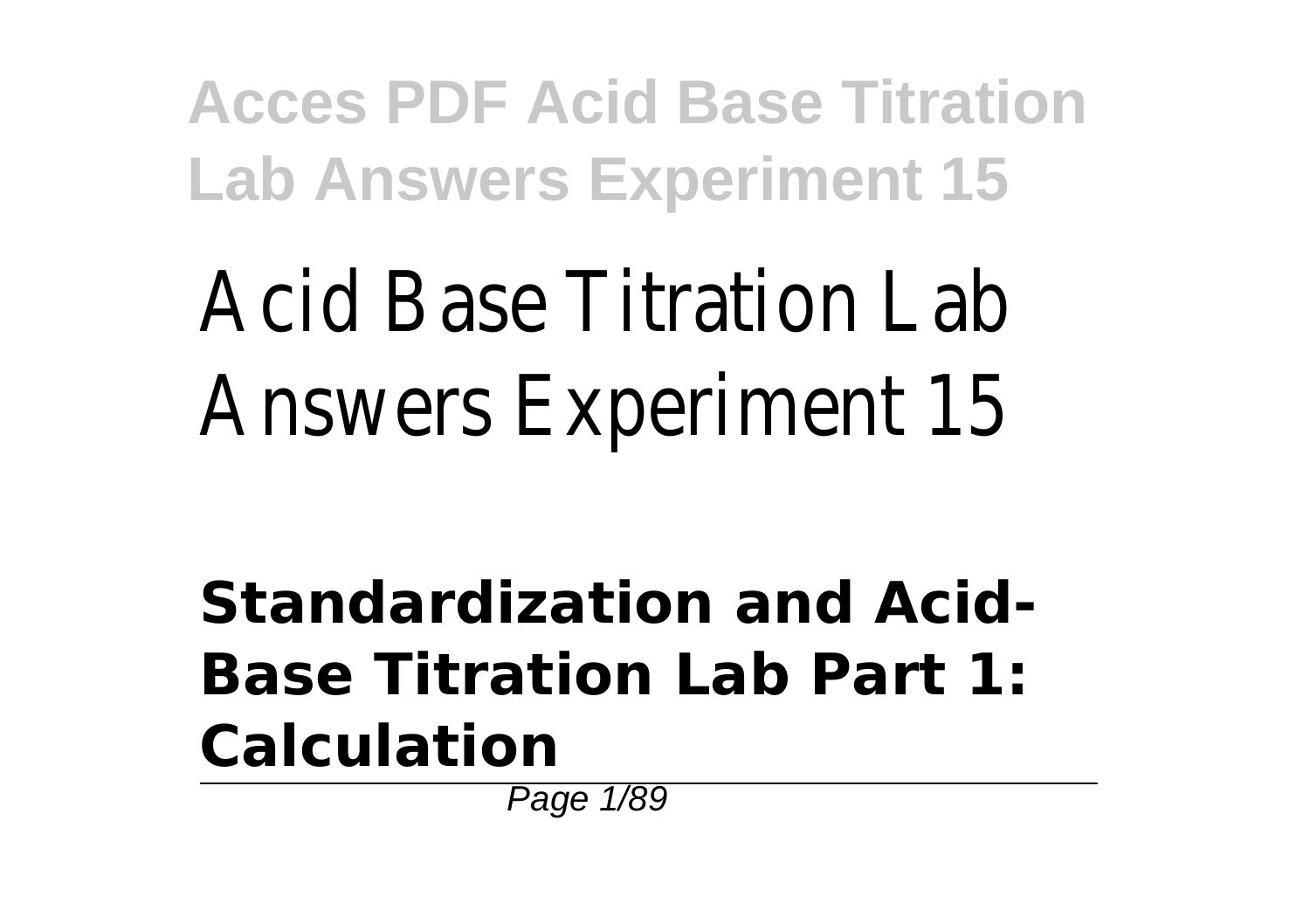# Acid Base Titration Lab Answers Experiment 15

## **Standardization and Acid-Base Titration Lab Part 1: Calculation**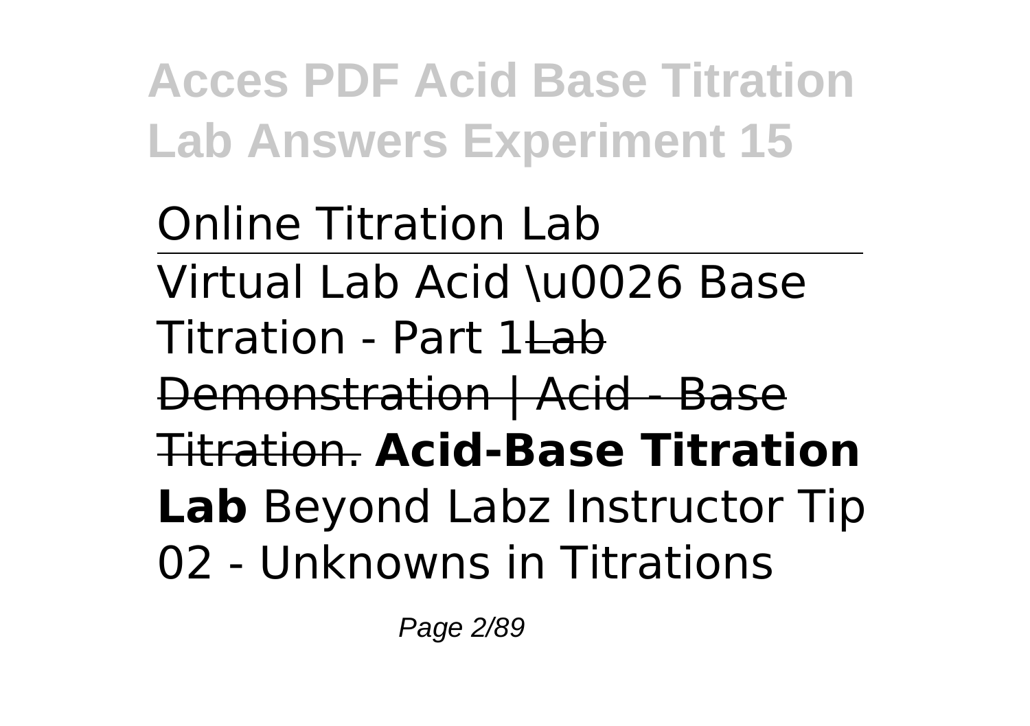Online Titration Lab

---

Virtual Lab Acid \u0026 Base Titration - Part 1~~Lab Demonstration | Acid - Base Titration.~~ **Acid-Base Titration Lab** Beyond Labz Instructor Tip 02 - Unknowns in Titrations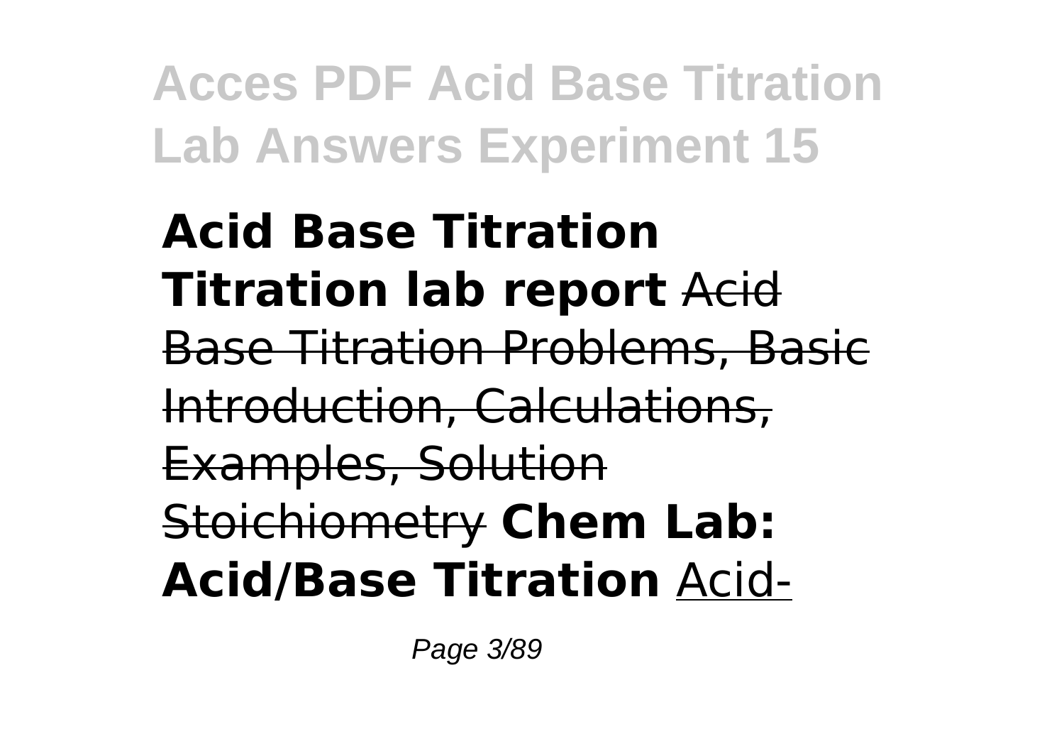**Acid Base Titration Titration lab report** ~~Acid Base Titration Problems, Basic Introduction, Calculations, Examples, Solution Stoichiometry~~ **Chem Lab: Acid/Base Titration** Acid-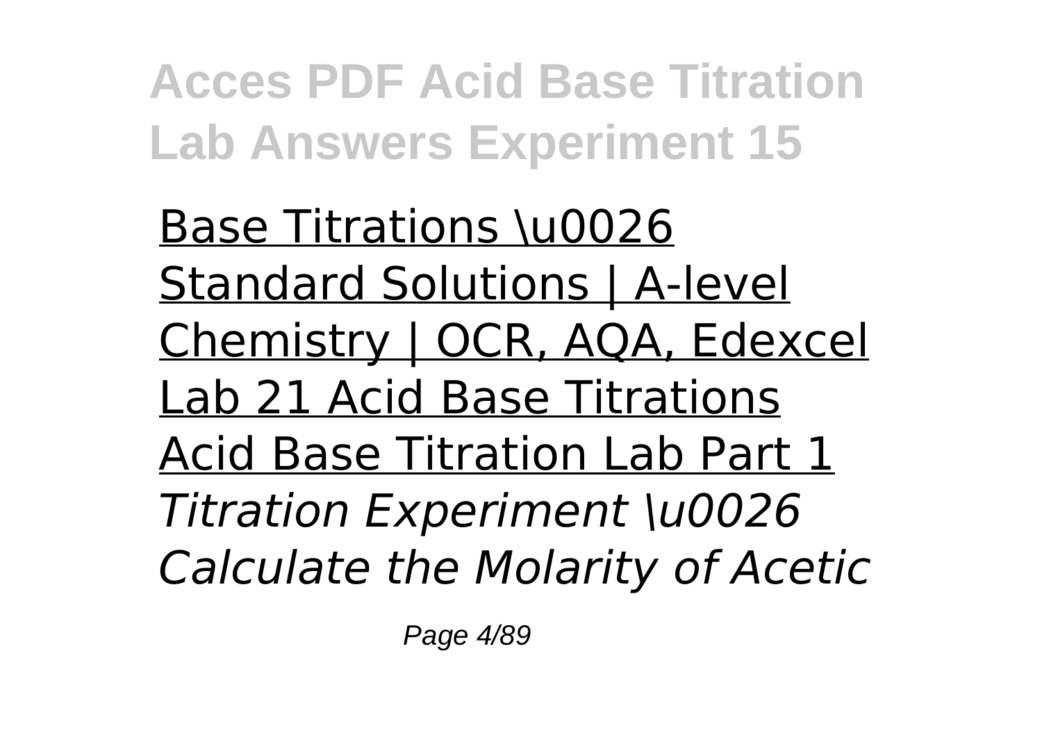Base Titrations \u0026 Standard Solutions | A-level Chemistry | OCR, AQA, Edexcel

Lab 21 Acid Base Titrations

Acid Base Titration Lab Part 1

*Titration Experiment \u0026 Calculate the Molarity of Acetic*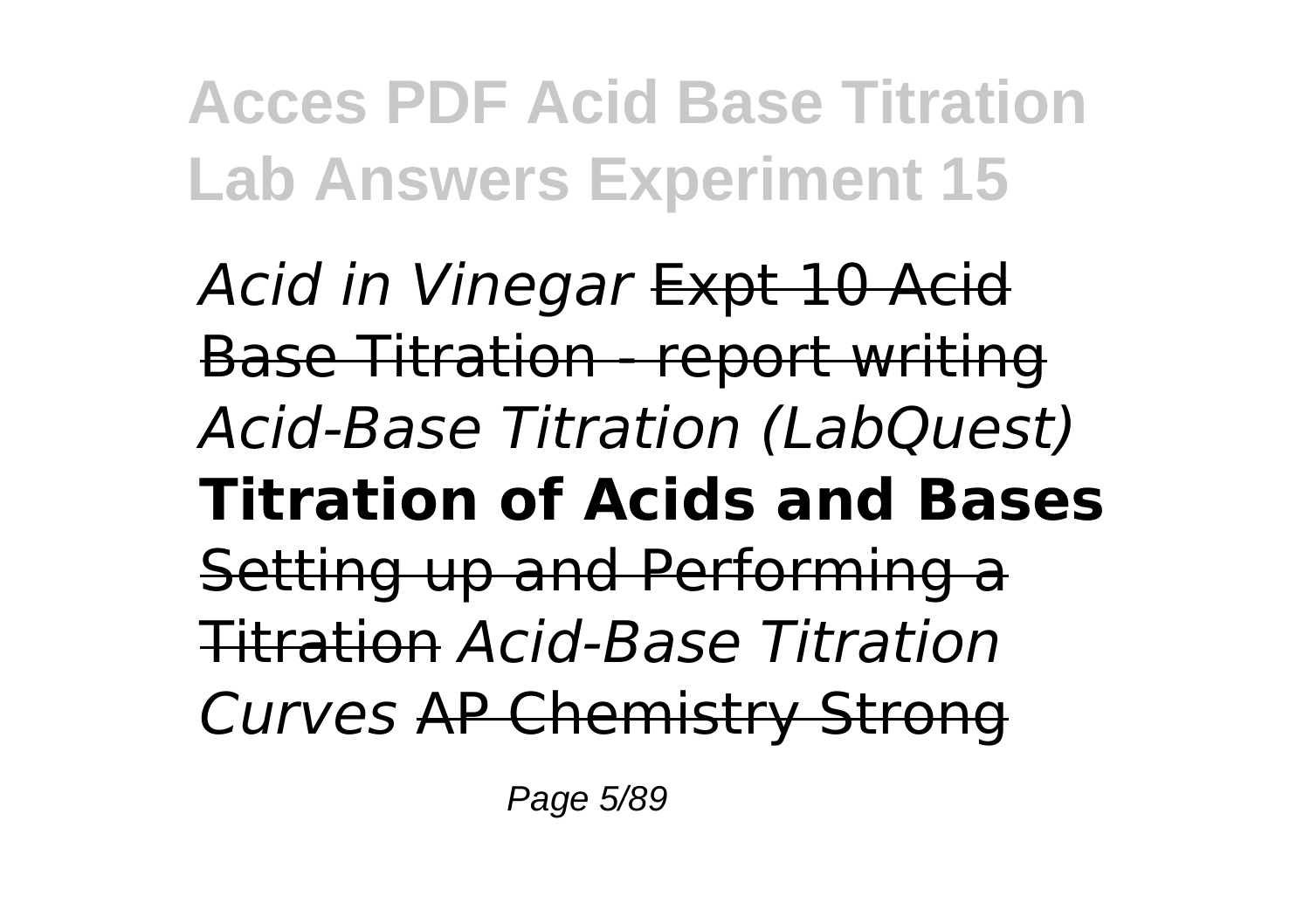*Acid in Vinegar* ~~Expt 10 Acid Base Titration - report writing~~ *Acid-Base Titration (LabQuest)* **Titration of Acids and Bases** ~~Setting up and Performing a Titration~~ *Acid-Base Titration Curves* ~~AP Chemistry Strong~~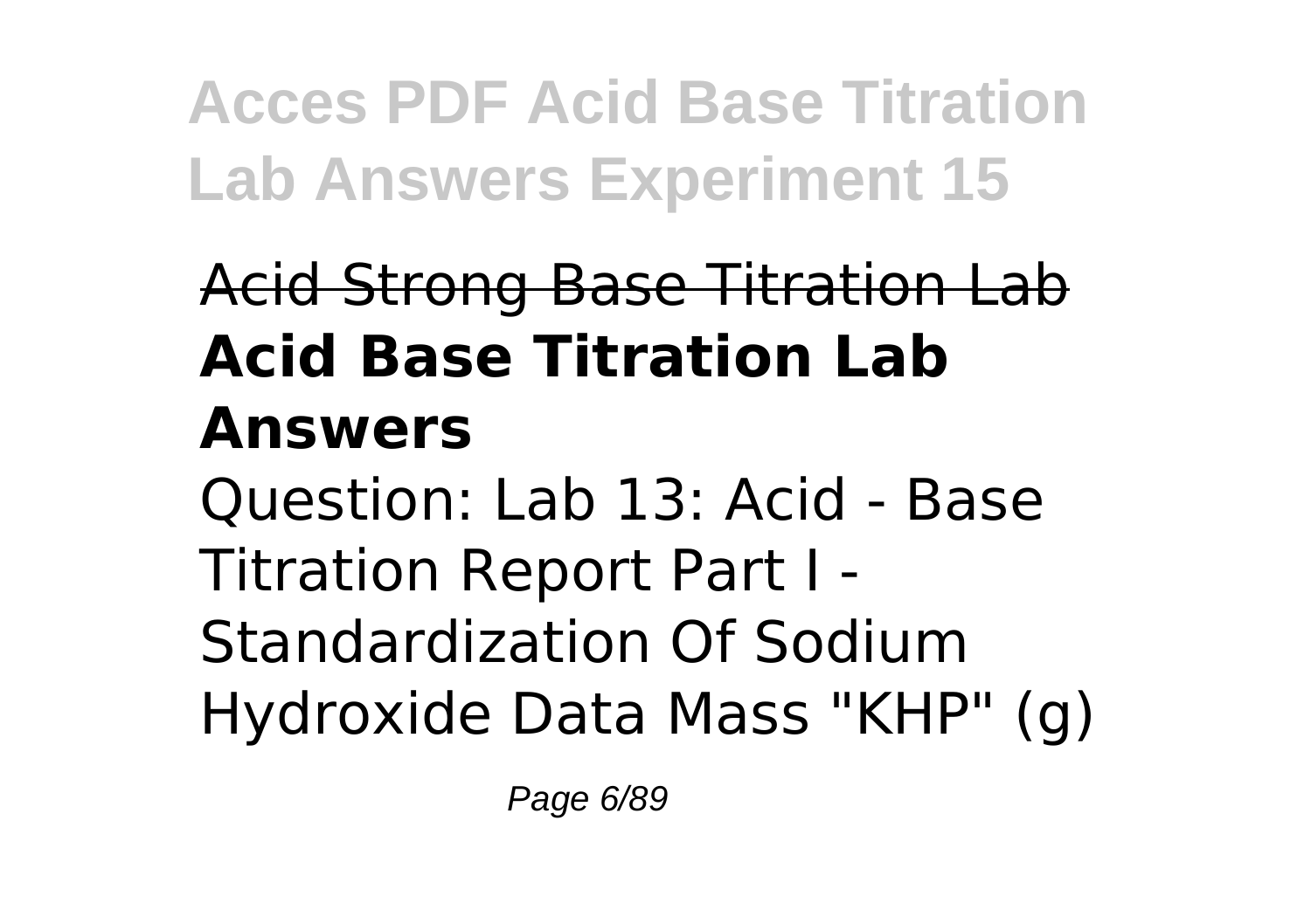~~Acid Strong Base Titration Lab~~

**Acid Base Titration Lab Answers**

Question: Lab 13: Acid - Base Titration Report Part I - Standardization Of Sodium Hydroxide Data Mass "KHP" (g)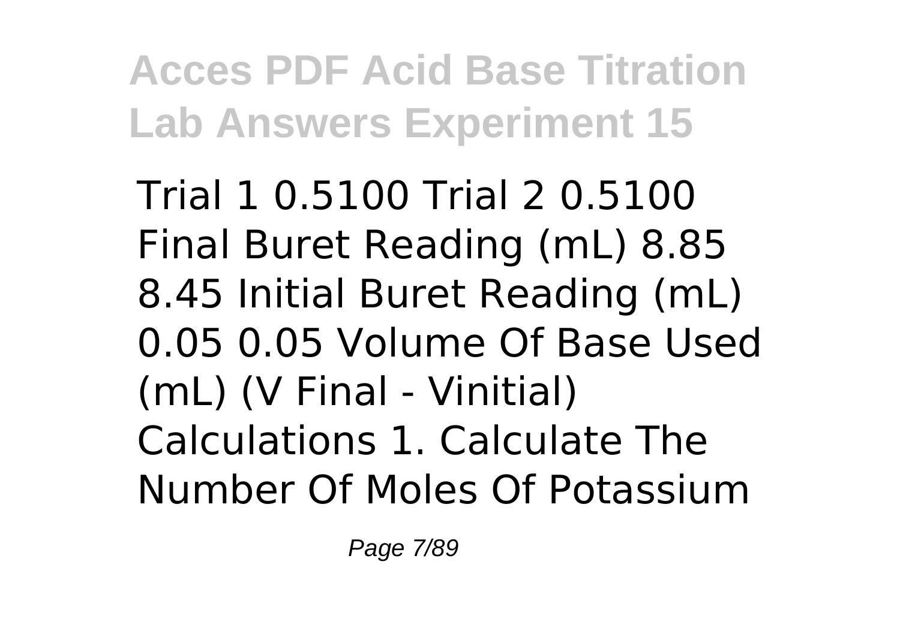Trial 1 0.5100 Trial 2 0.5100 Final Buret Reading (mL) 8.85 8.45 Initial Buret Reading (mL) 0.05 0.05 Volume Of Base Used (mL) (V Final - Vinitial) Calculations 1. Calculate The Number Of Moles Of Potassium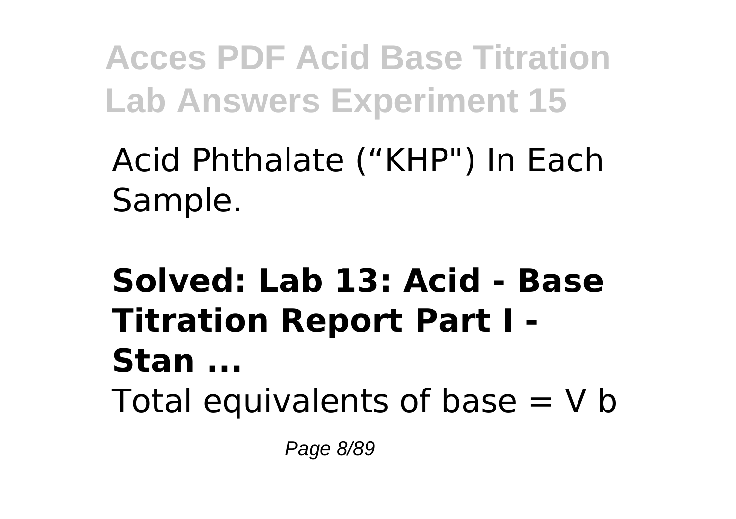Acid Phthalate (“KHP") In Each Sample.

**Solved: Lab 13: Acid - Base Titration Report Part I - Stan ...**

Total equivalents of base = V b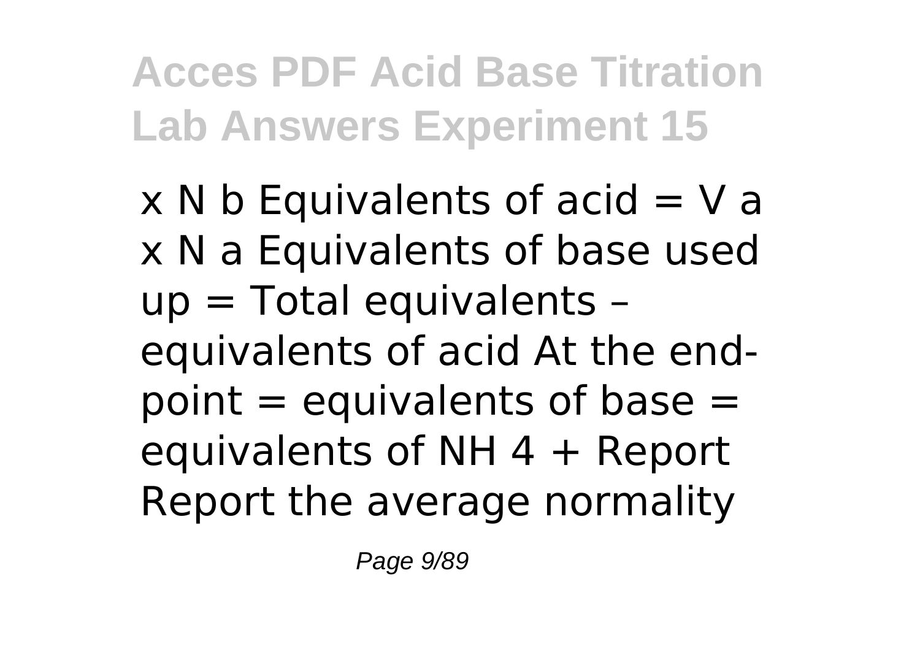$x N_b$ Equivalents of acid = $V_a$ x $N_a$ Equivalents of base used up = Total equivalents – equivalents of acid At the end-point = equivalents of base = equivalents of $NH_4^+$ Report Report the average normality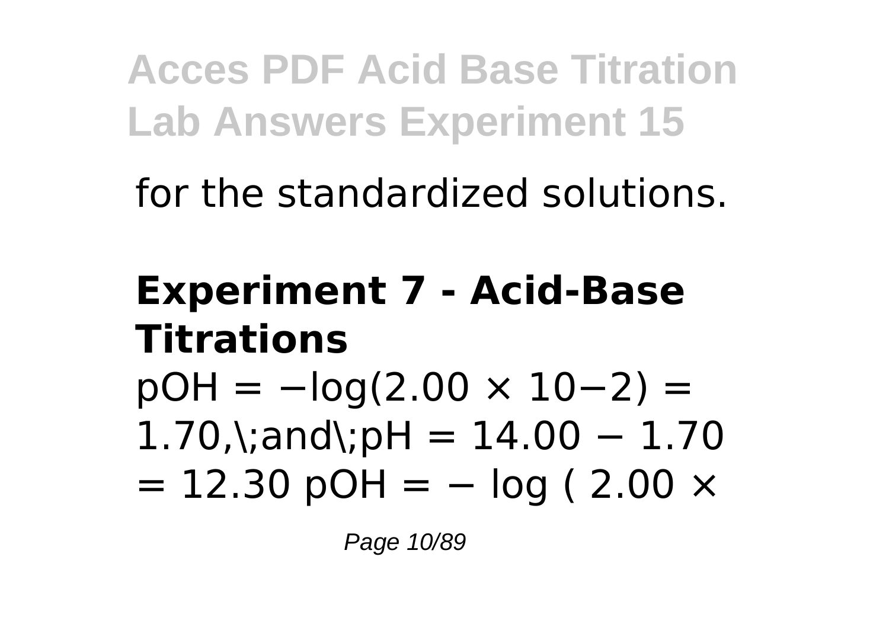for the standardized solutions.

**Experiment 7 - Acid-Base Titrations**

$pOH = -\log(2.00 \times 10^{-2}) = 1.70,\;and\;pH = 14.00 - 1.70 = 12.30$ $pOH = -\log(2.00 \times$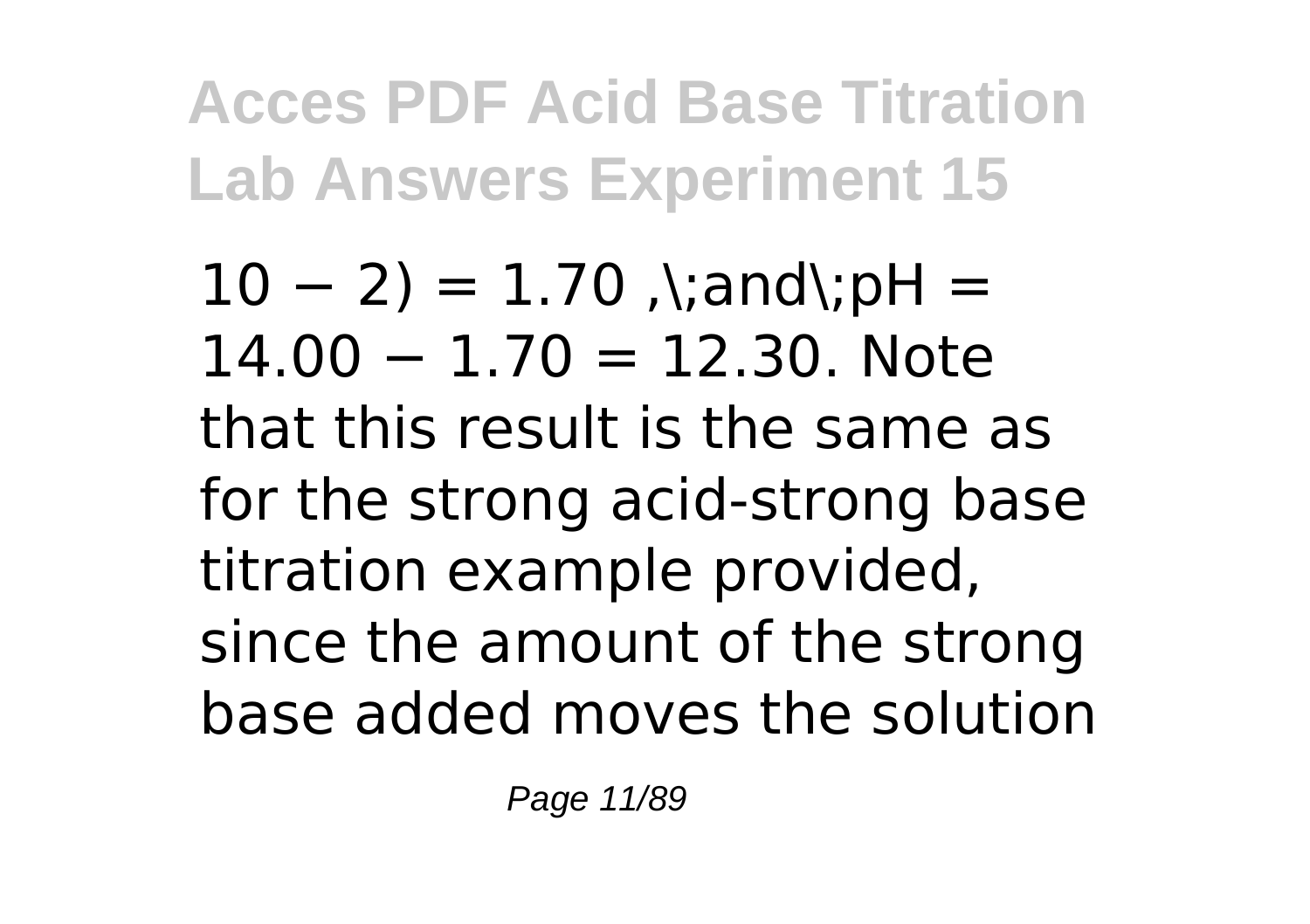$10 − 2) = 1.70$ ,\;and\;pH = $14.00 − 1.70 = 12.30$. Note that this result is the same as for the strong acid-strong base titration example provided, since the amount of the strong base added moves the solution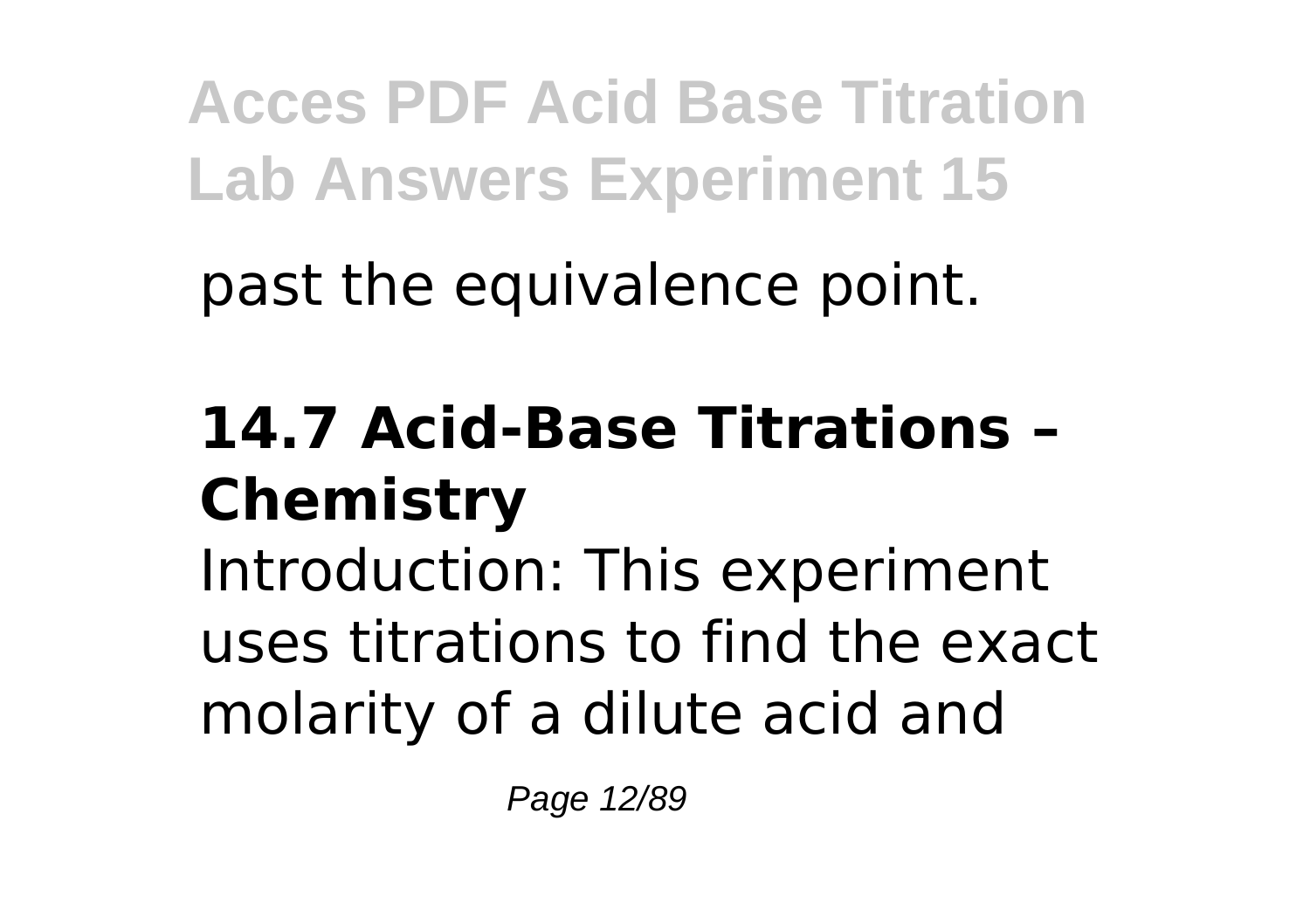past the equivalence point.

## 14.7 Acid-Base Titrations – Chemistry

Introduction: This experiment uses titrations to find the exact molarity of a dilute acid and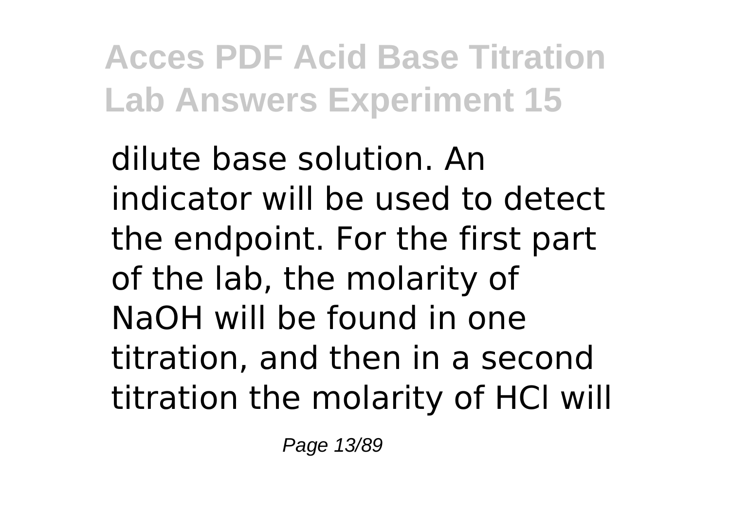dilute base solution. An indicator will be used to detect the endpoint. For the first part of the lab, the molarity of NaOH will be found in one titration, and then in a second titration the molarity of HCl will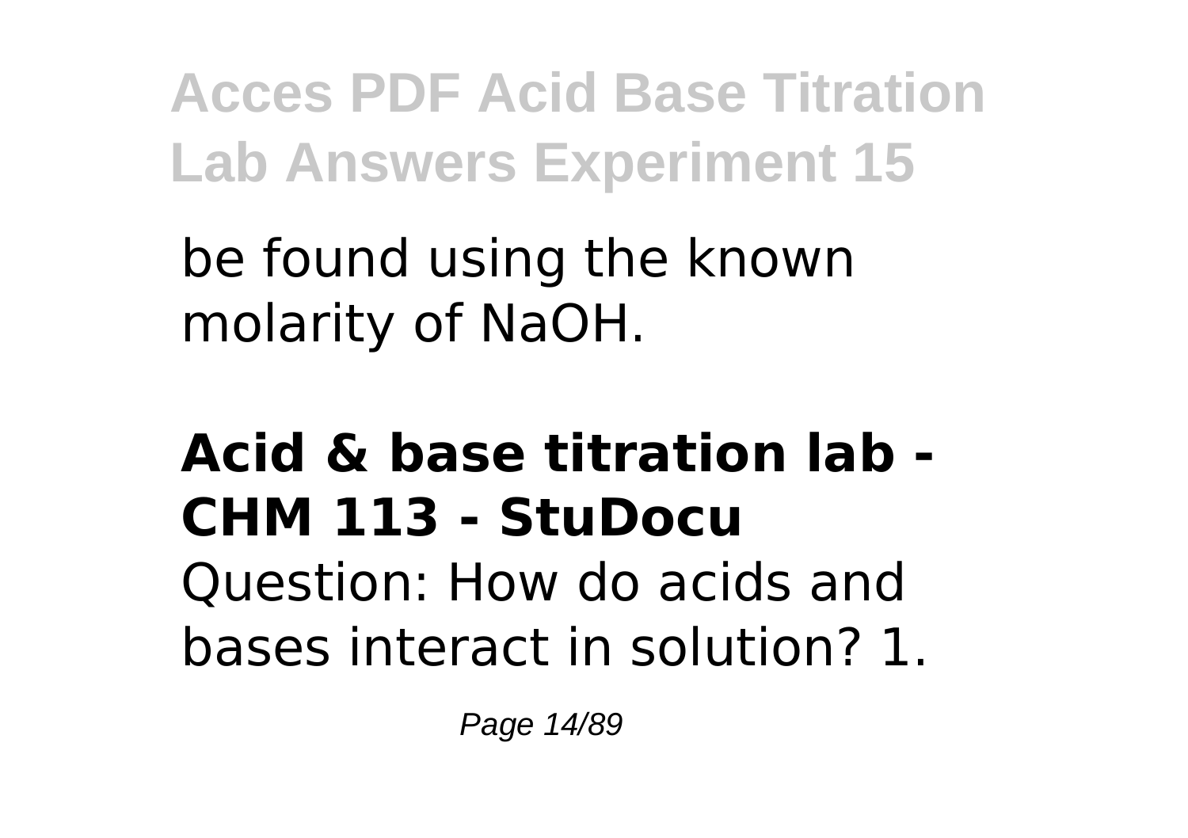be found using the known molarity of NaOH.

**Acid & base titration lab - CHM 113 - StuDocu**

Question: How do acids and bases interact in solution? 1.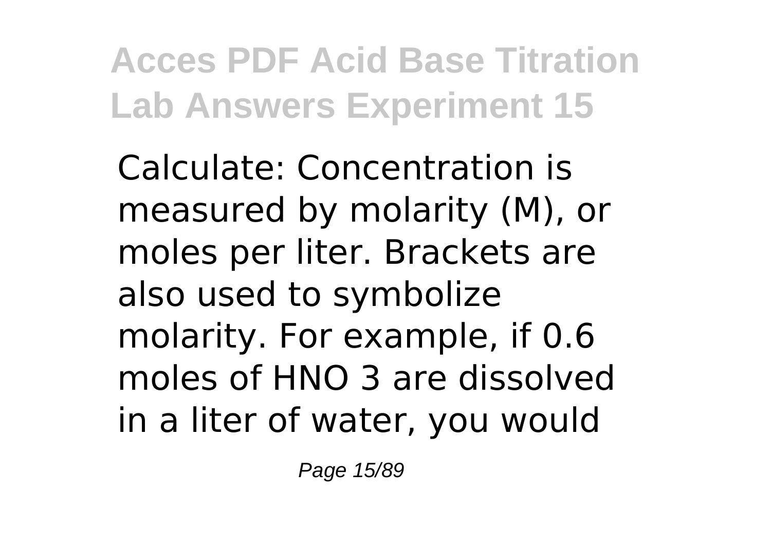Calculate: Concentration is measured by molarity (M), or moles per liter. Brackets are also used to symbolize molarity. For example, if 0.6 moles of $HNO_3$ are dissolved in a liter of water, you would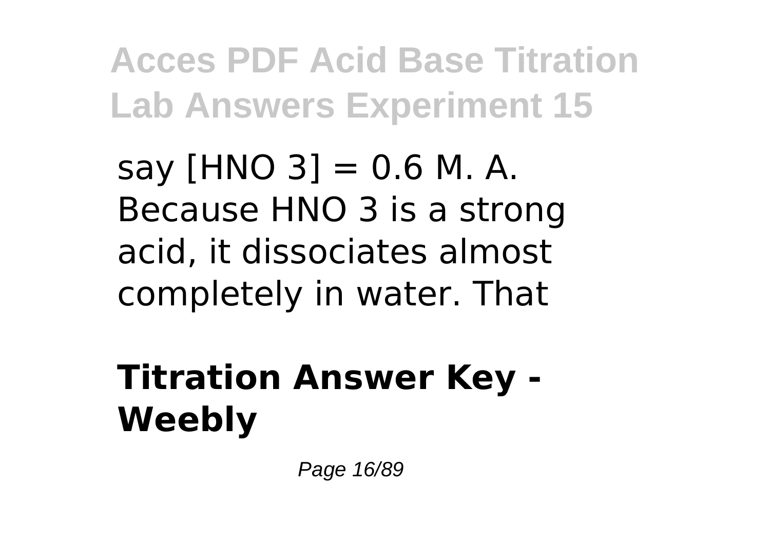say [$HNO_3$] = 0.6 M. A. Because $HNO_3$ is a strong acid, it dissociates almost completely in water. That

## Titration Answer Key - Weebly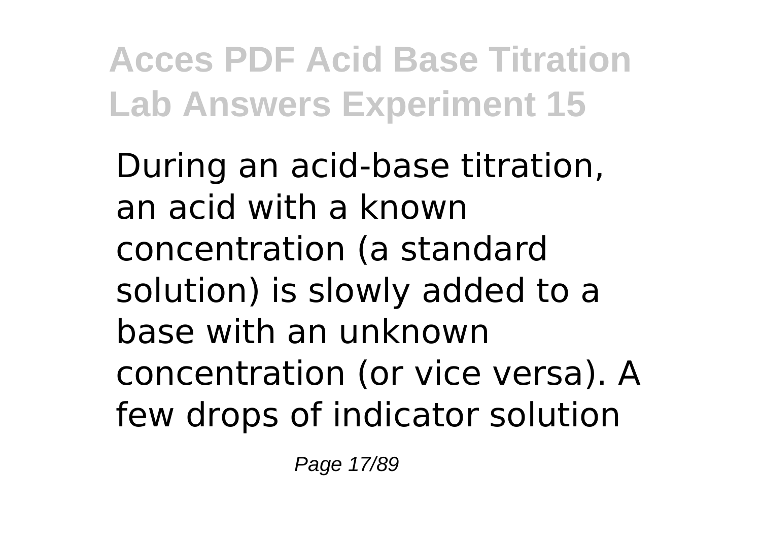During an acid-base titration, an acid with a known concentration (a standard solution) is slowly added to a base with an unknown concentration (or vice versa). A few drops of indicator solution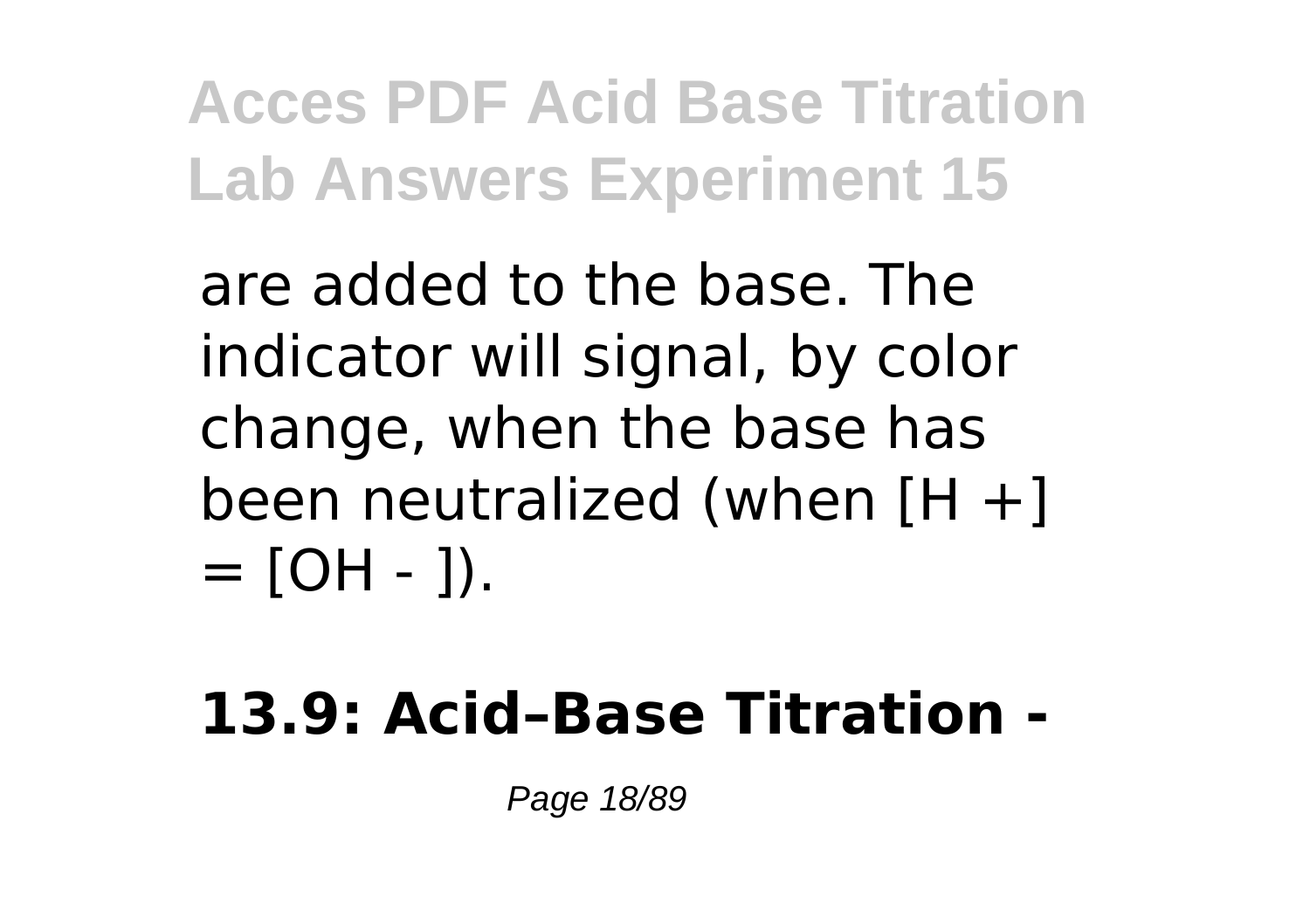are added to the base. The indicator will signal, by color change, when the base has been neutralized (when $[H^+] = [OH^-]$).

**13.9: Acid–Base Titration -**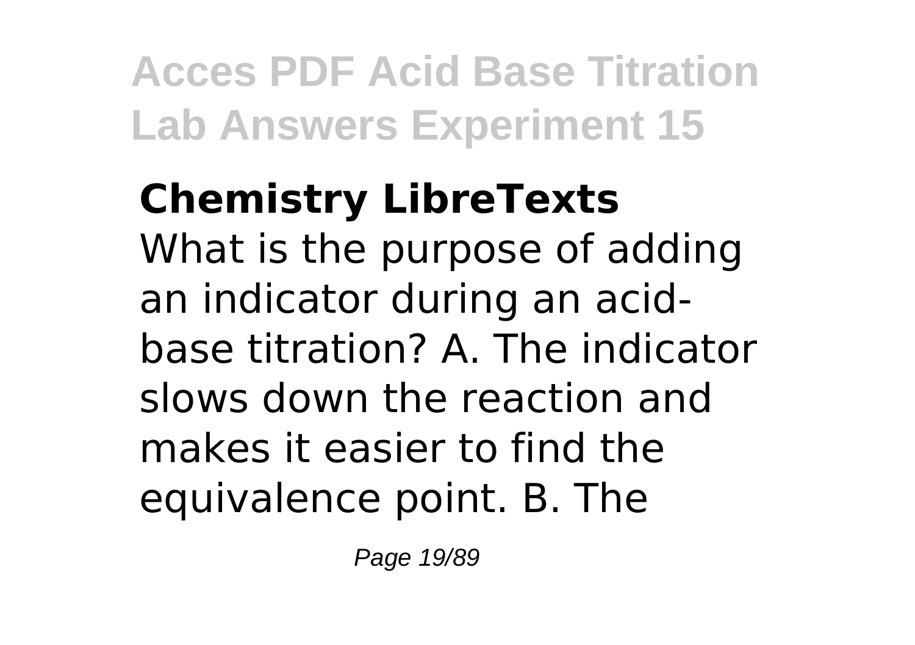**Chemistry LibreTexts**

What is the purpose of adding an indicator during an acid-base titration? A. The indicator slows down the reaction and makes it easier to find the equivalence point. B. The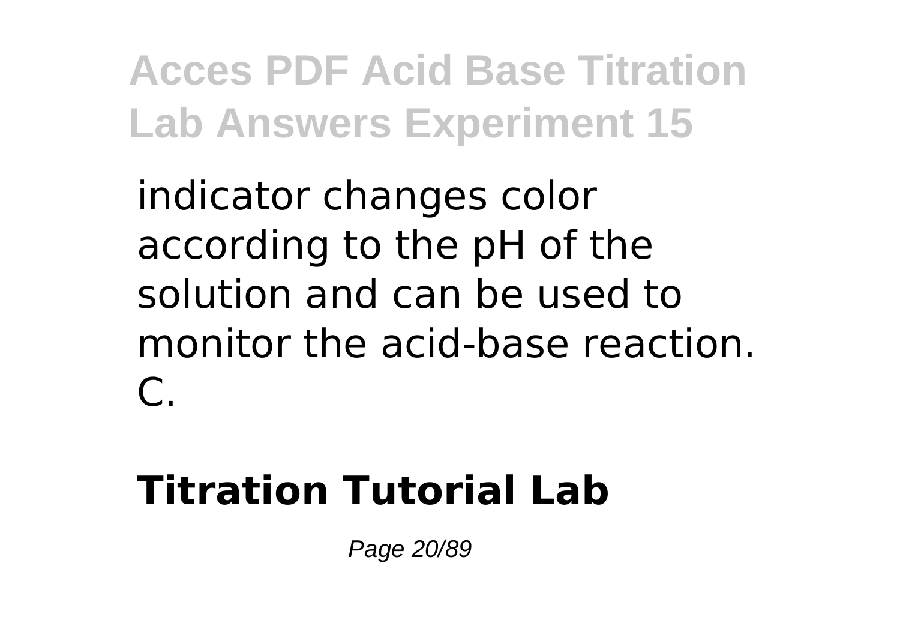indicator changes color according to the pH of the solution and can be used to monitor the acid-base reaction. C.

## Titration Tutorial Lab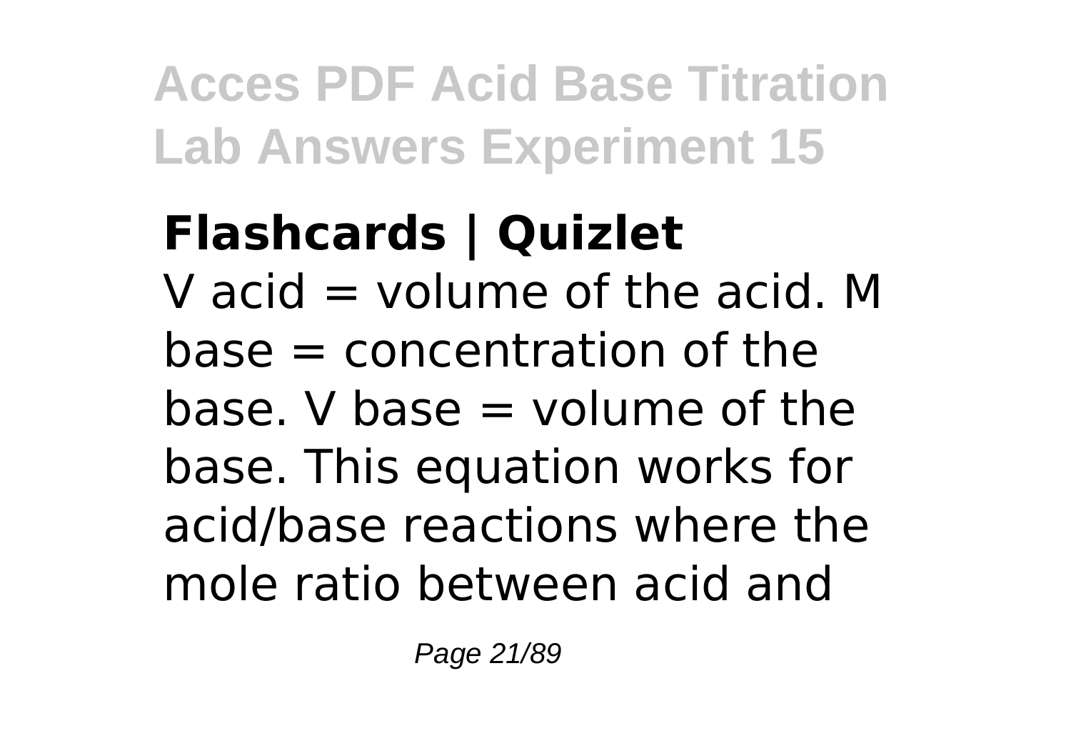**Flashcards | Quizlet**

V acid = volume of the acid. M base = concentration of the base. V base = volume of the base. This equation works for acid/base reactions where the mole ratio between acid and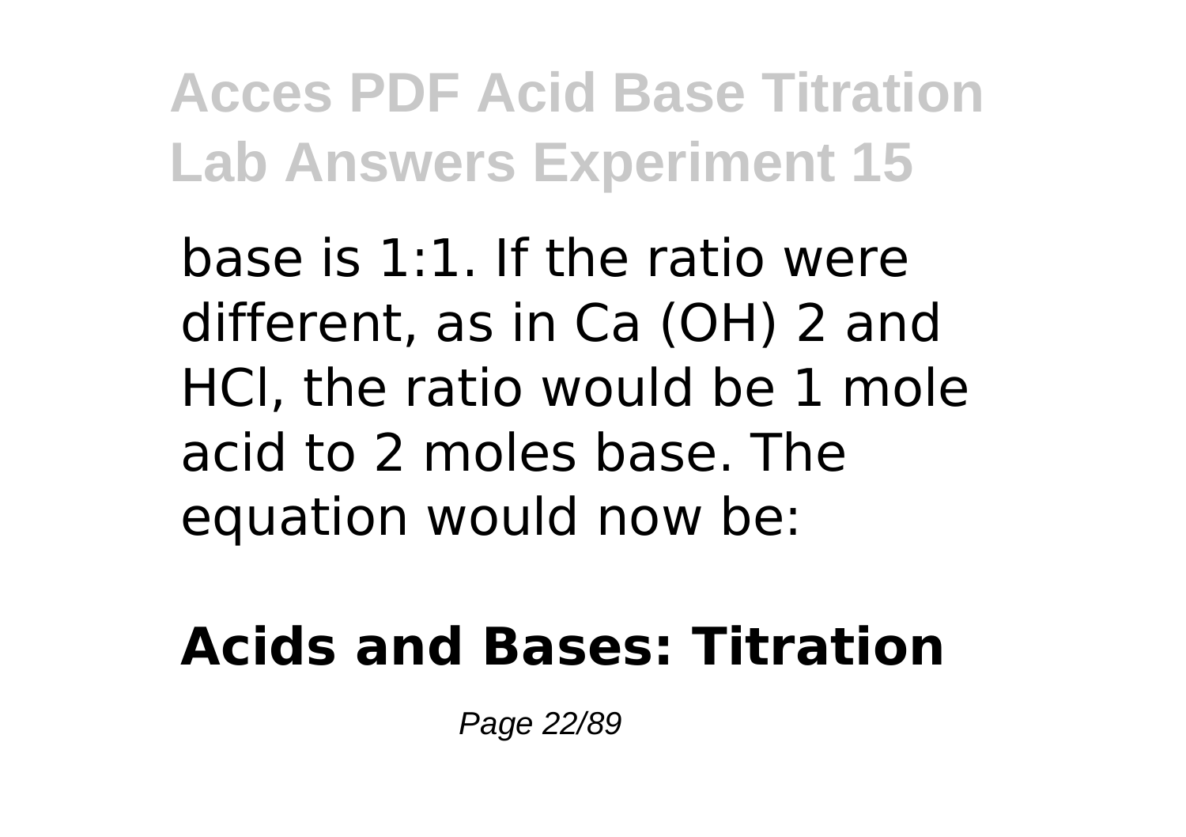base is 1:1. If the ratio were different, as in $Ca(OH)_2$ and HCl, the ratio would be 1 mole acid to 2 moles base. The equation would now be:

## Acids and Bases: Titration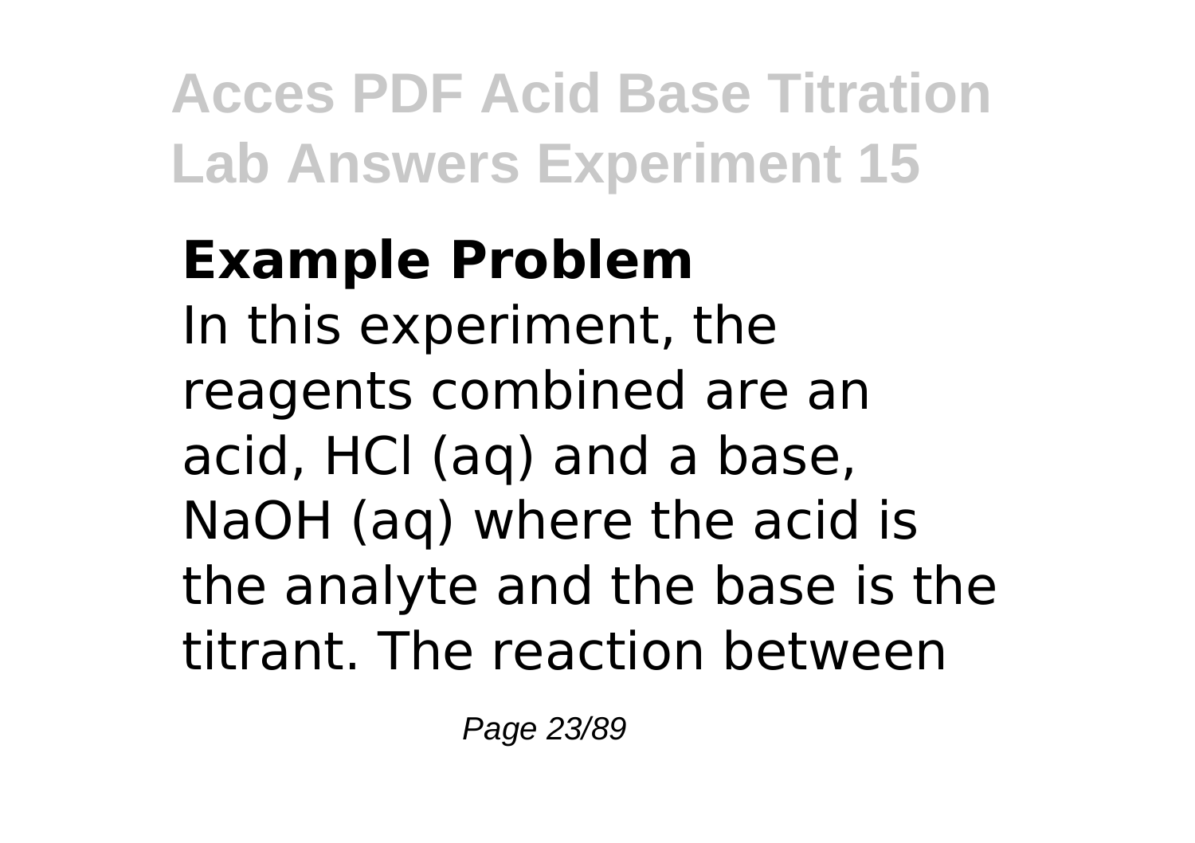**Example Problem**

In this experiment, the reagents combined are an acid, HCl (aq) and a base, NaOH (aq) where the acid is the analyte and the base is the titrant. The reaction between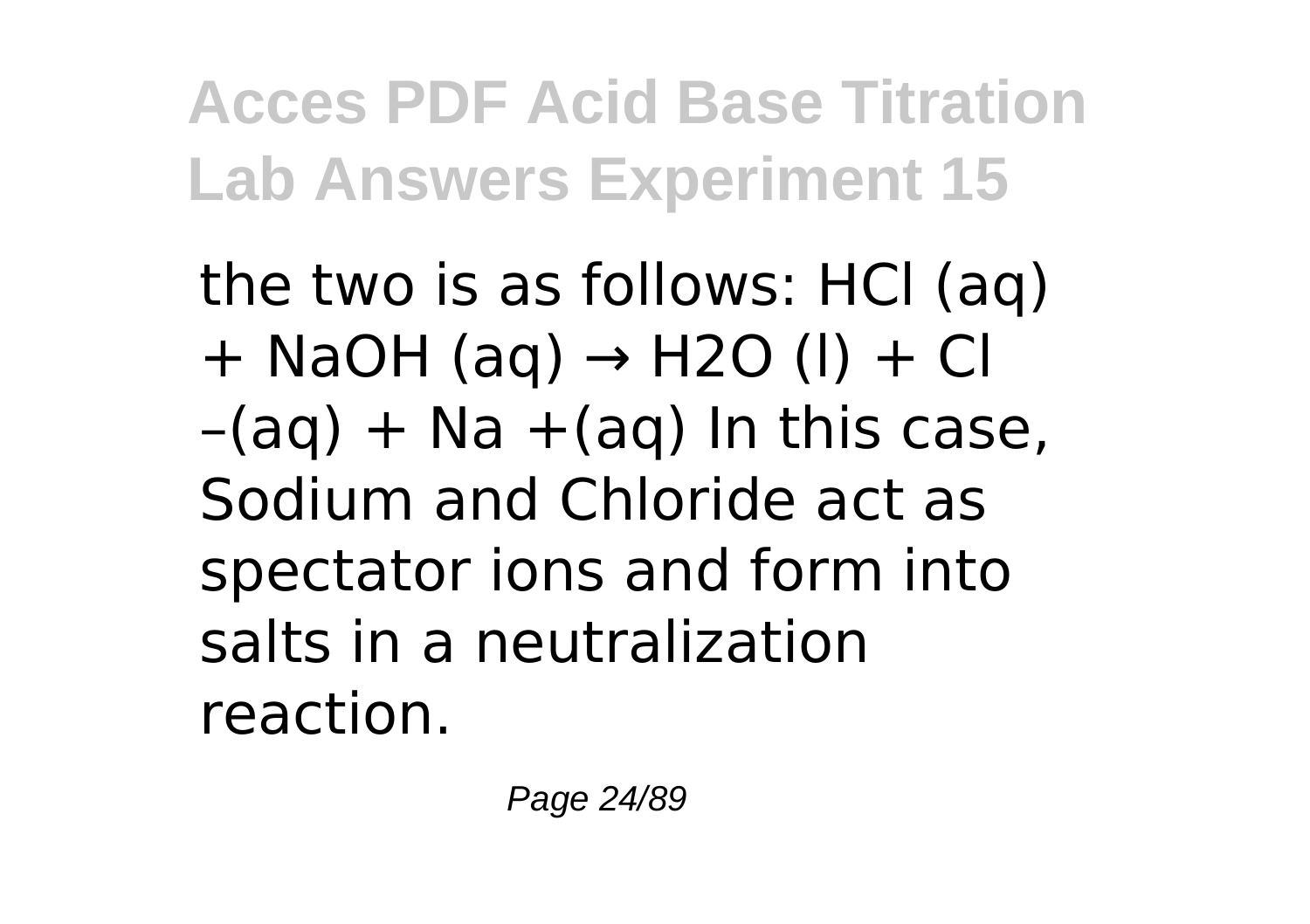the two is as follows: $HCl$ (aq) + $NaOH$ (aq) → $H_2O$ (l) + $Cl^-$(aq) + $Na^+$(aq) In this case, Sodium and Chloride act as spectator ions and form into salts in a neutralization reaction.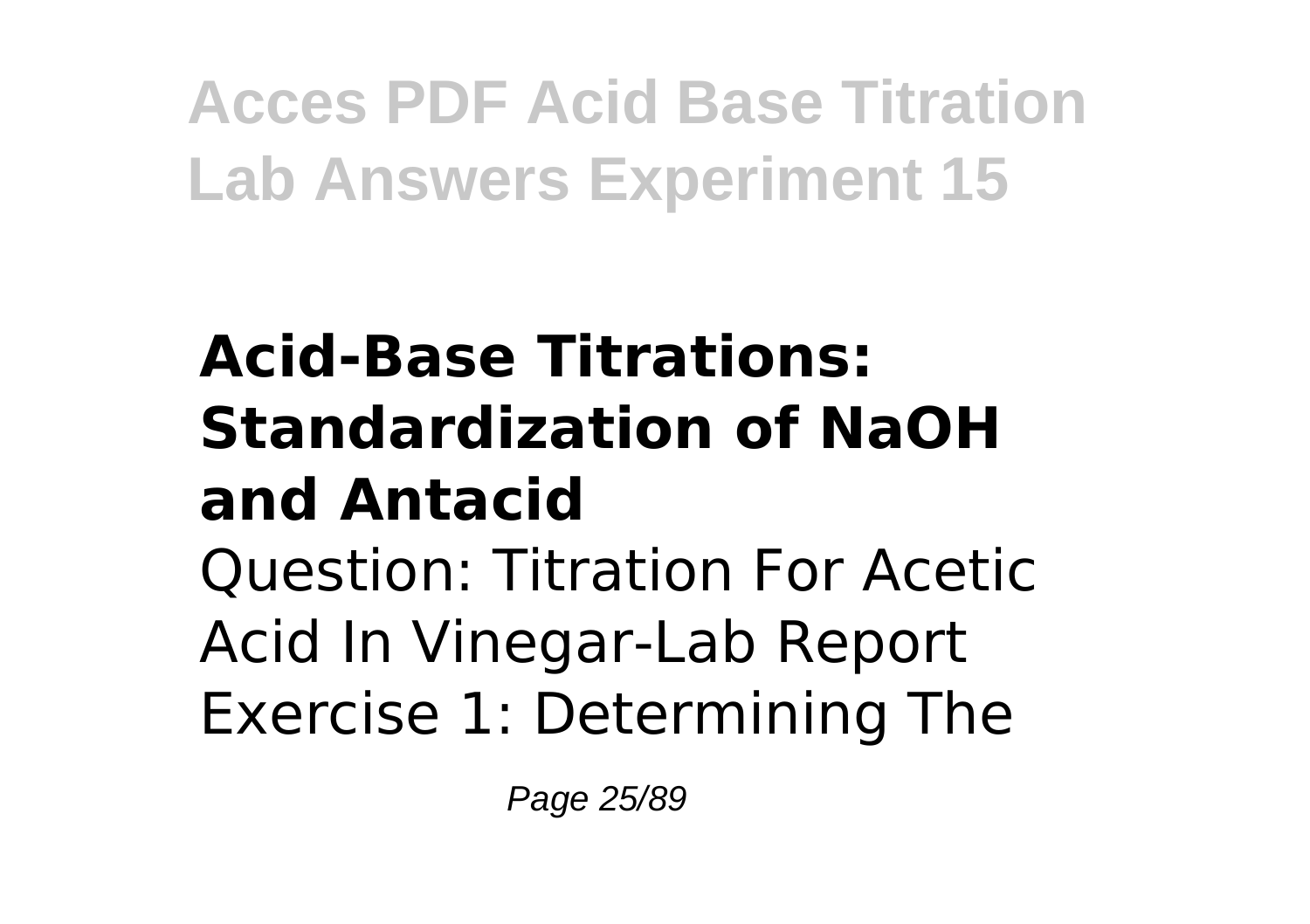## Acid-Base Titrations: Standardization of NaOH and Antacid

Question: Titration For Acetic Acid In Vinegar-Lab Report Exercise 1: Determining The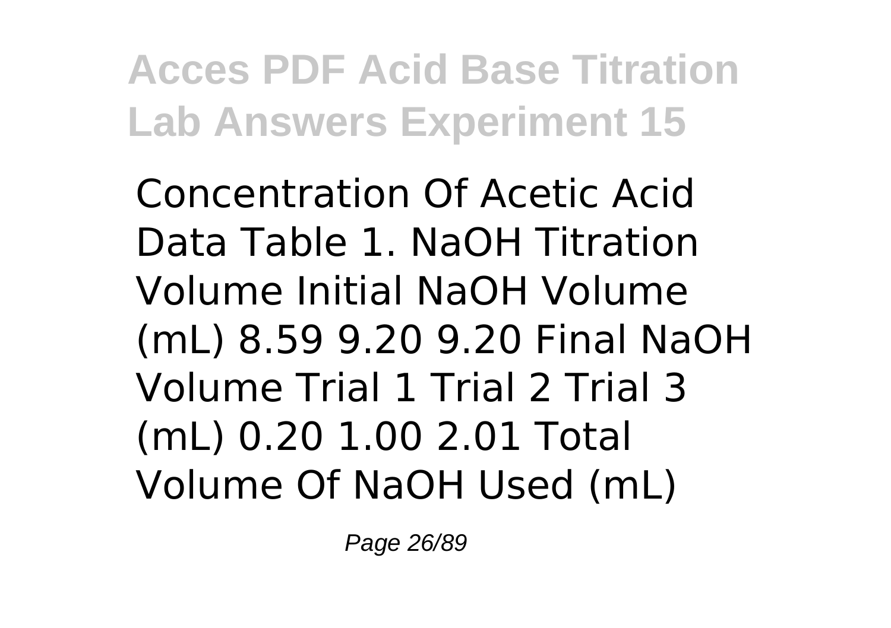Concentration Of Acetic Acid Data Table 1. NaOH Titration Volume Initial NaOH Volume (mL) 8.59 9.20 9.20 Final NaOH Volume Trial 1 Trial 2 Trial 3 (mL) 0.20 1.00 2.01 Total Volume Of NaOH Used (mL)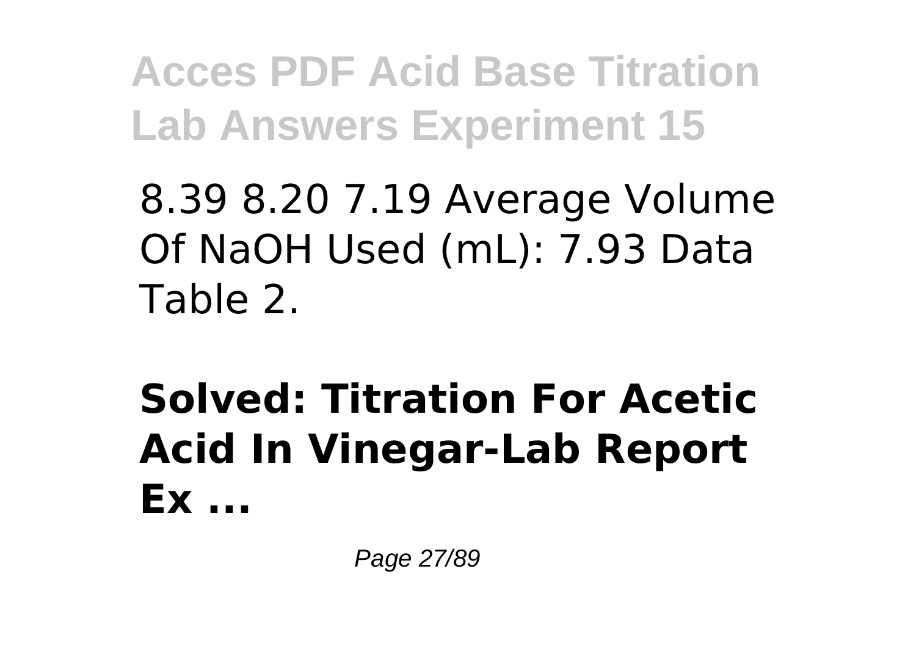8.39 8.20 7.19 Average Volume Of NaOH Used (mL): 7.93 Data Table 2.

## Solved: Titration For Acetic Acid In Vinegar-Lab Report Ex ...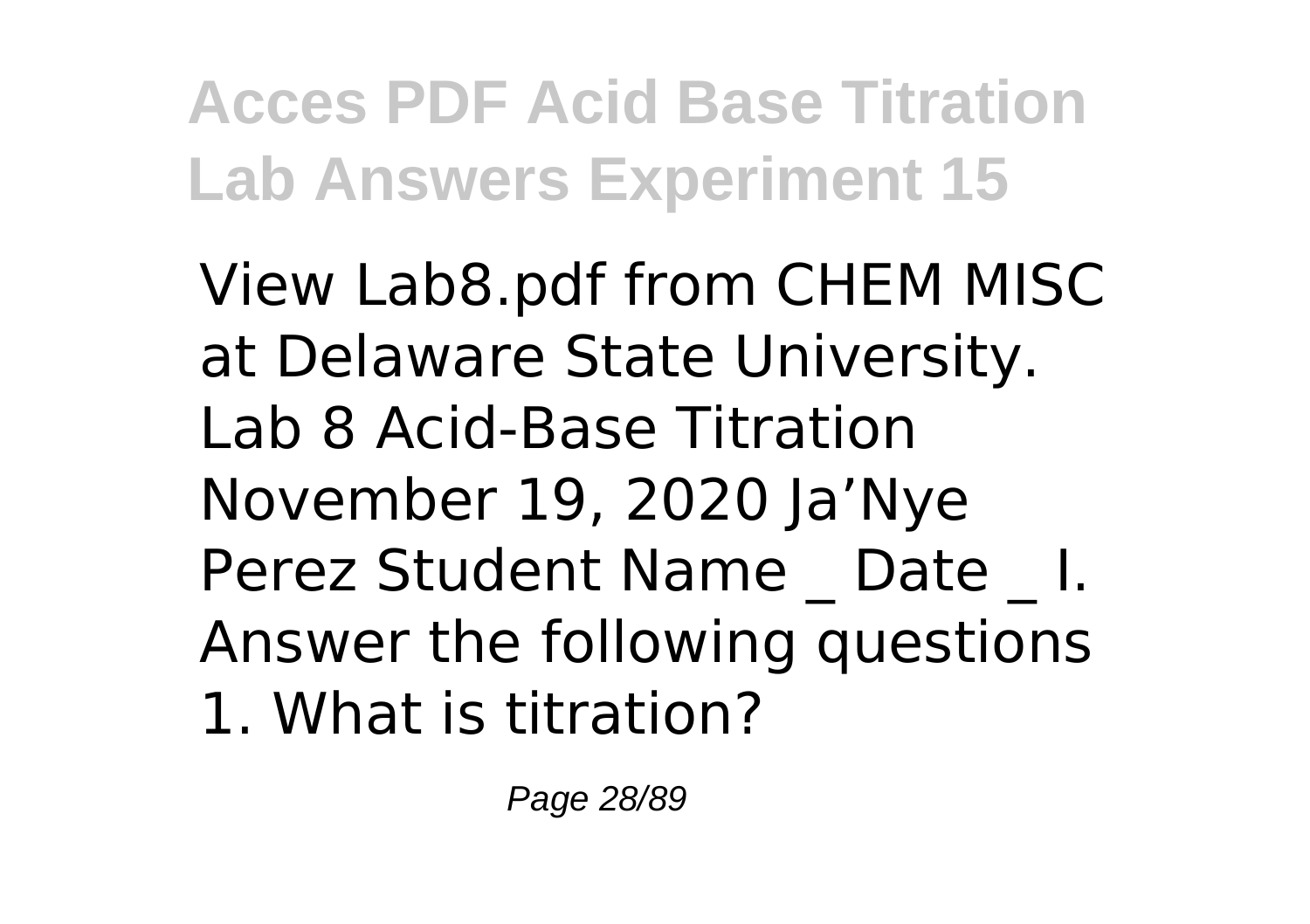View Lab8.pdf from CHEM MISC at Delaware State University. Lab 8 Acid-Base Titration November 19, 2020 Ja'Nye Perez Student Name _ Date _ I. Answer the following questions 1. What is titration?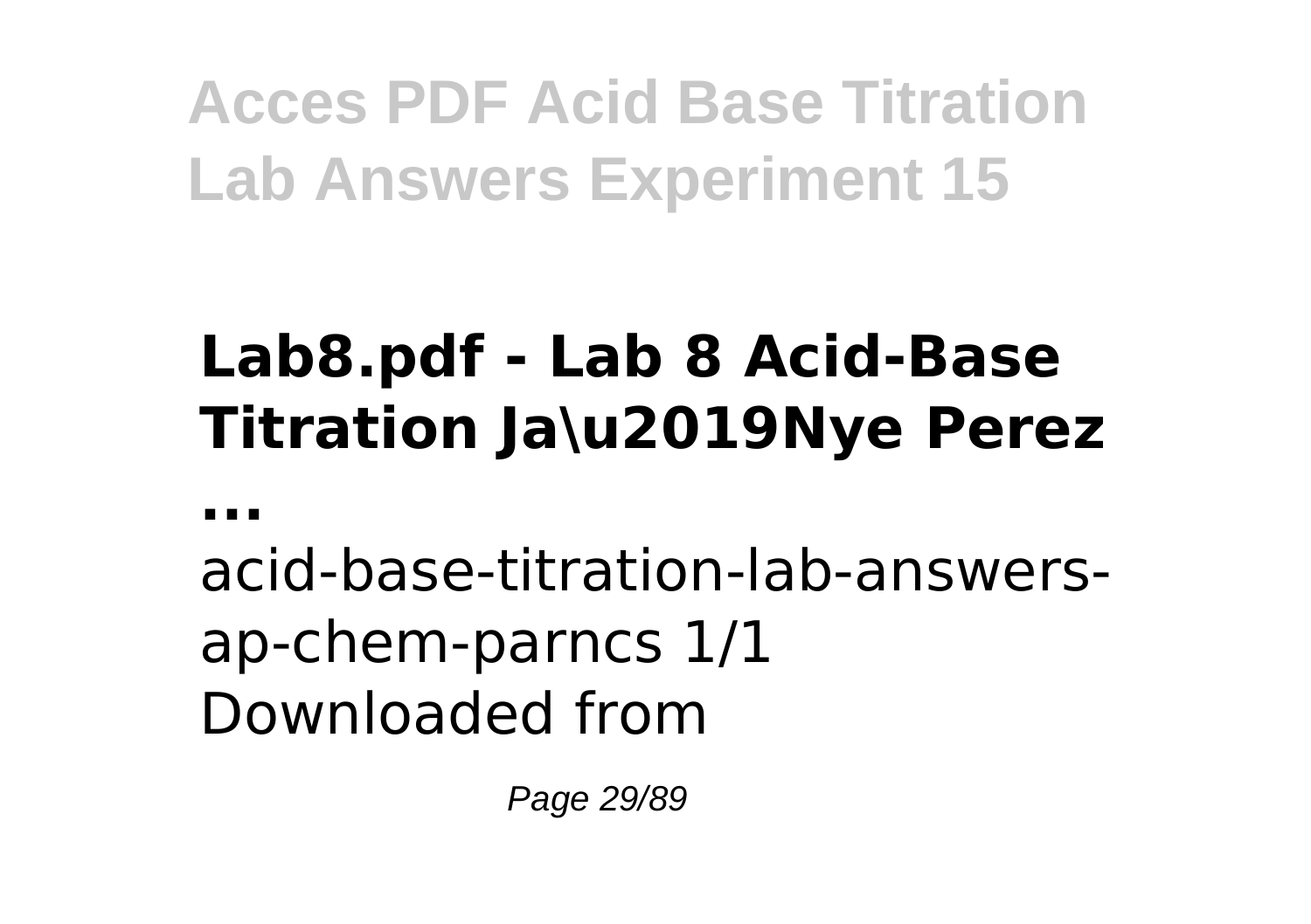## Lab8.pdf - Lab 8 Acid-Base Titration Ja\u2019Nye Perez ...

acid-base-titration-lab-answers-ap-chem-parncs 1/1 Downloaded from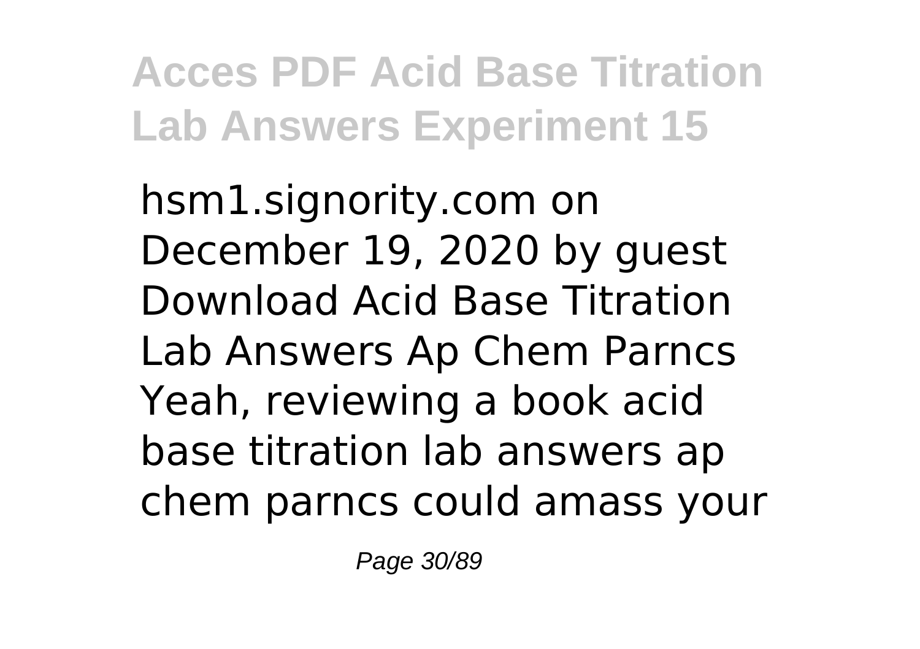hsm1.signority.com on December 19, 2020 by guest Download Acid Base Titration Lab Answers Ap Chem Parncs Yeah, reviewing a book acid base titration lab answers ap chem parncs could amass your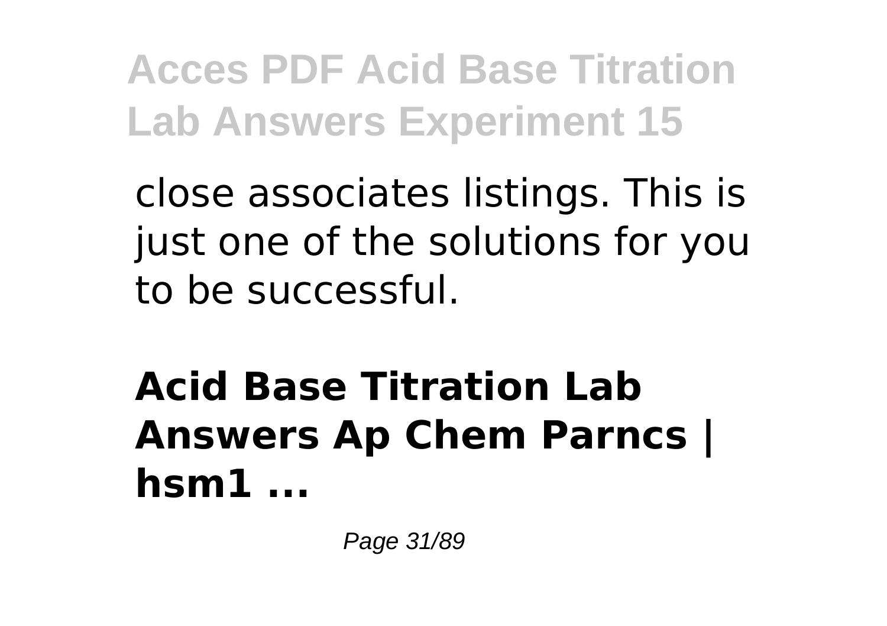close associates listings. This is just one of the solutions for you to be successful.

## Acid Base Titration Lab Answers Ap Chem Parncs | hsm1 ...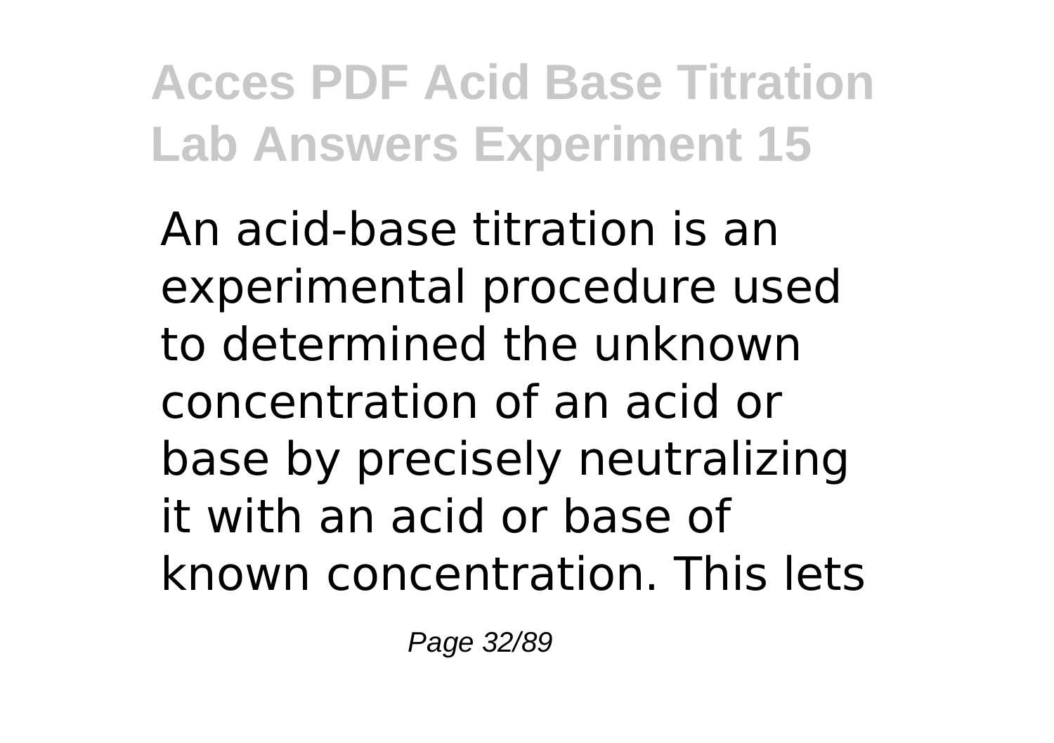An acid-base titration is an experimental procedure used to determined the unknown concentration of an acid or base by precisely neutralizing it with an acid or base of known concentration. This lets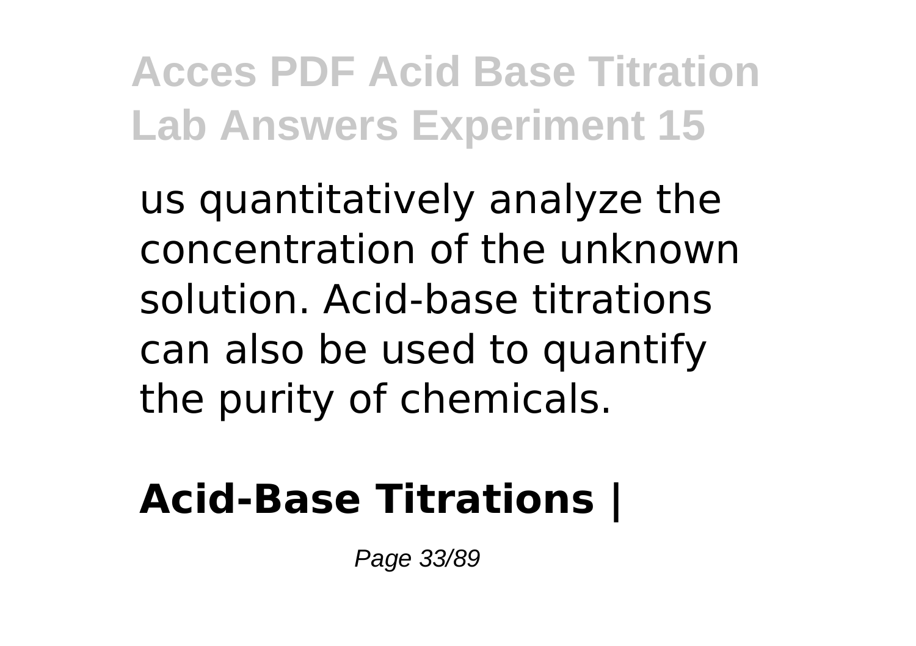us quantitatively analyze the concentration of the unknown solution. Acid-base titrations can also be used to quantify the purity of chemicals.

## Acid-Base Titrations |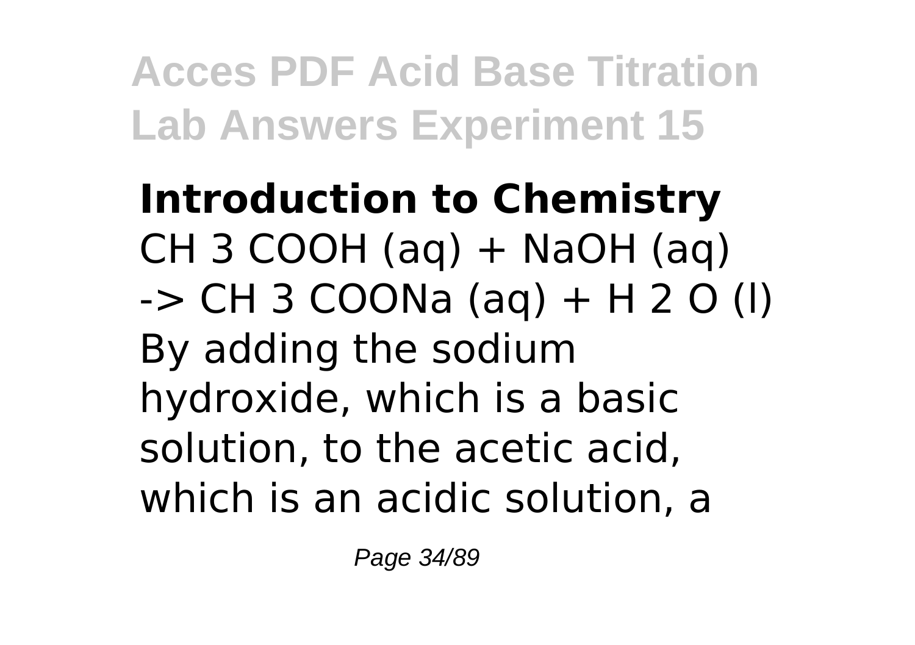**Introduction to Chemistry**
$CH_3COOH (aq) + NaOH (aq) \rightarrow CH_3COONa (aq) + H_2O (l)$
By adding the sodium hydroxide, which is a basic solution, to the acetic acid, which is an acidic solution, a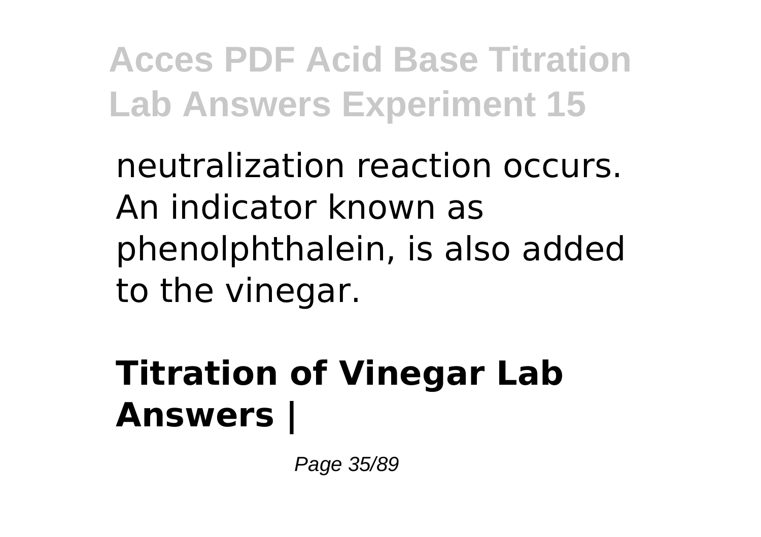neutralization reaction occurs. An indicator known as phenolphthalein, is also added to the vinegar.

## Titration of Vinegar Lab Answers |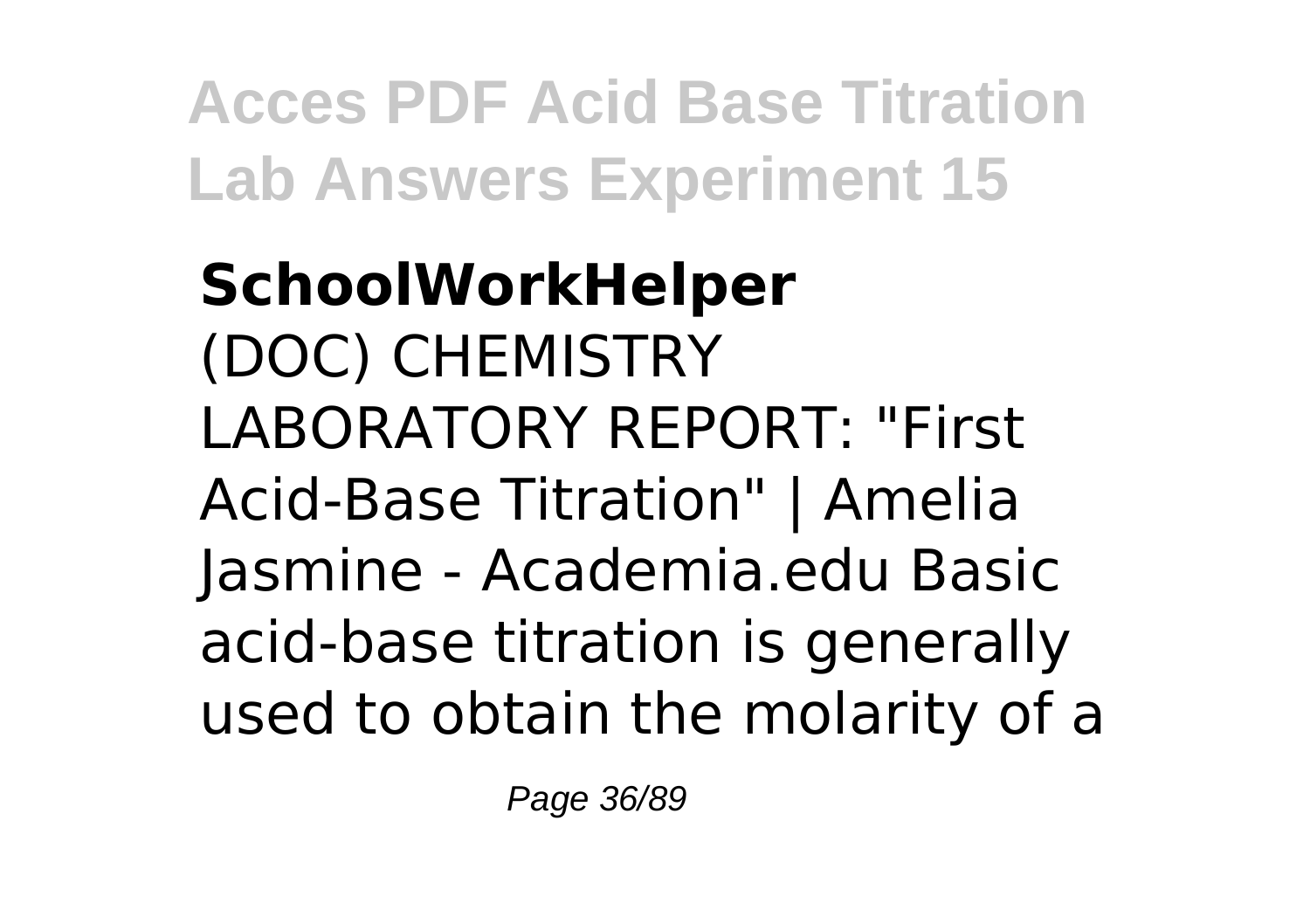**SchoolWorkHelper**
(DOC) CHEMISTRY LABORATORY REPORT: "First Acid-Base Titration" | Amelia Jasmine - Academia.edu Basic acid-base titration is generally used to obtain the molarity of a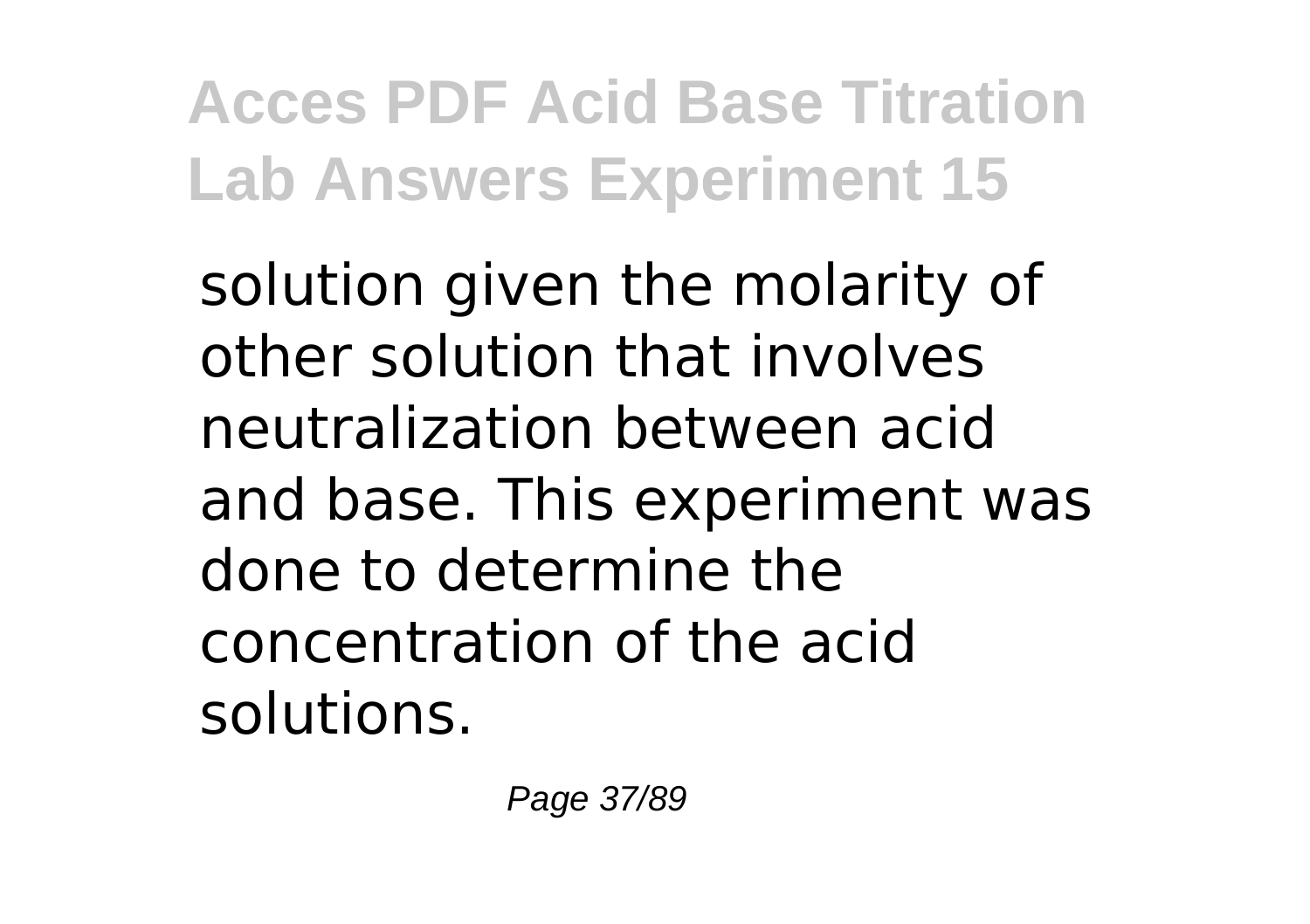solution given the molarity of other solution that involves neutralization between acid and base. This experiment was done to determine the concentration of the acid solutions.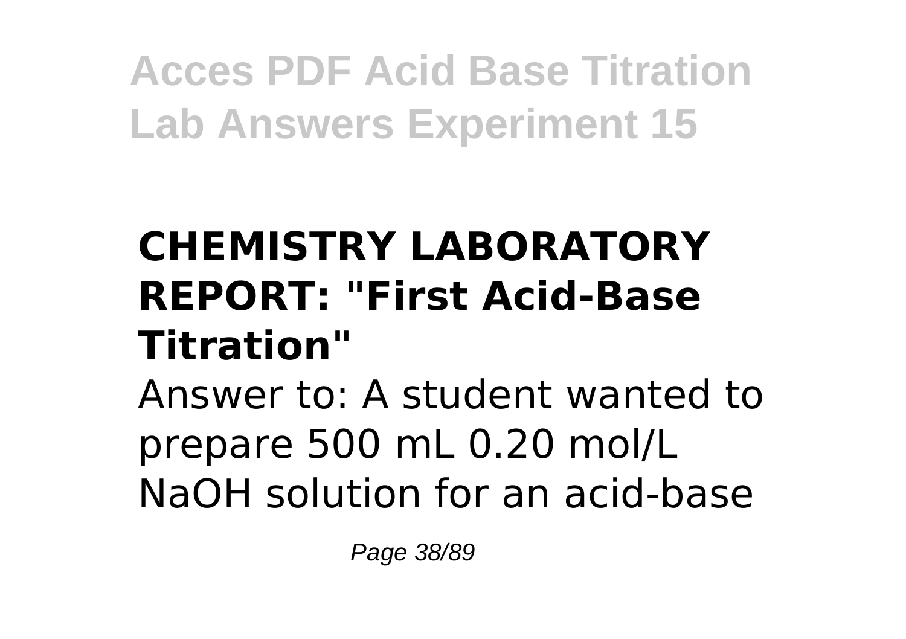## CHEMISTRY LABORATORY REPORT: "First Acid-Base Titration"

Answer to: A student wanted to prepare 500 mL 0.20 mol/L NaOH solution for an acid-base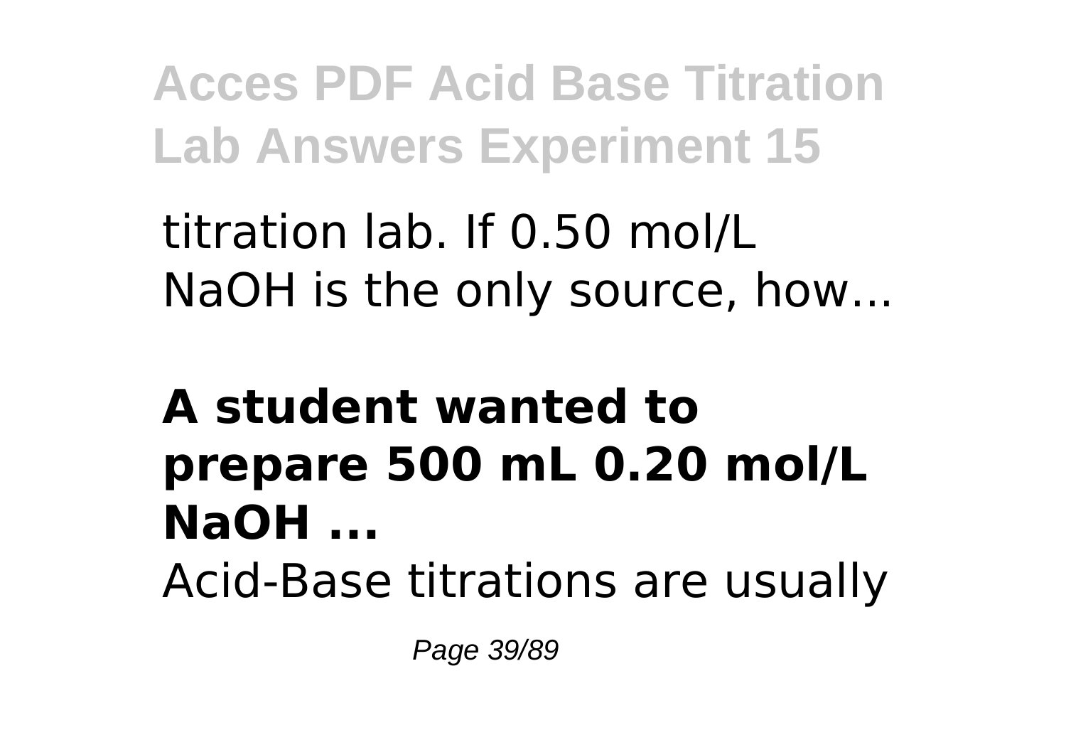titration lab. If 0.50 mol/L NaOH is the only source, how...

**A student wanted to prepare 500 mL 0.20 mol/L NaOH ...**

Acid-Base titrations are usually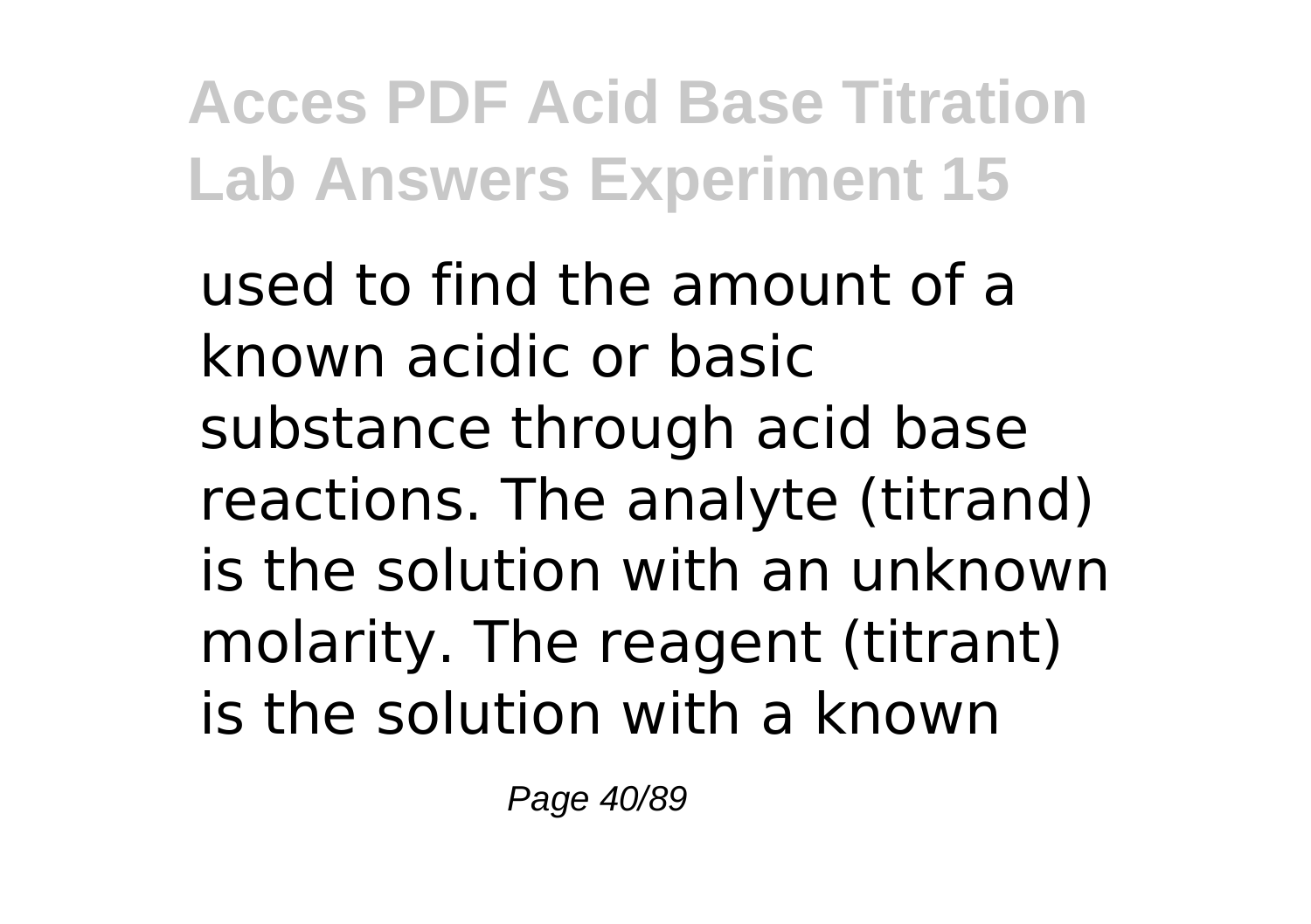used to find the amount of a known acidic or basic substance through acid base reactions. The analyte (titrand) is the solution with an unknown molarity. The reagent (titrant) is the solution with a known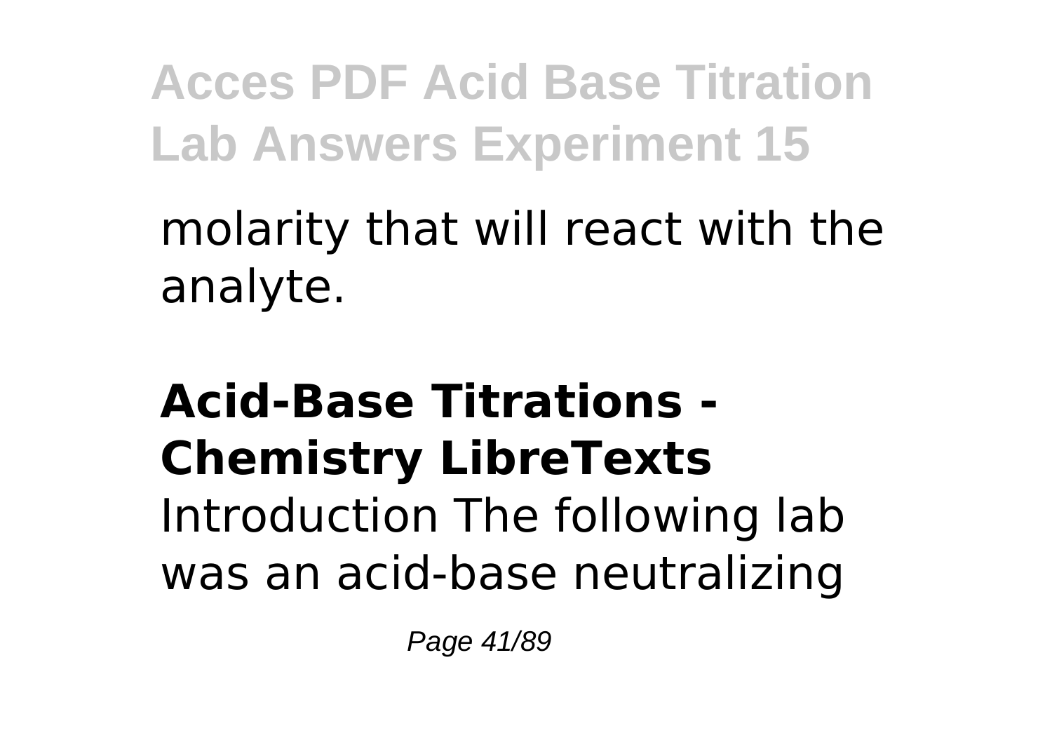molarity that will react with the analyte.

**Acid-Base Titrations - Chemistry LibreTexts**

Introduction The following lab was an acid-base neutralizing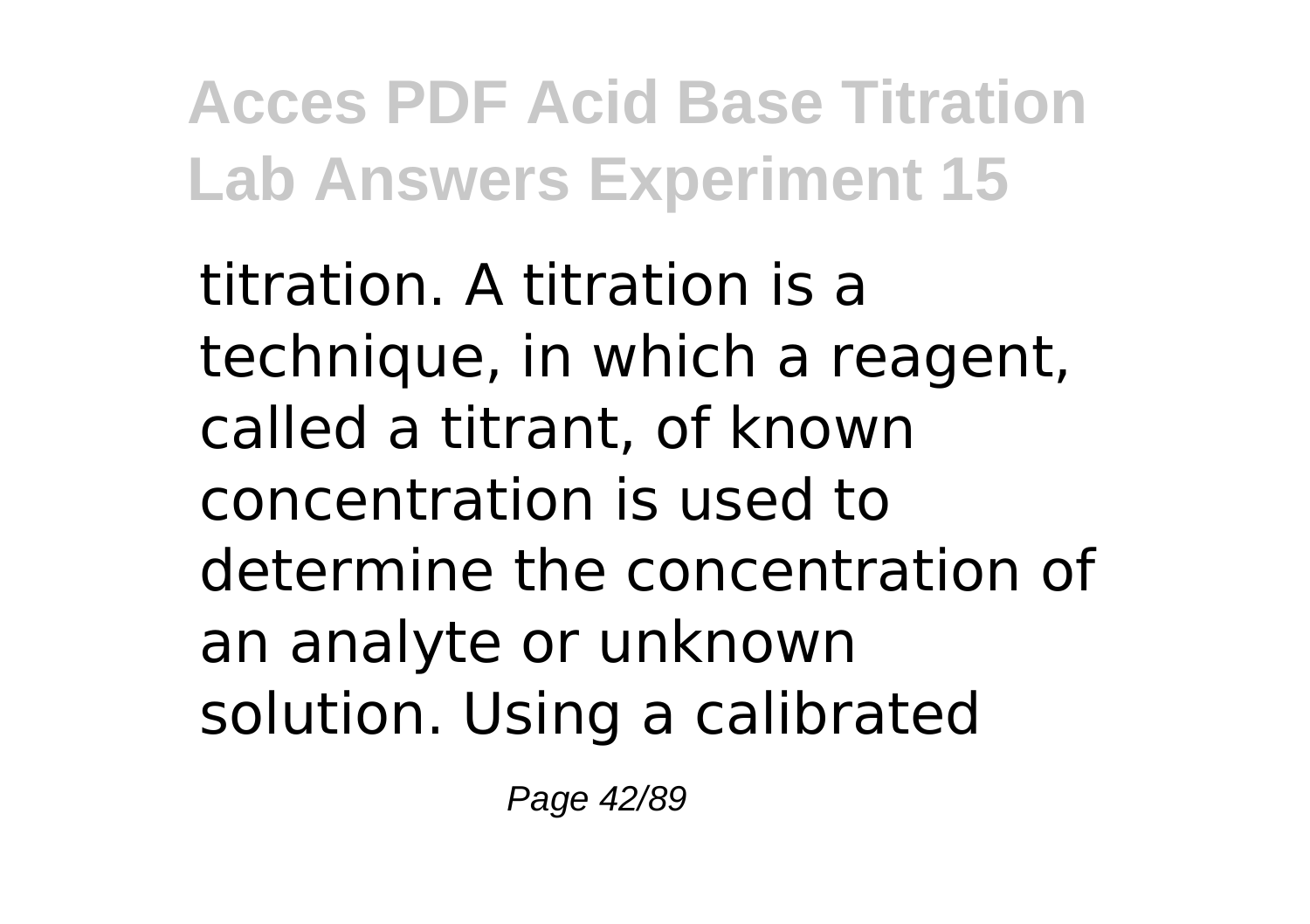titration. A titration is a technique, in which a reagent, called a titrant, of known concentration is used to determine the concentration of an analyte or unknown solution. Using a calibrated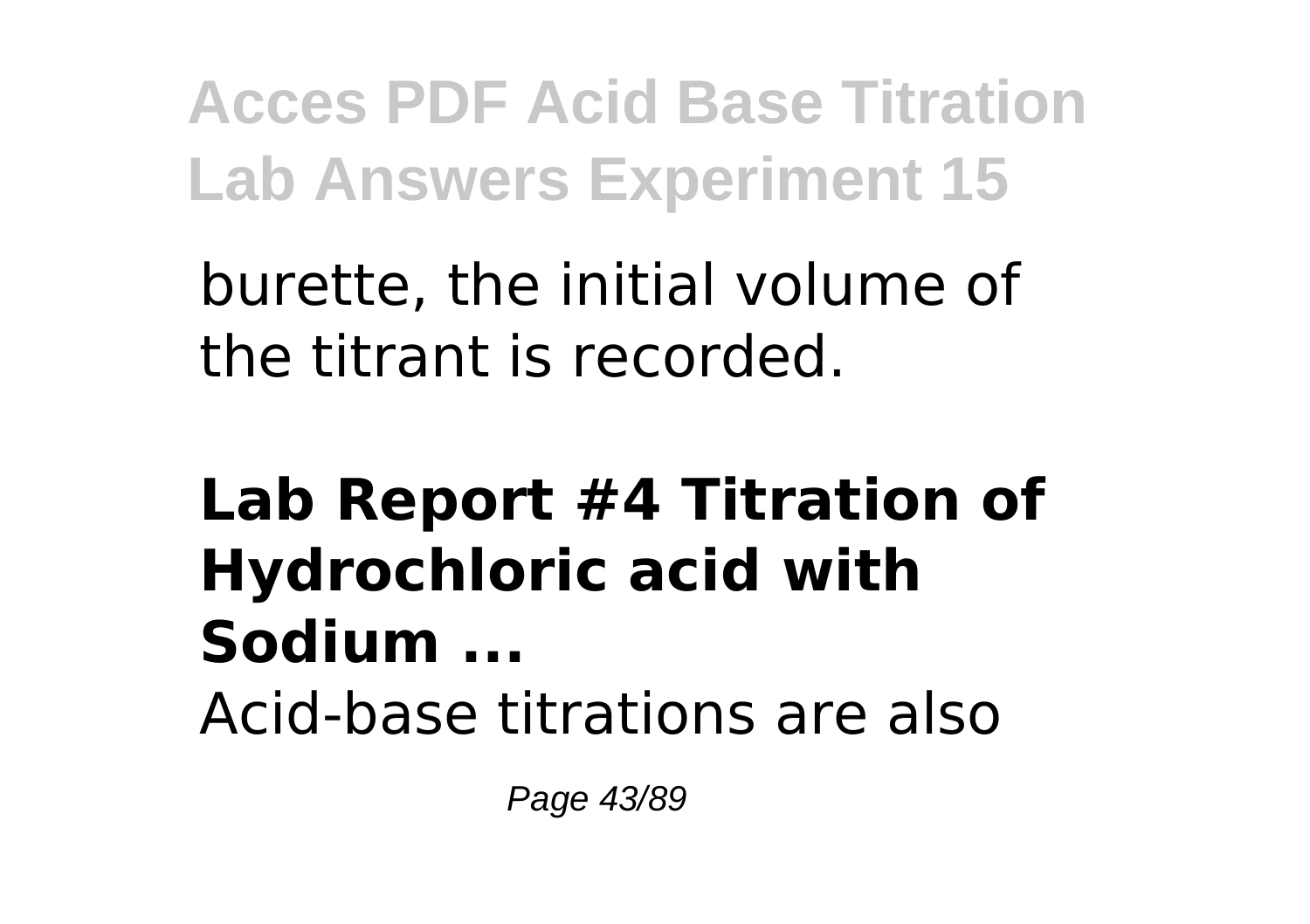burette, the initial volume of the titrant is recorded.

**Lab Report #4 Titration of Hydrochloric acid with Sodium ...**

Acid-base titrations are also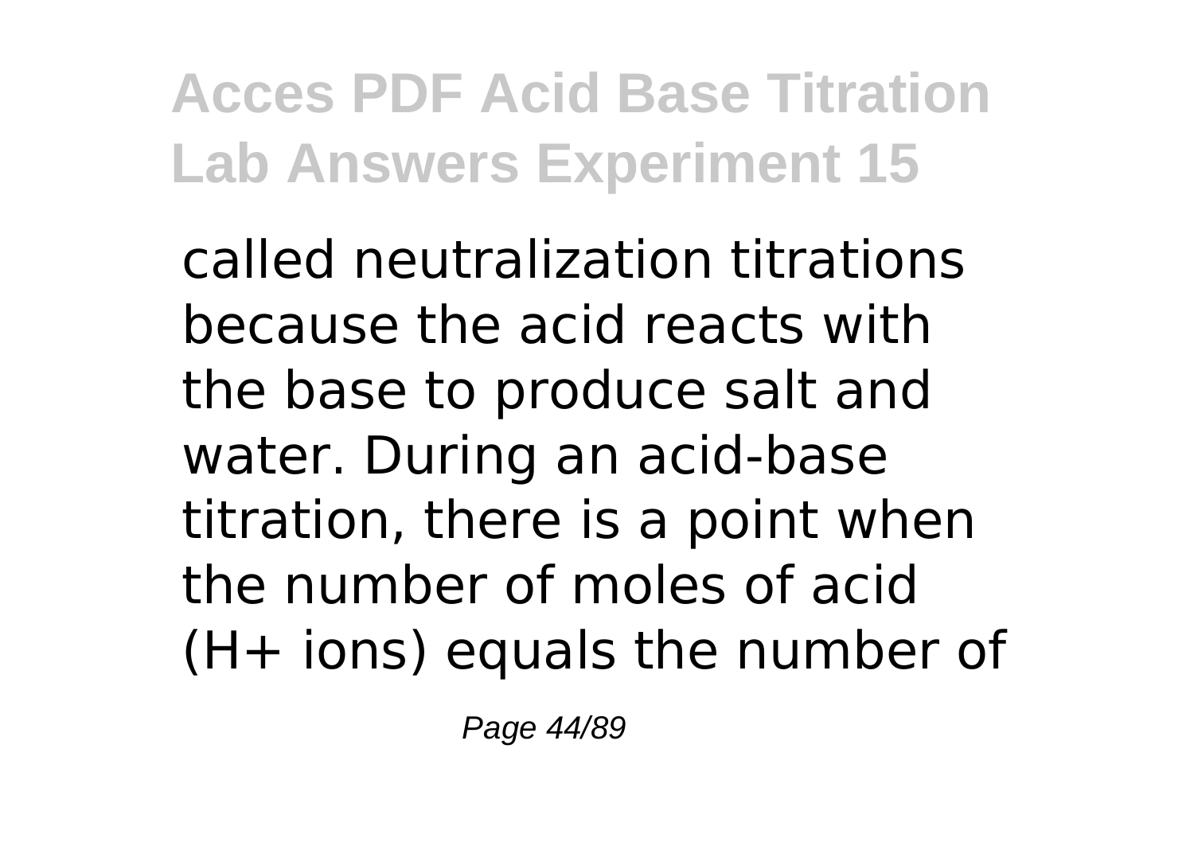called neutralization titrations because the acid reacts with the base to produce salt and water. During an acid-base titration, there is a point when the number of moles of acid ($H^+$ ions) equals the number of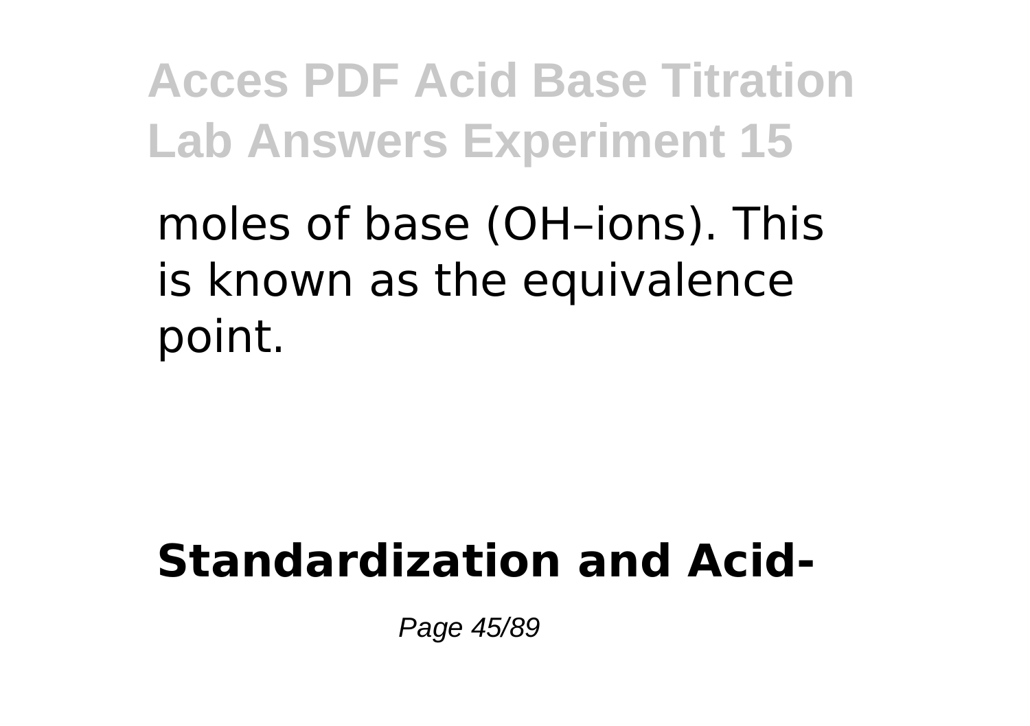moles of base (OH–ions). This is known as the equivalence point.

**Standardization and Acid-**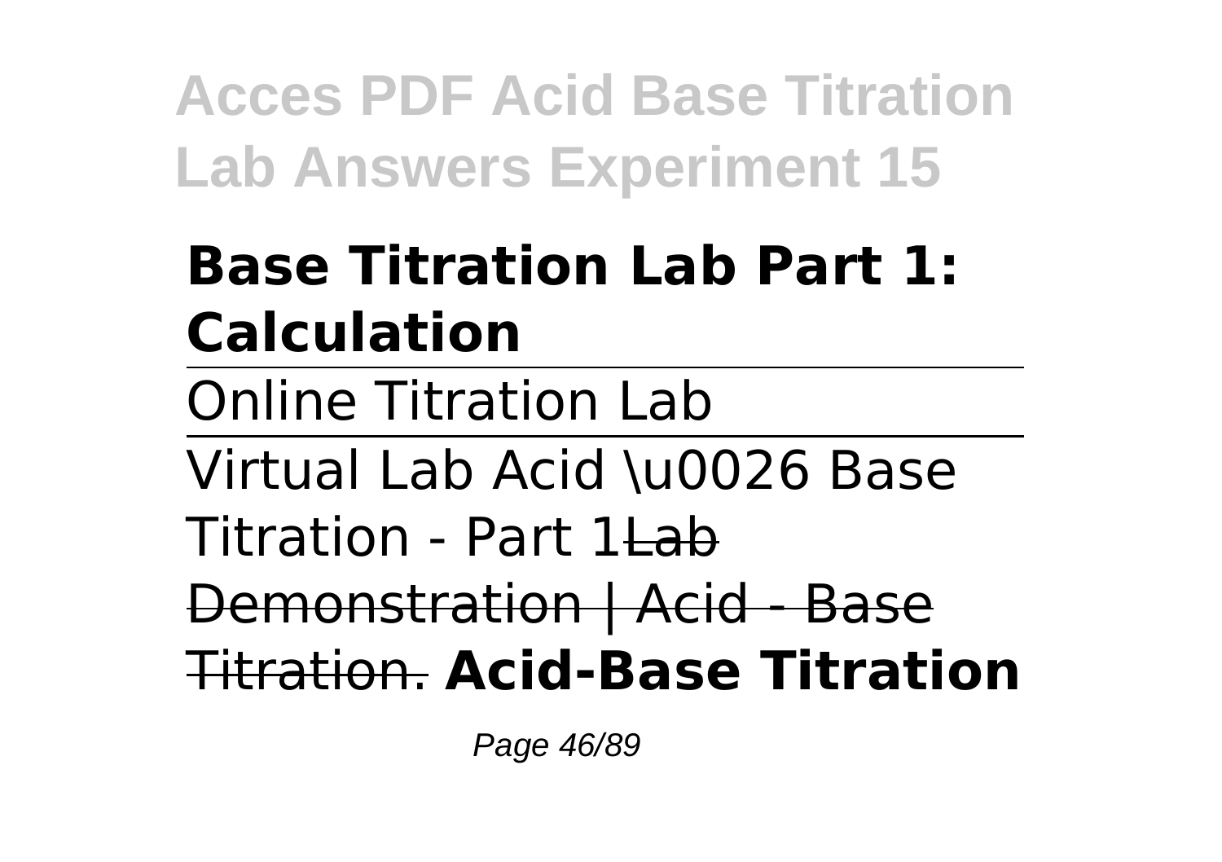**Base Titration Lab Part 1: Calculation**

Online Titration Lab

Virtual Lab Acid \u0026 Base Titration - Part 1~~Lab Demonstration | Acid - Base Titration.~~ **Acid-Base Titration**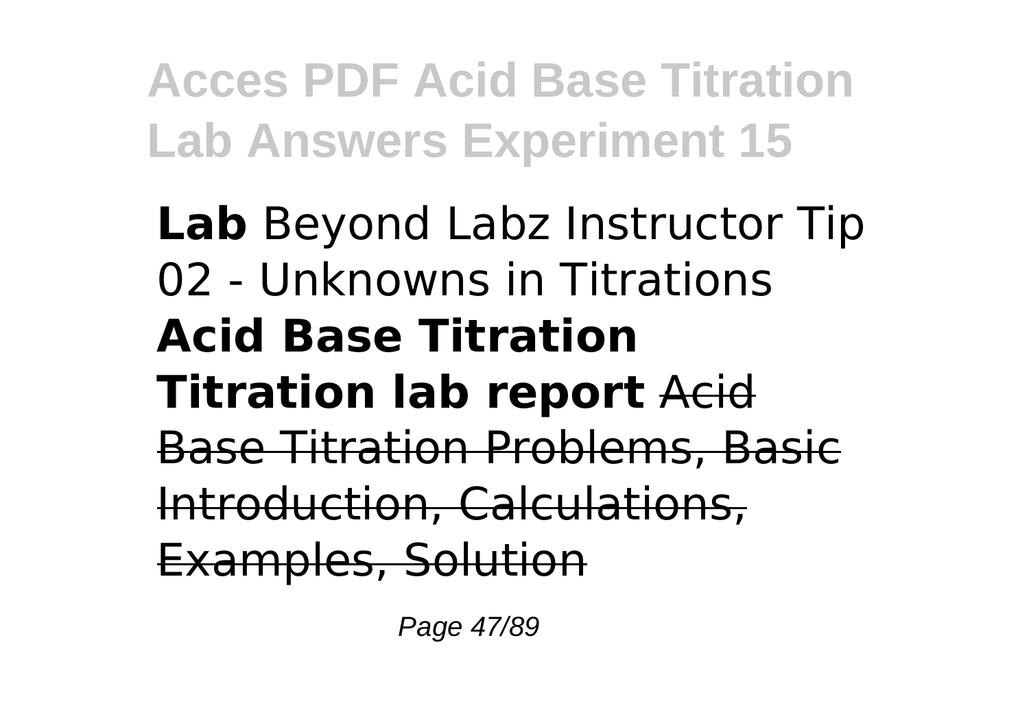**Lab** Beyond Labz Instructor Tip 02 - Unknowns in Titrations **Acid Base Titration Titration lab report** ~~Acid Base Titration Problems, Basic Introduction, Calculations, Examples, Solution~~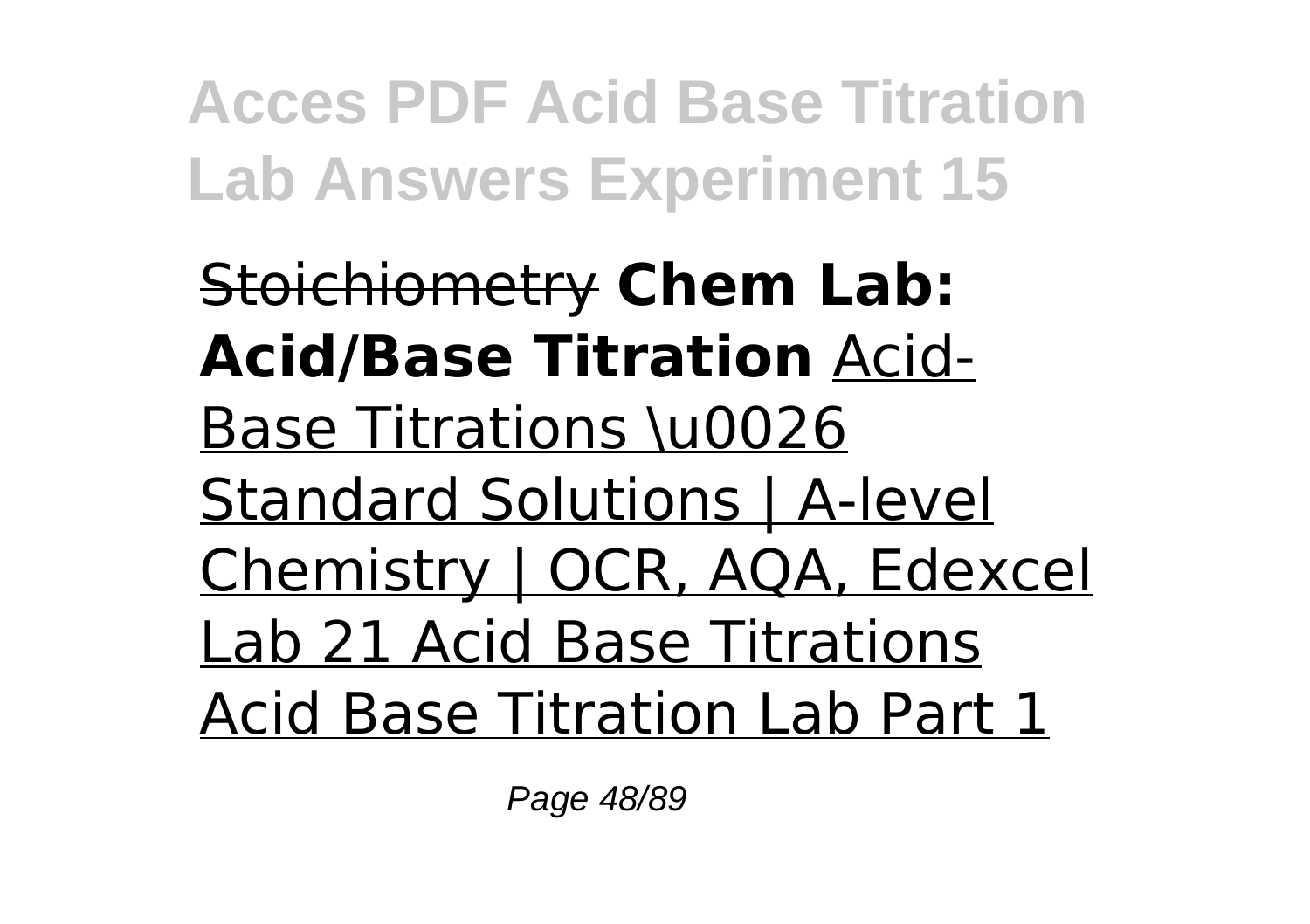~~Stoichiometry~~ **Chem Lab: Acid/Base Titration** Acid-Base Titrations \u0026 Standard Solutions | A-level Chemistry | OCR, AQA, Edexcel Lab 21 Acid Base Titrations Acid Base Titration Lab Part 1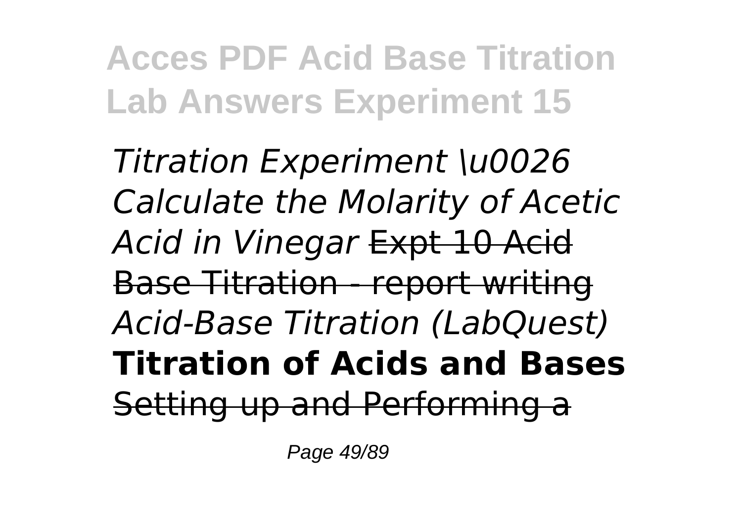*Titration Experiment \u0026 Calculate the Molarity of Acetic Acid in Vinegar* ~~Expt 10 Acid Base Titration - report writing~~ *Acid-Base Titration (LabQuest)* **Titration of Acids and Bases** ~~Setting up and Performing a~~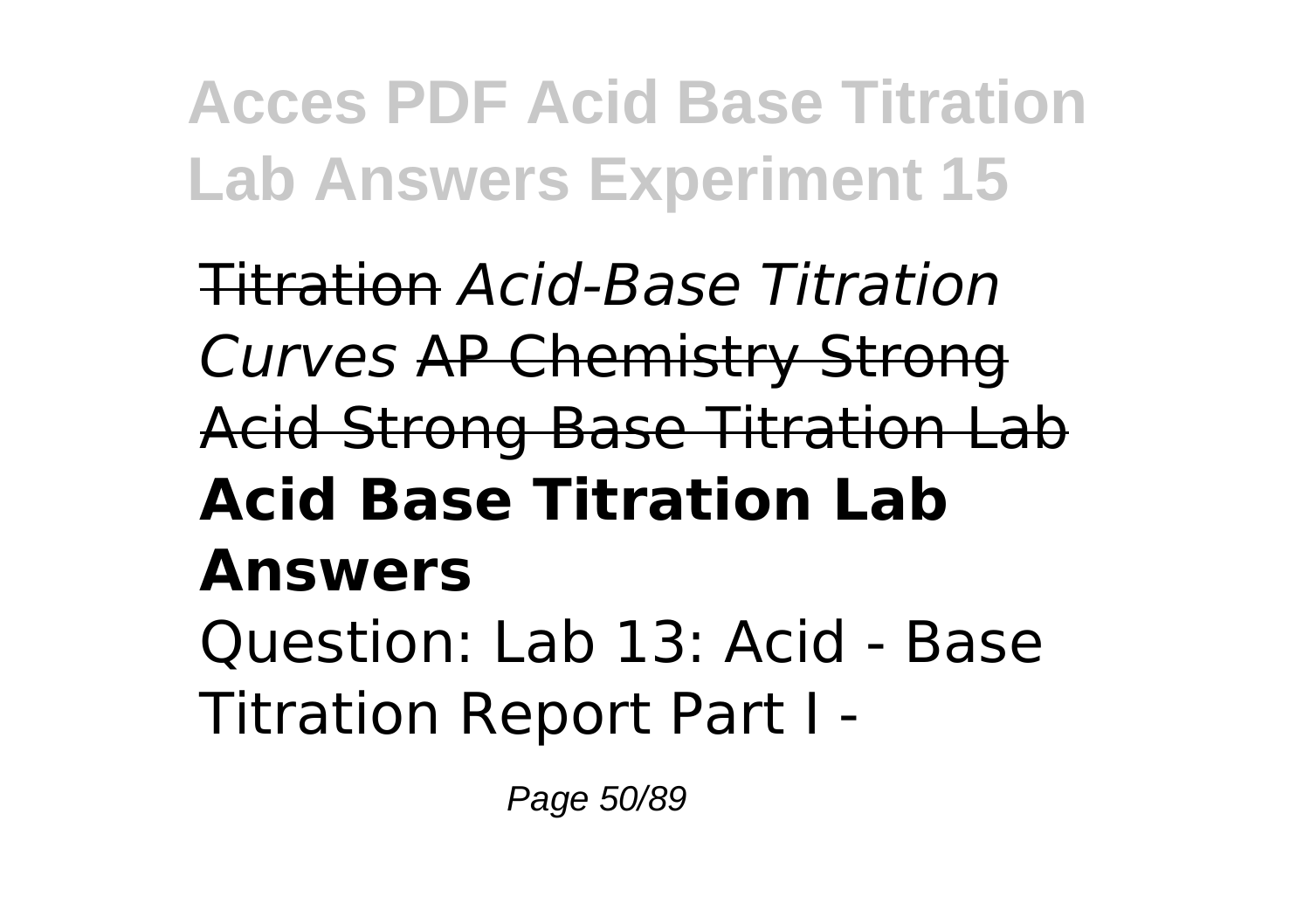~~Titration~~ *Acid-Base Titration Curves* ~~AP Chemistry Strong Acid Strong Base Titration Lab~~

## **Acid Base Titration Lab Answers**

Question: Lab 13: Acid - Base Titration Report Part I -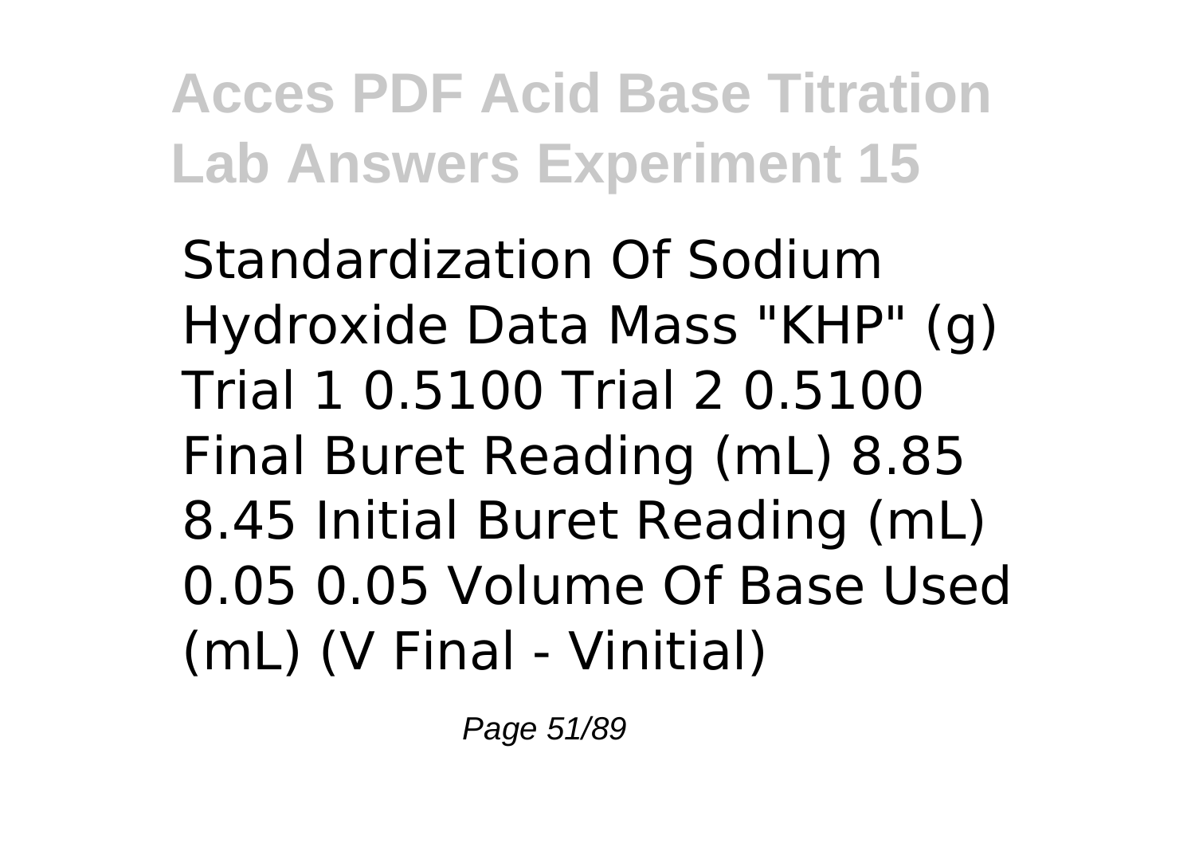Standardization Of Sodium Hydroxide Data Mass "KHP" (g) Trial 1 0.5100 Trial 2 0.5100 Final Buret Reading (mL) 8.85 8.45 Initial Buret Reading (mL) 0.05 0.05 Volume Of Base Used (mL) (V Final - Vinitial)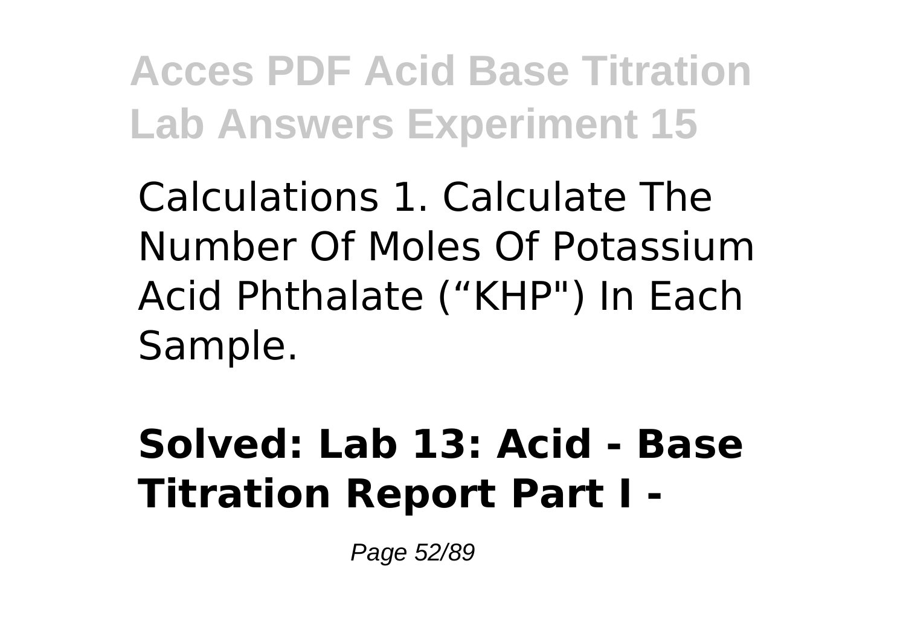Calculations 1. Calculate The Number Of Moles Of Potassium Acid Phthalate (“KHP") In Each Sample.

## **Solved: Lab 13: Acid - Base Titration Report Part I -**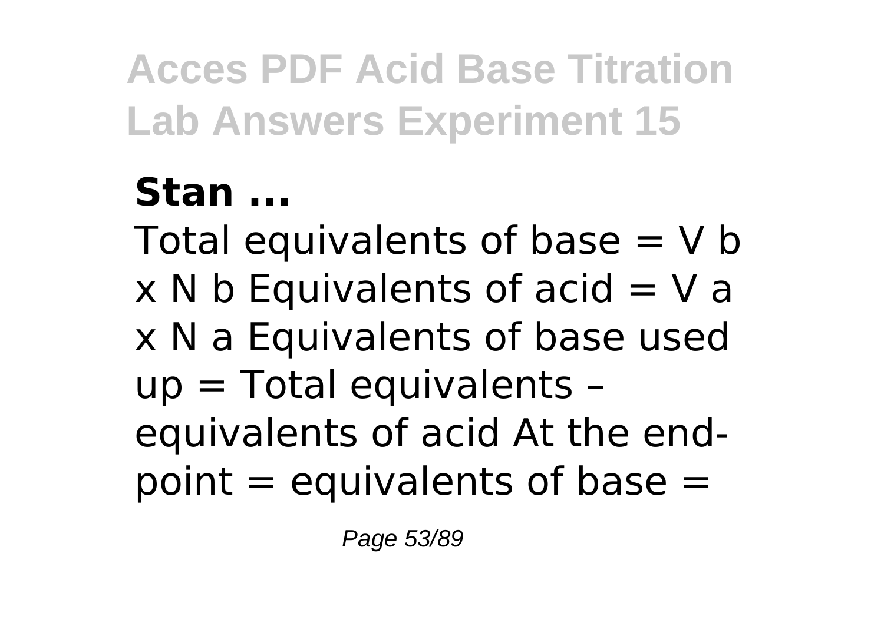**Stan ...**

Total equivalents of base = $V_b \times N_b$ Equivalents of acid = $V_a \times N_a$ Equivalents of base used up = Total equivalents – equivalents of acid At the end-point = equivalents of base =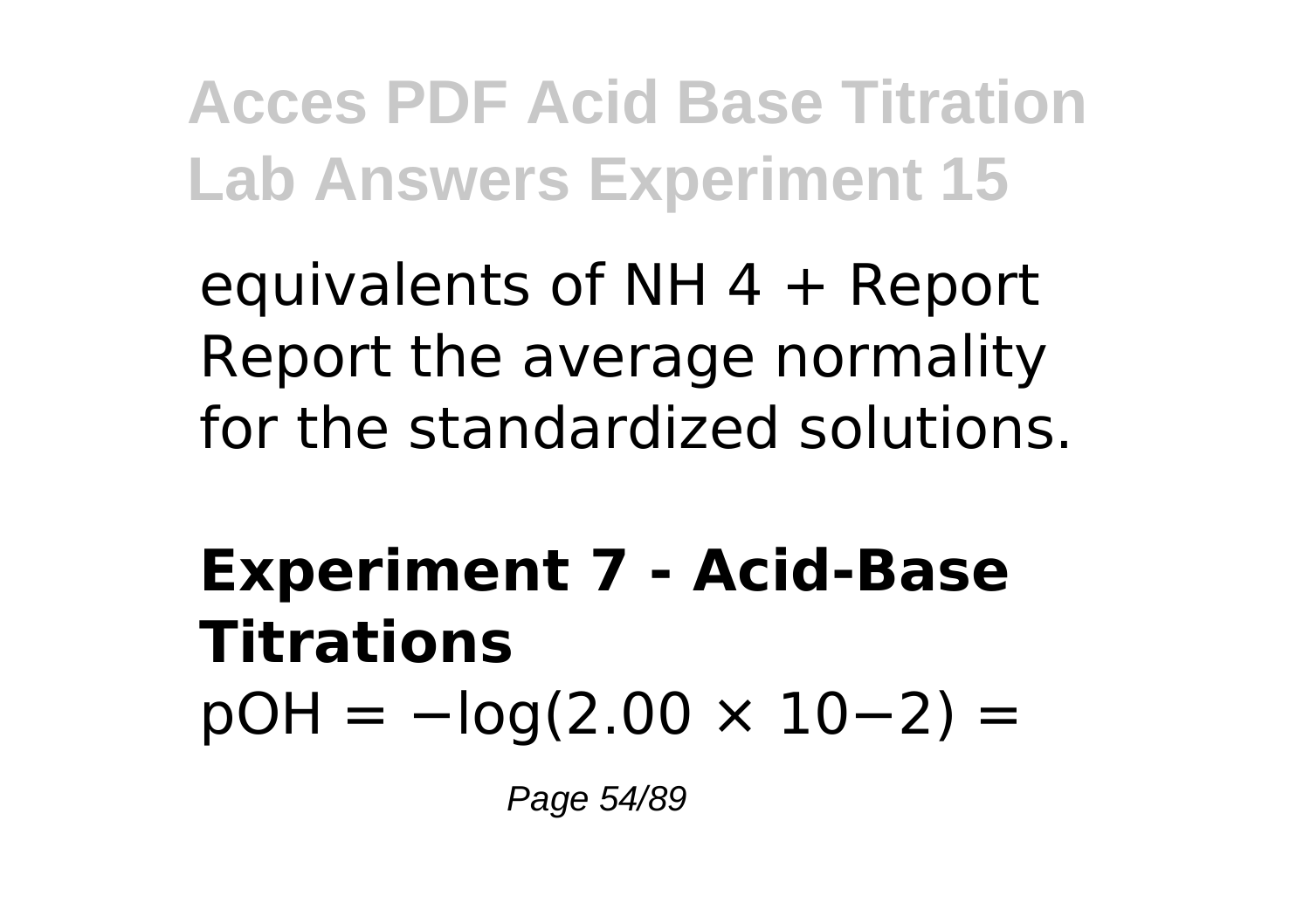equivalents of $NH_4^+$ Report Report the average normality for the standardized solutions.

## Experiment 7 - Acid-Base Titrations

$pOH = -\log(2.00 \times 10^{-2}) =$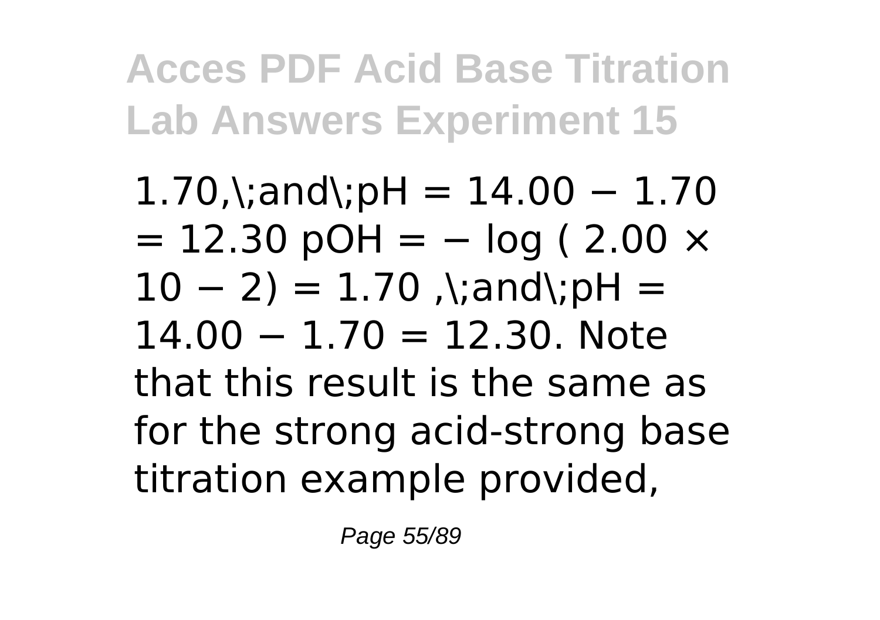1.70,\;and\;pH = 14.00 − 1.70 = 12.30 pOH = − log ( 2.00 × 10 − 2) = 1.70 ,\;and\;pH = 14.00 − 1.70 = 12.30. Note that this result is the same as for the strong acid-strong base titration example provided,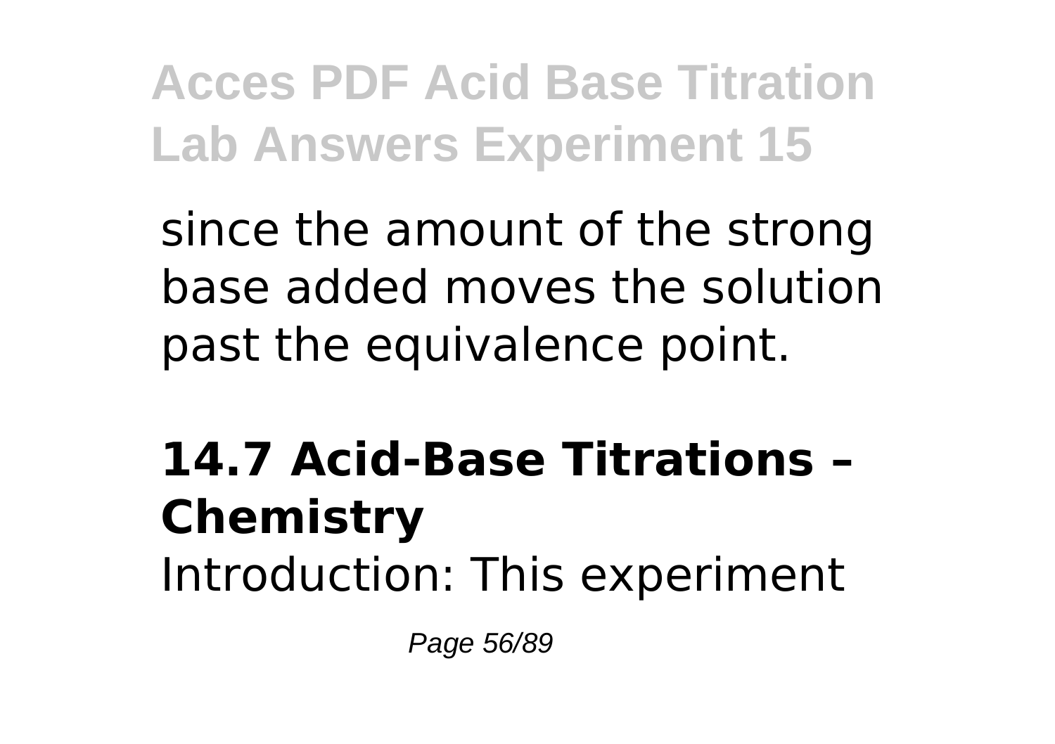since the amount of the strong base added moves the solution past the equivalence point.

## 14.7 Acid-Base Titrations – Chemistry

Introduction: This experiment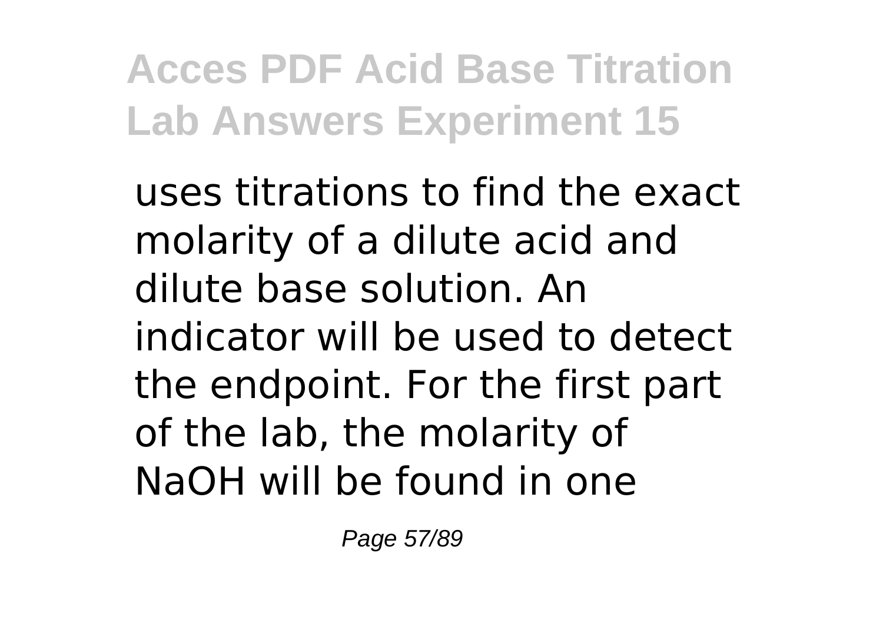uses titrations to find the exact molarity of a dilute acid and dilute base solution. An indicator will be used to detect the endpoint. For the first part of the lab, the molarity of NaOH will be found in one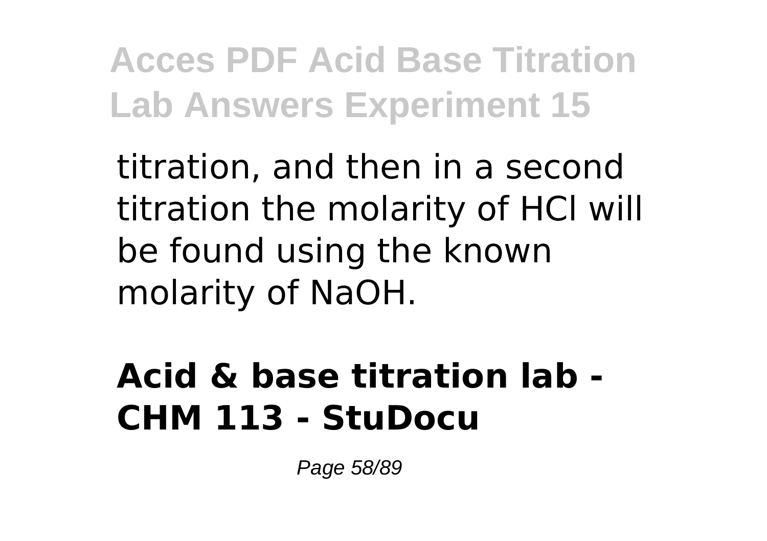titration, and then in a second titration the molarity of HCl will be found using the known molarity of NaOH.

## Acid & base titration lab - CHM 113 - StuDocu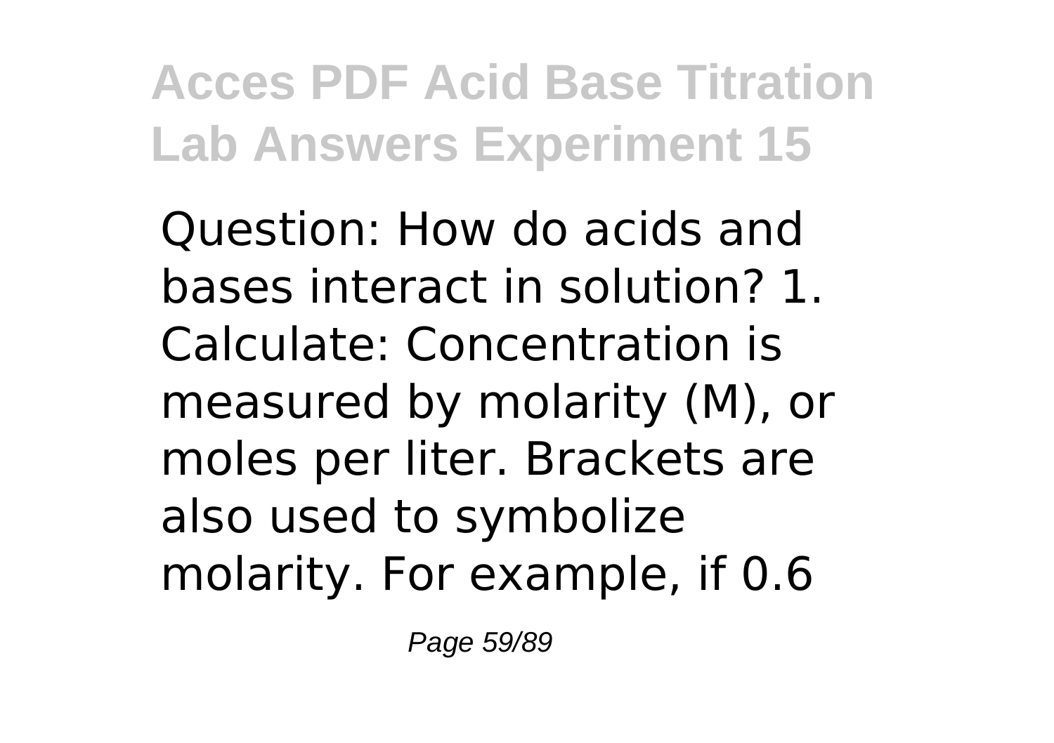Question: How do acids and bases interact in solution? 1. Calculate: Concentration is measured by molarity (M), or moles per liter. Brackets are also used to symbolize molarity. For example, if 0.6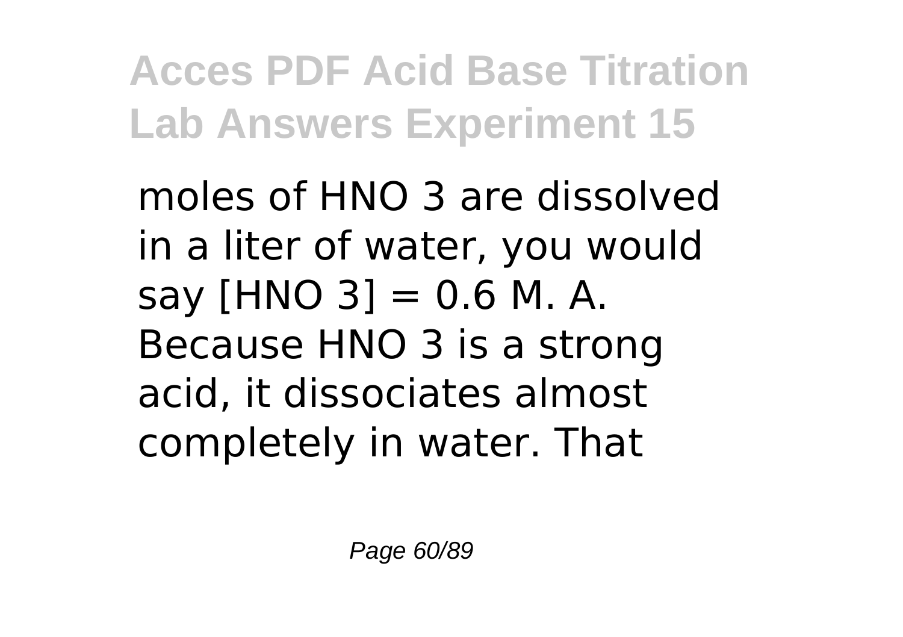moles of $HNO_3$ are dissolved in a liter of water, you would say $[HNO_3] = 0.6$ M. A. Because $HNO_3$ is a strong acid, it dissociates almost completely in water. That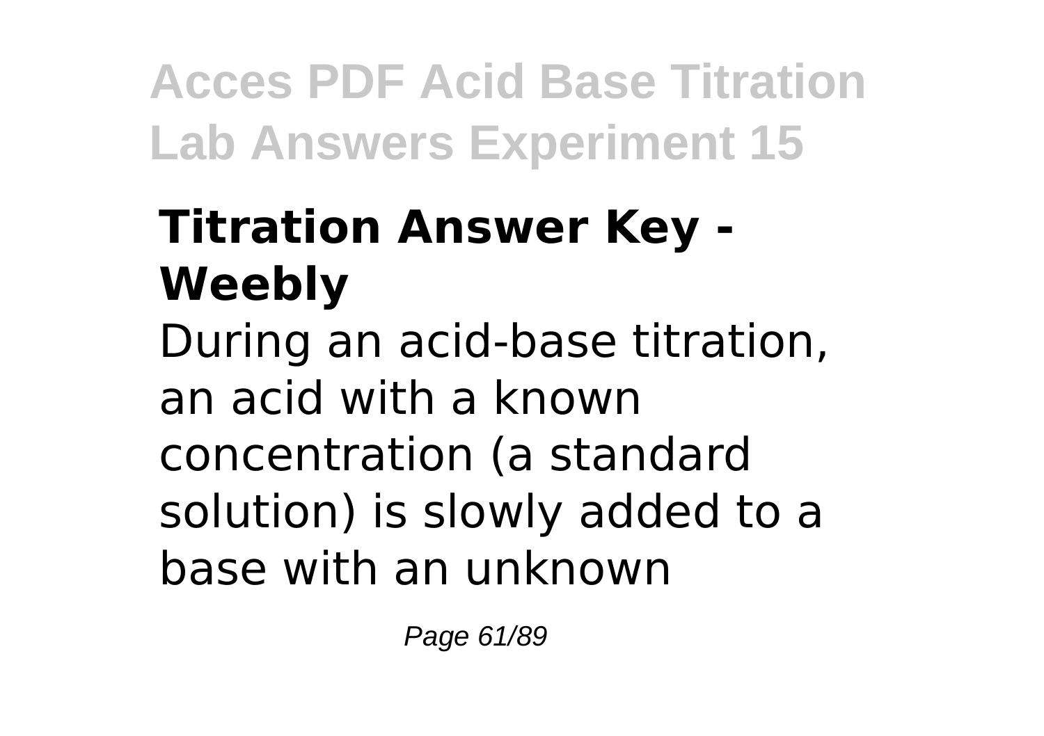## Titration Answer Key - Weebly

During an acid-base titration, an acid with a known concentration (a standard solution) is slowly added to a base with an unknown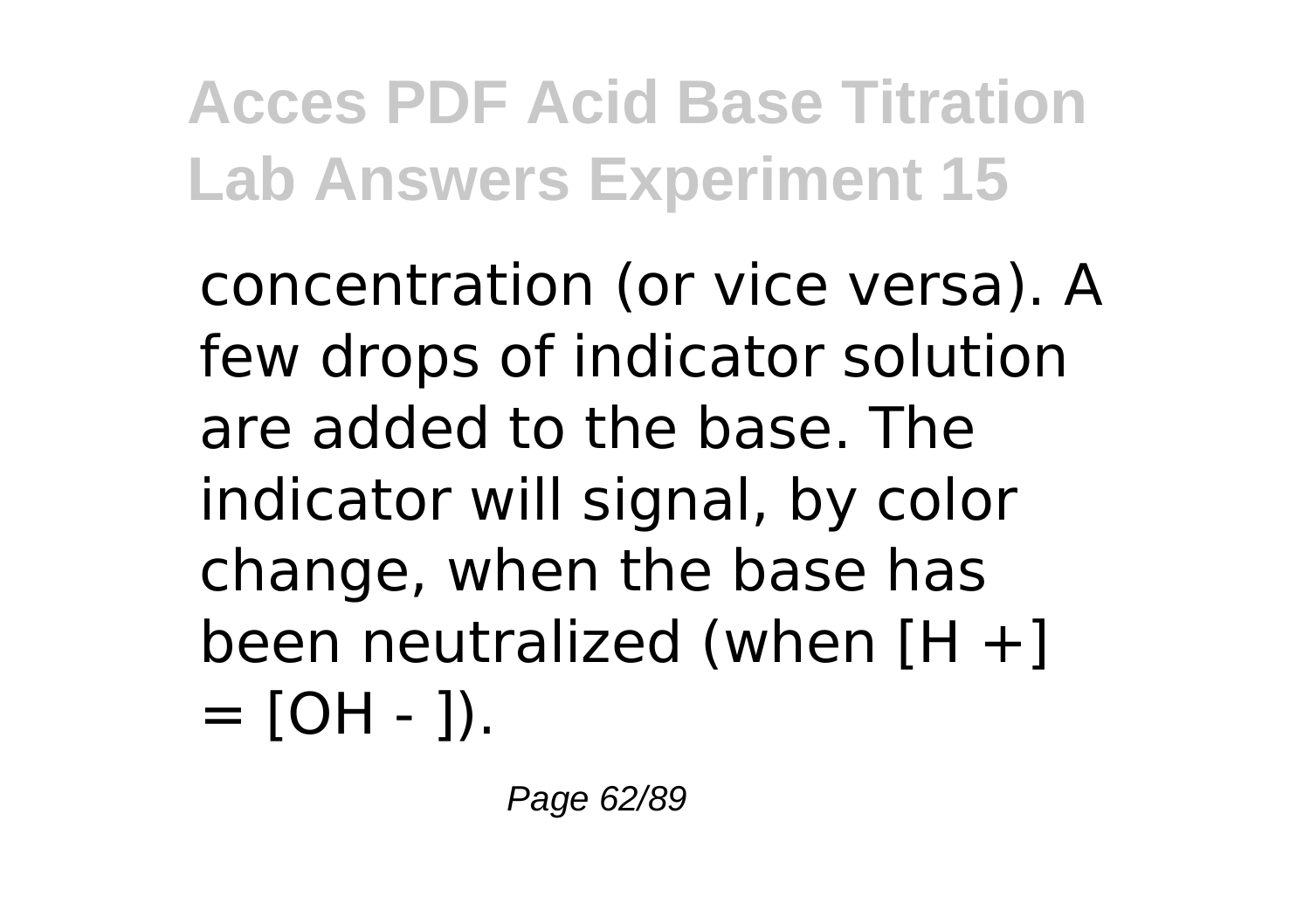concentration (or vice versa). A few drops of indicator solution are added to the base. The indicator will signal, by color change, when the base has been neutralized (when $[H^+] = [OH^-]$).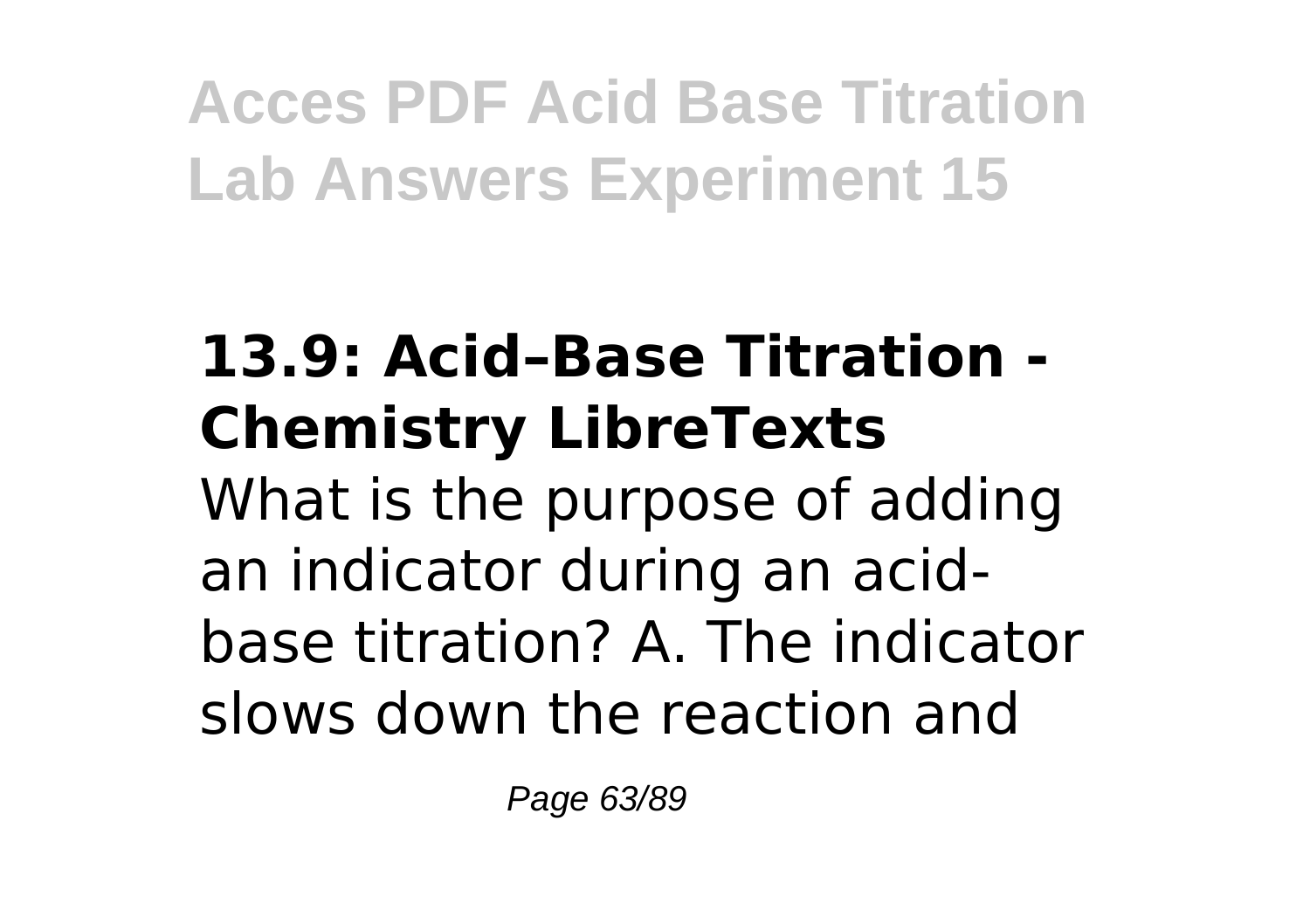## 13.9: Acid–Base Titration - Chemistry LibreTexts

What is the purpose of adding an indicator during an acid-base titration? A. The indicator slows down the reaction and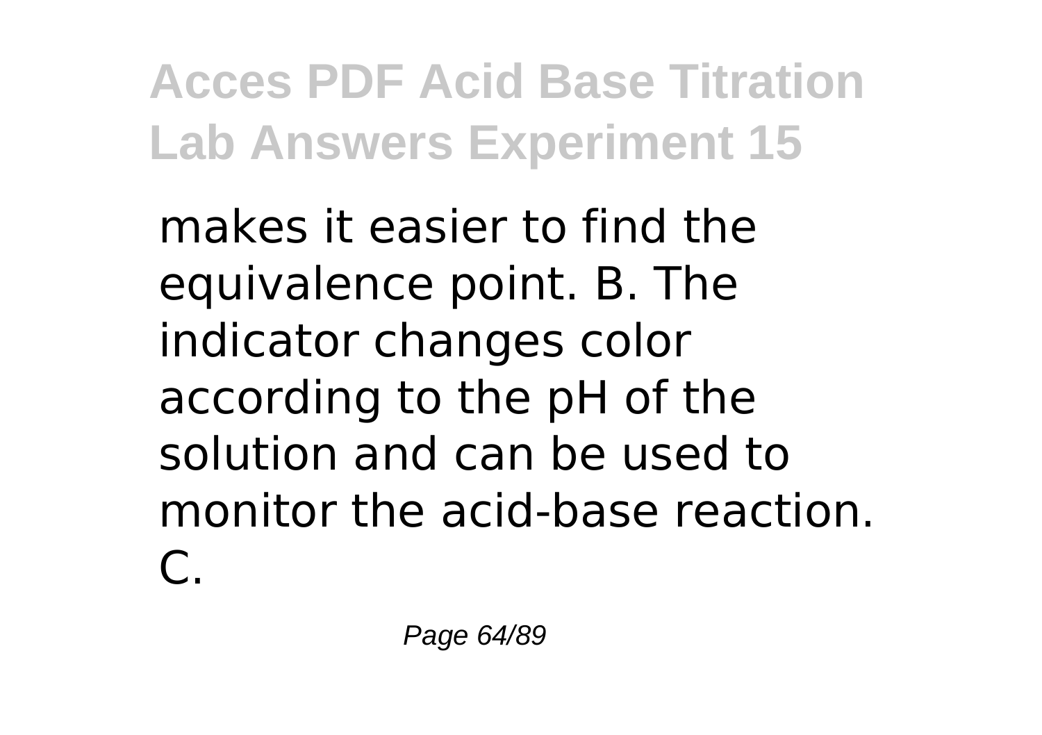makes it easier to find the equivalence point. B. The indicator changes color according to the pH of the solution and can be used to monitor the acid-base reaction. C.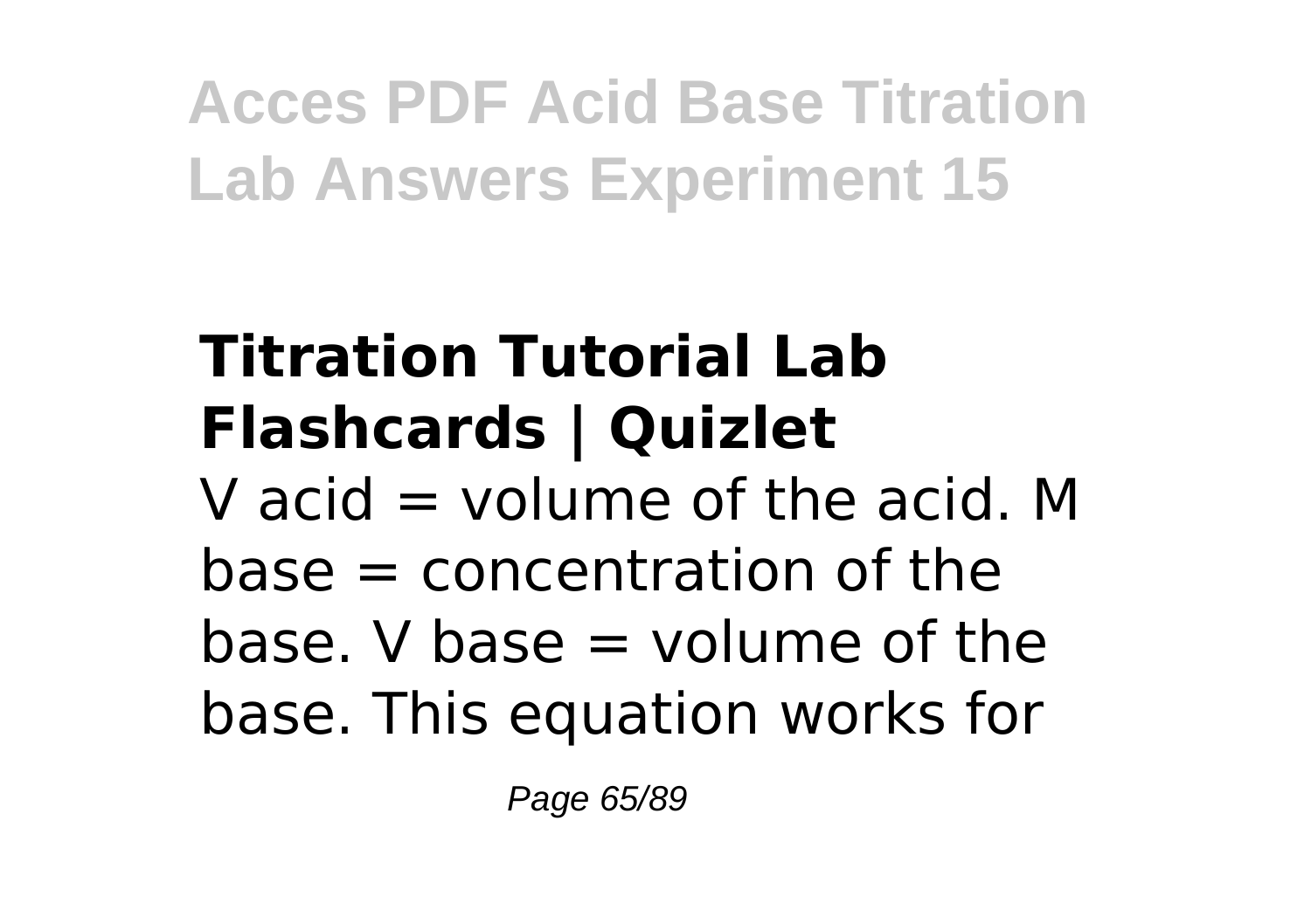## Titration Tutorial Lab Flashcards | Quizlet

V acid = volume of the acid. M base = concentration of the base. V base = volume of the base. This equation works for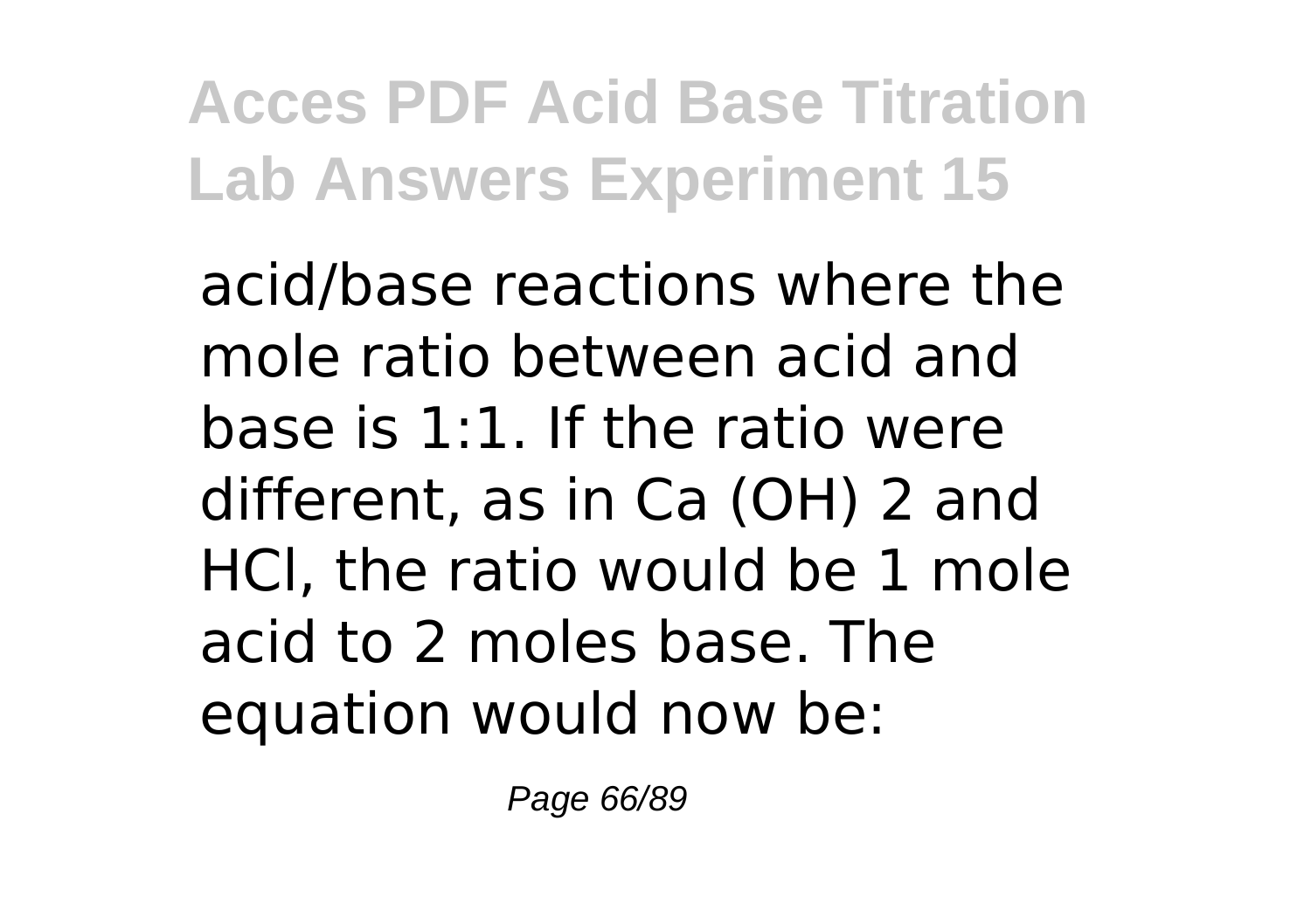acid/base reactions where the mole ratio between acid and base is 1:1. If the ratio were different, as in $Ca(OH)_2$ and HCl, the ratio would be 1 mole acid to 2 moles base. The equation would now be: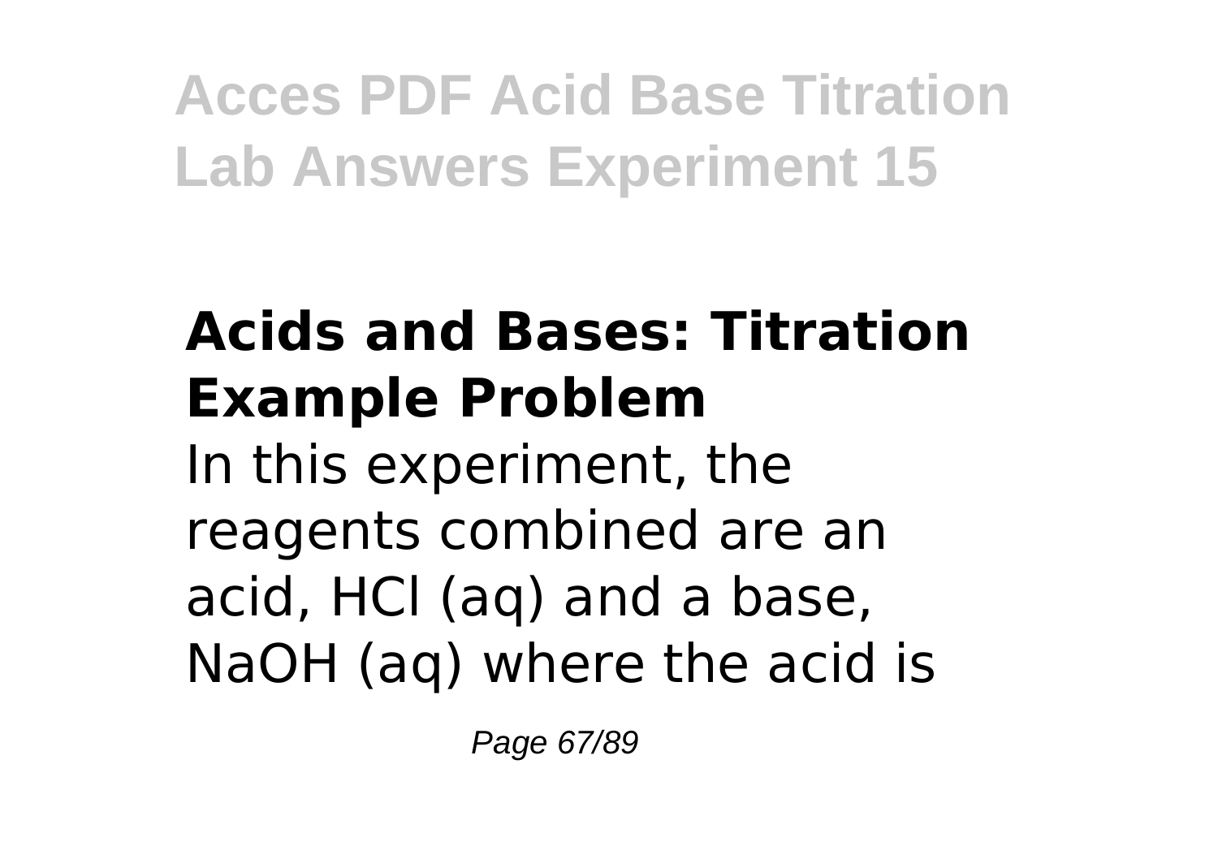## Acids and Bases: Titration Example Problem

In this experiment, the reagents combined are an acid, HCl (aq) and a base, NaOH (aq) where the acid is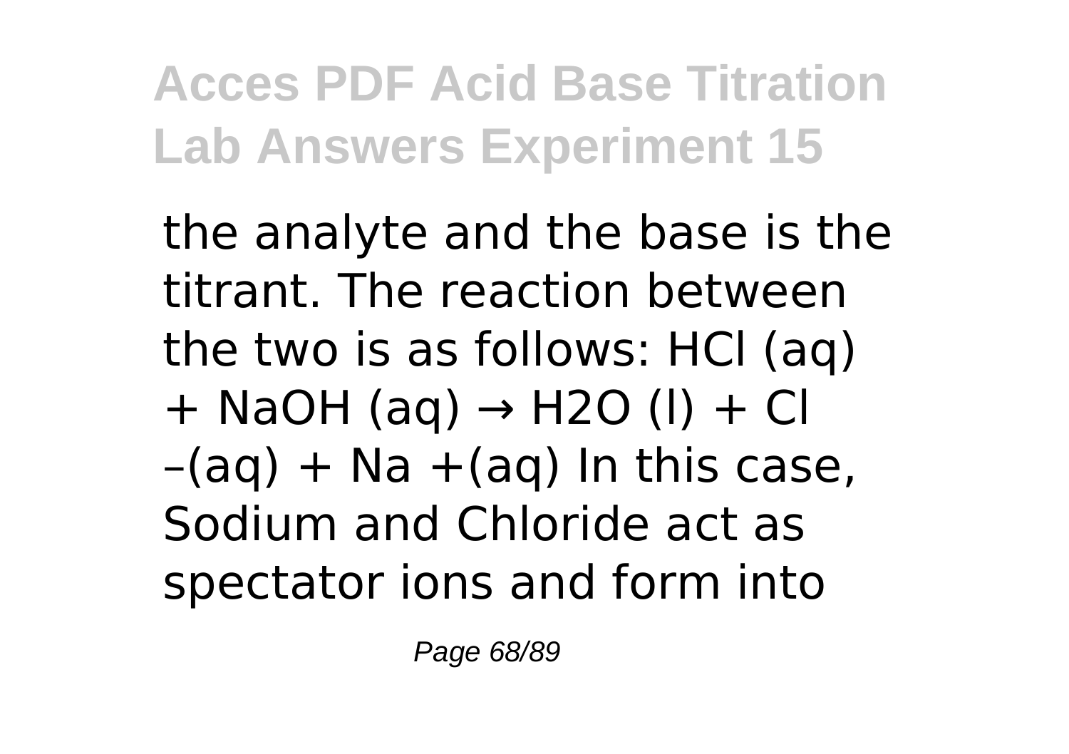the analyte and the base is the titrant. The reaction between the two is as follows: $HCl$ (aq) + $NaOH$ (aq) → $H_2O$ (l) + $Cl^{-}$(aq) + $Na^{+}$(aq) In this case, Sodium and Chloride act as spectator ions and form into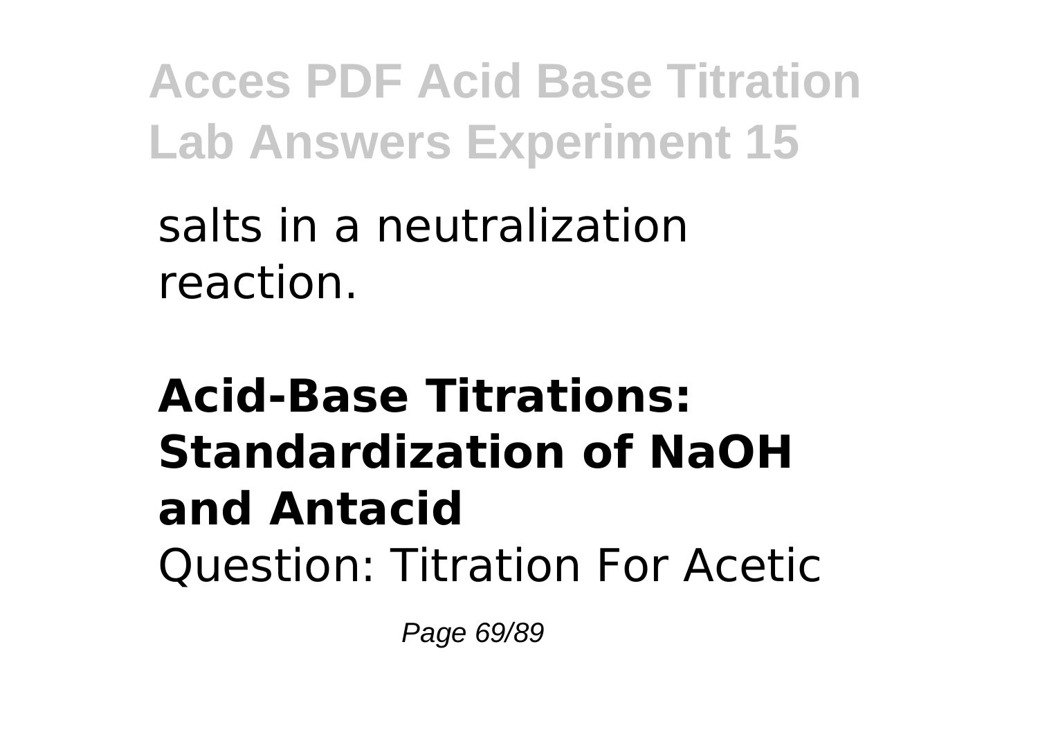salts in a neutralization reaction.

**Acid-Base Titrations: Standardization of NaOH and Antacid**

Question: Titration For Acetic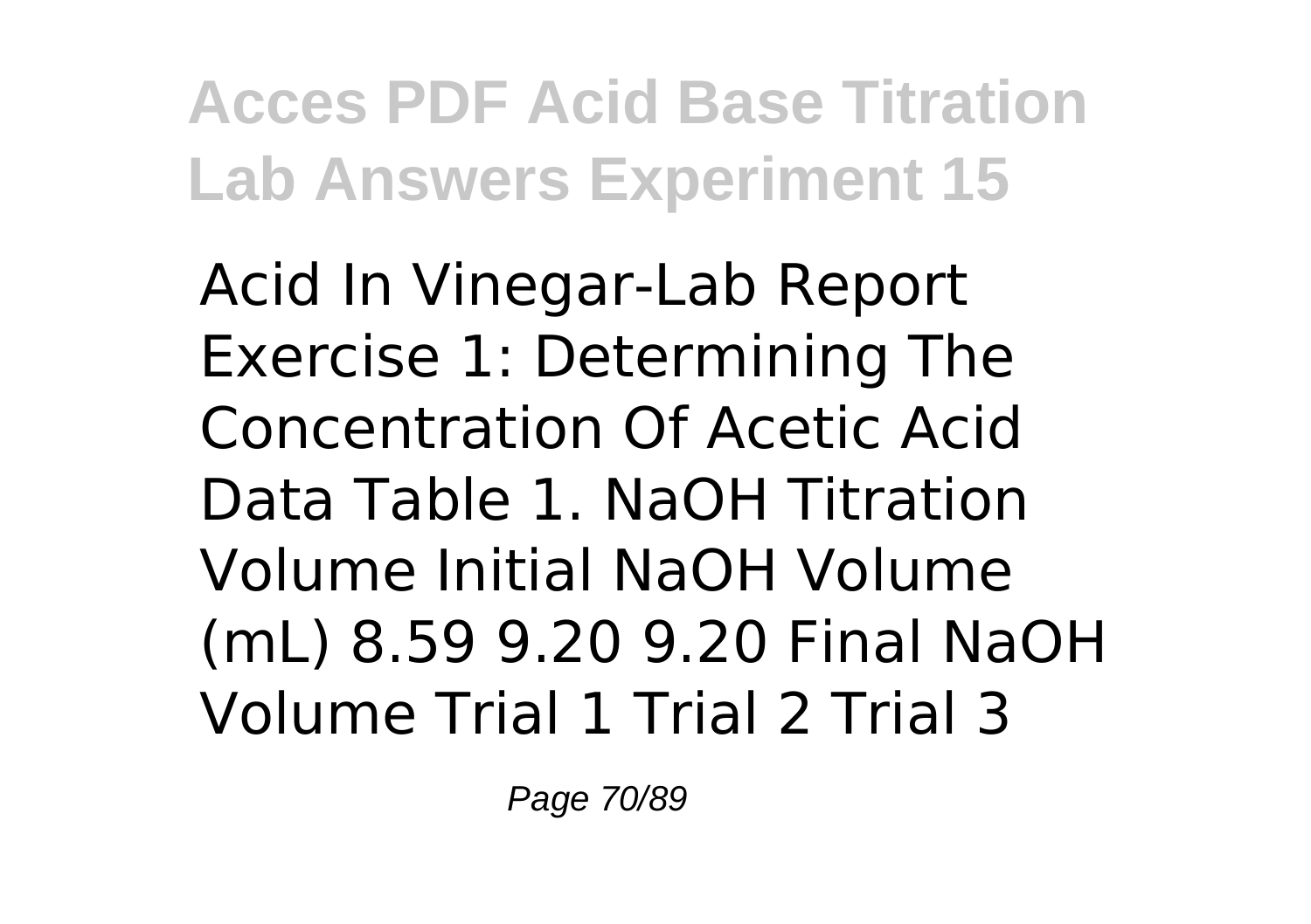Acid In Vinegar-Lab Report Exercise 1: Determining The Concentration Of Acetic Acid Data Table 1. NaOH Titration Volume Initial NaOH Volume (mL) 8.59 9.20 9.20 Final NaOH Volume Trial 1 Trial 2 Trial 3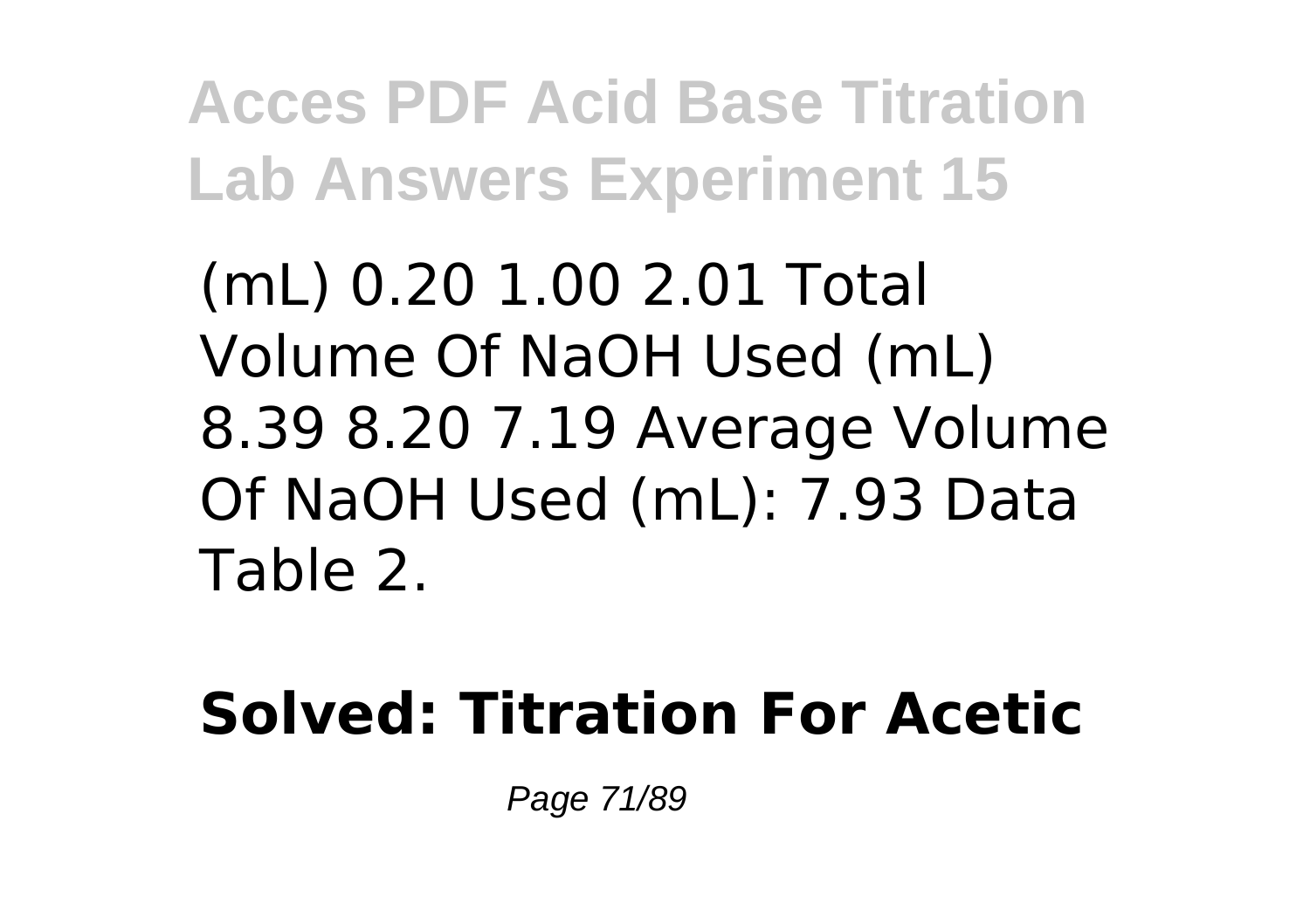(mL) 0.20 1.00 2.01 Total Volume Of NaOH Used (mL) 8.39 8.20 7.19 Average Volume Of NaOH Used (mL): 7.93 Data Table 2.

**Solved: Titration For Acetic**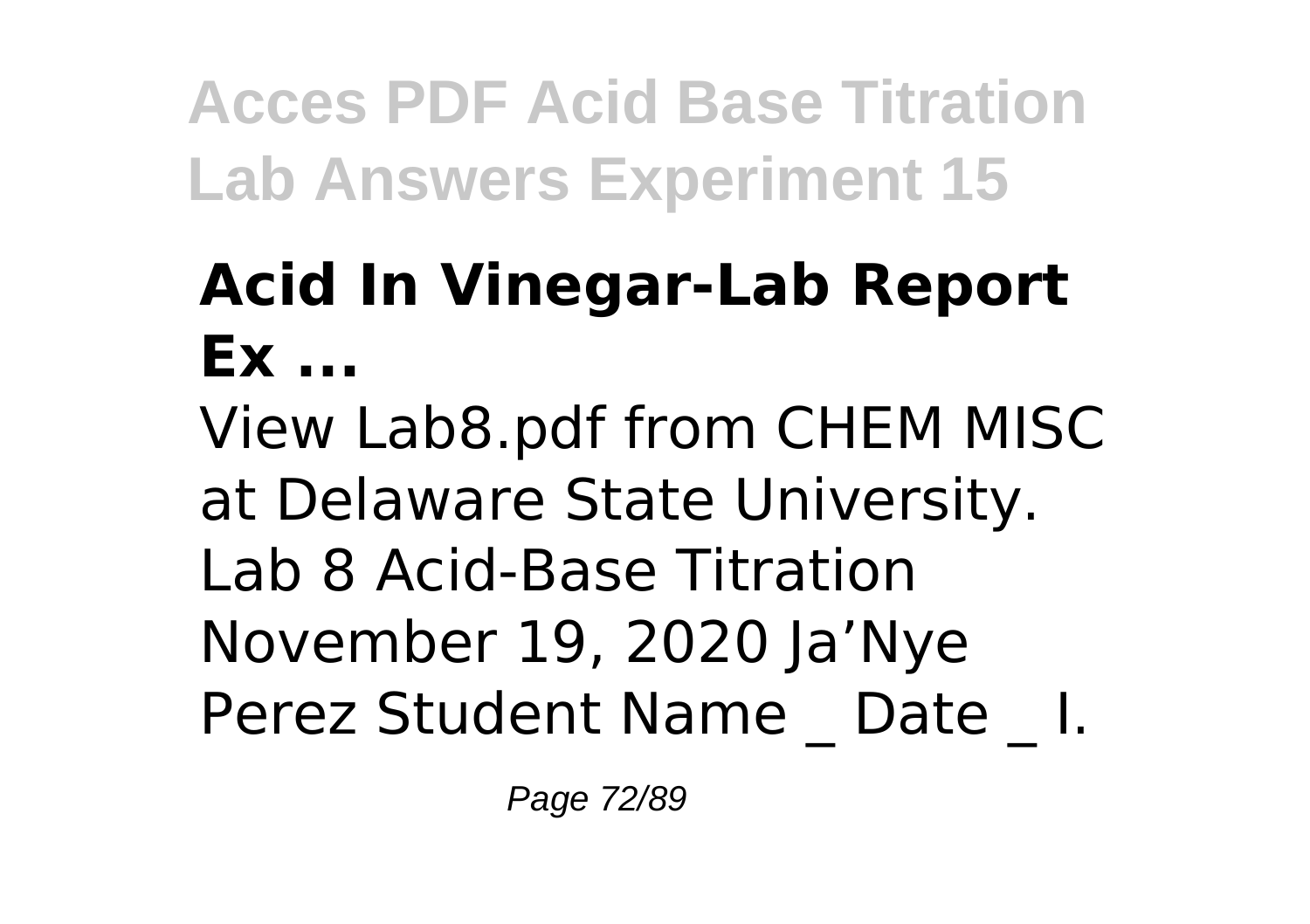## Acid In Vinegar-Lab Report Ex ...

View Lab8.pdf from CHEM MISC at Delaware State University. Lab 8 Acid-Base Titration November 19, 2020 Ja'Nye Perez Student Name _ Date _ I.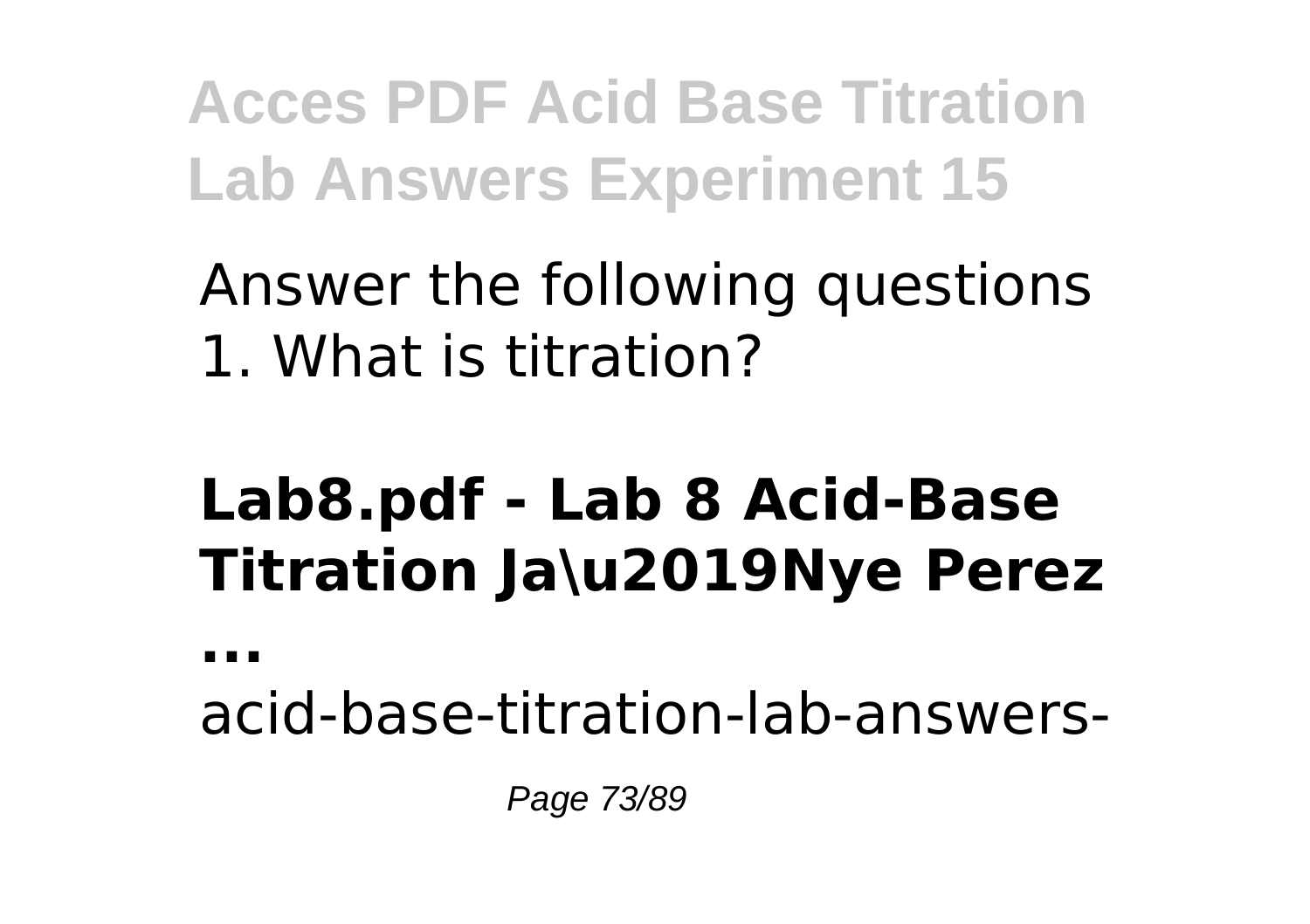Answer the following questions 1. What is titration?

## Lab8.pdf - Lab 8 Acid-Base Titration Ja\u2019Nye Perez ...

acid-base-titration-lab-answers-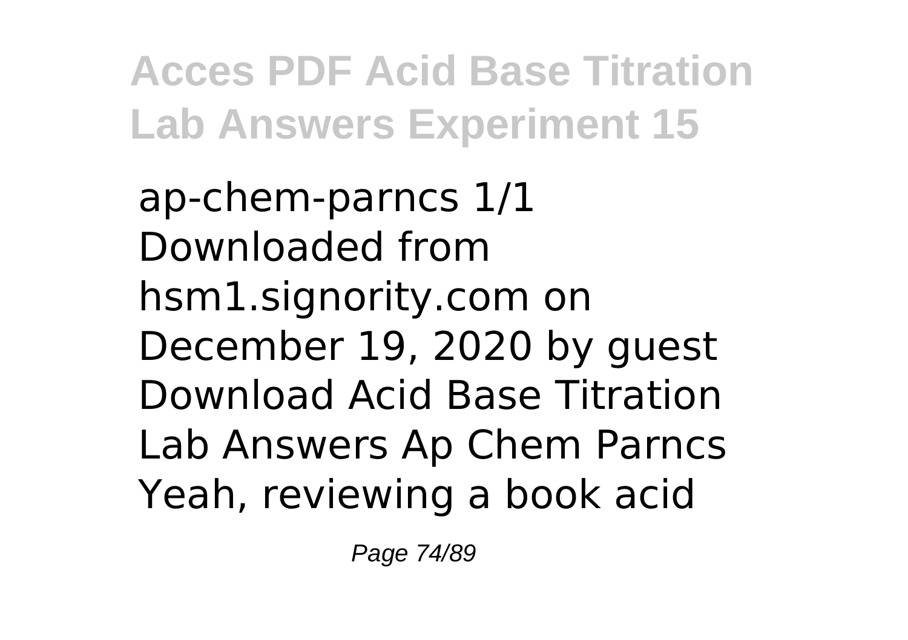ap-chem-parncs 1/1 Downloaded from hsm1.signority.com on December 19, 2020 by guest Download Acid Base Titration Lab Answers Ap Chem Parncs Yeah, reviewing a book acid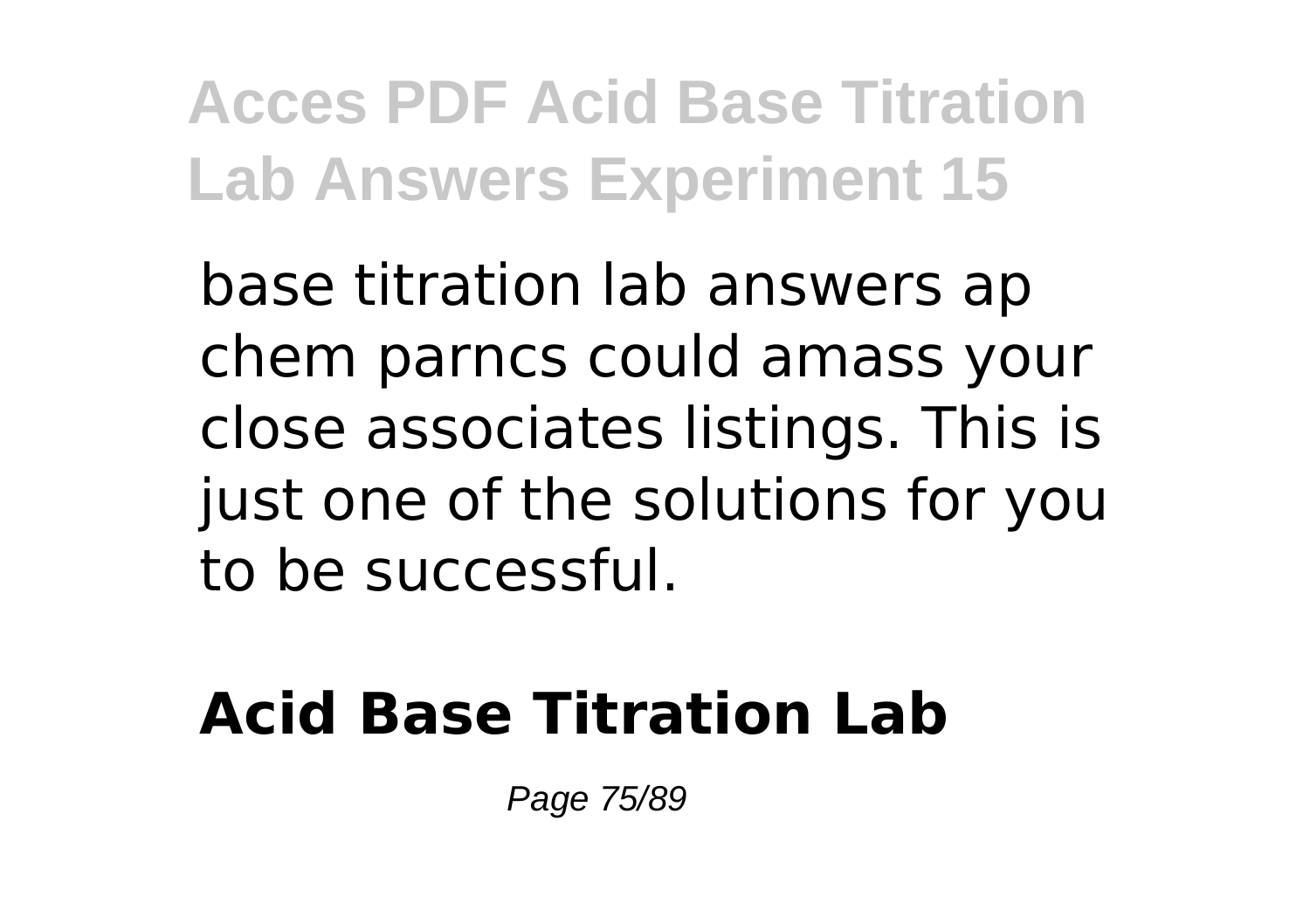base titration lab answers ap chem parncs could amass your close associates listings. This is just one of the solutions for you to be successful.

## Acid Base Titration Lab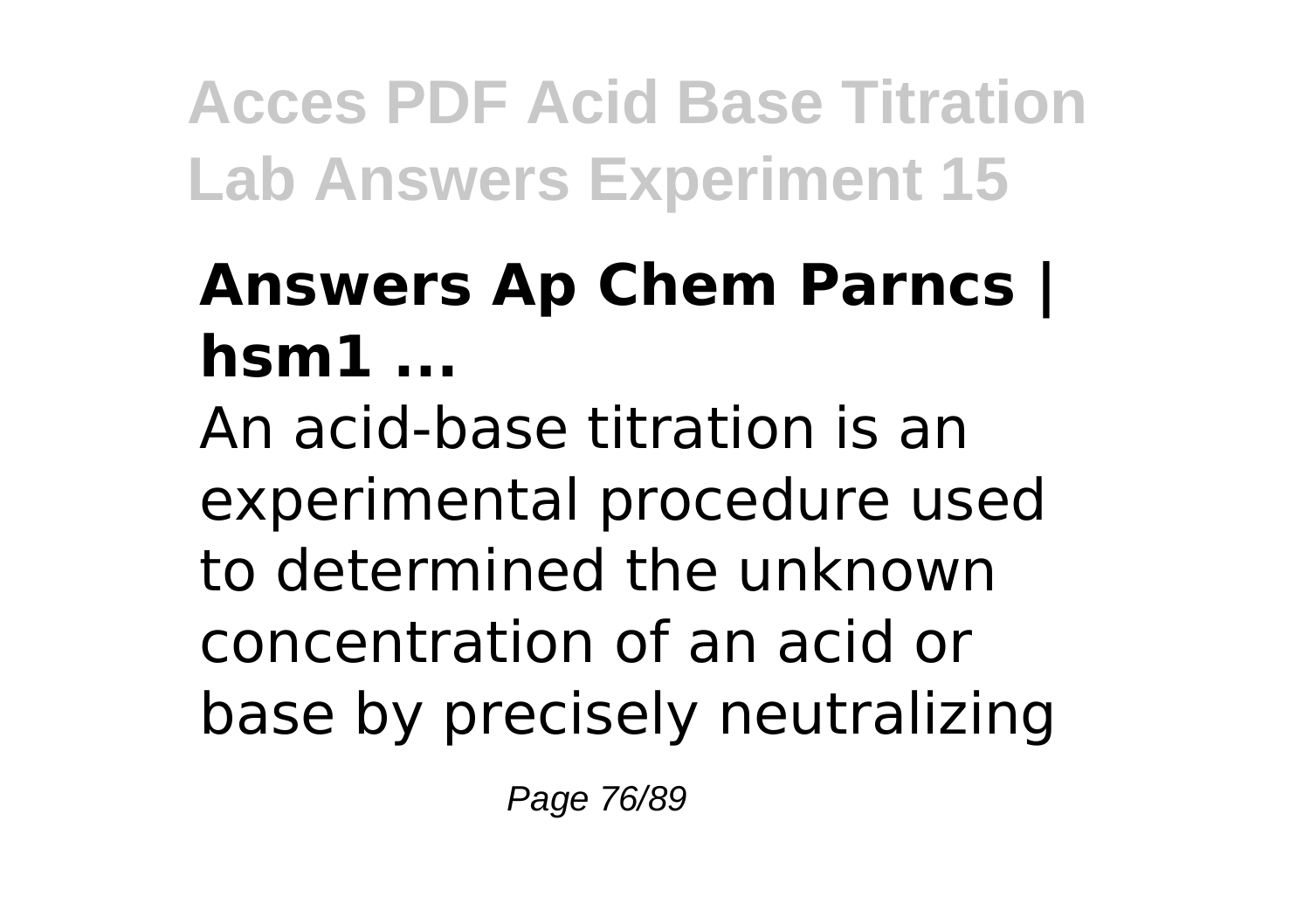## Answers Ap Chem Parncs | hsm1 ...

An acid-base titration is an experimental procedure used to determined the unknown concentration of an acid or base by precisely neutralizing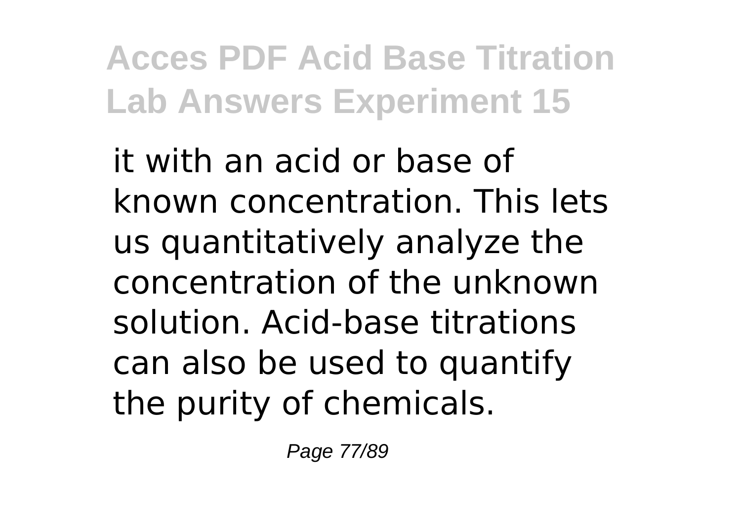it with an acid or base of known concentration. This lets us quantitatively analyze the concentration of the unknown solution. Acid-base titrations can also be used to quantify the purity of chemicals.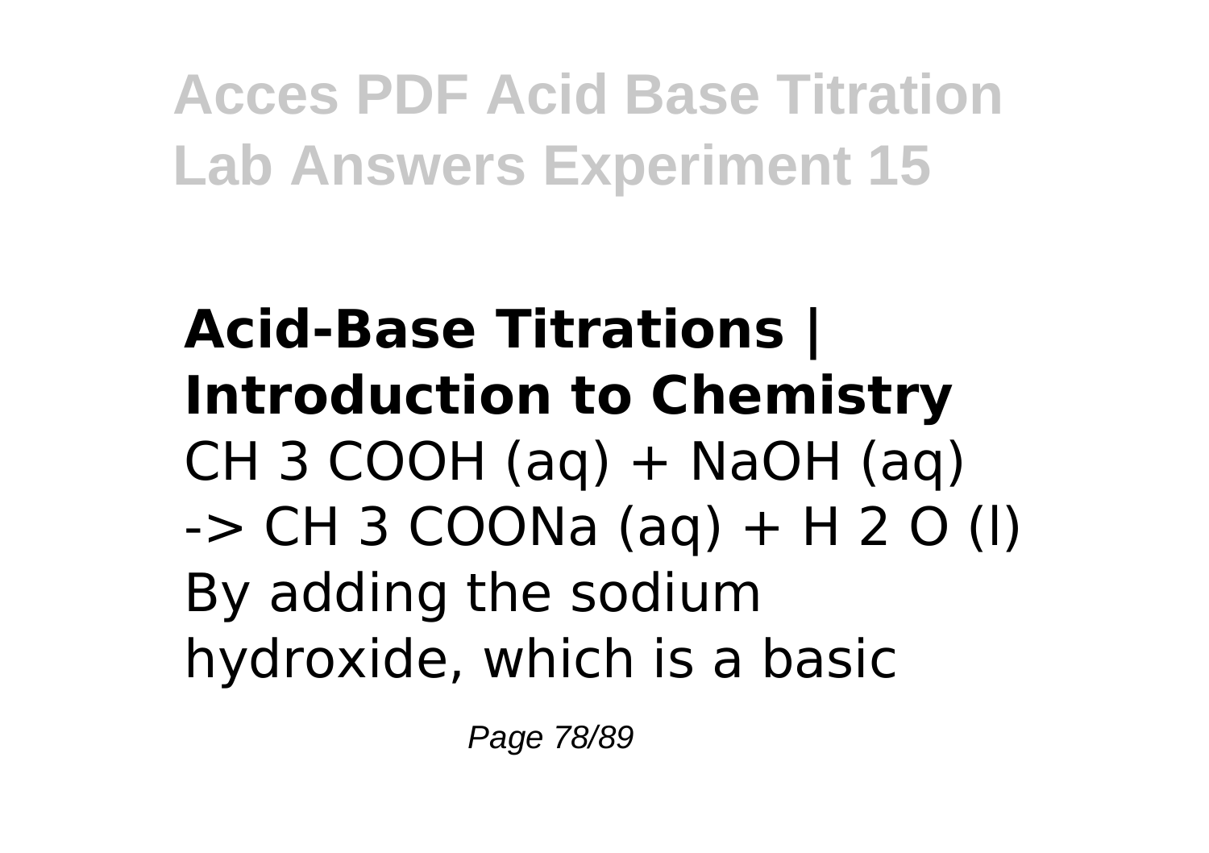**Acid-Base Titrations | Introduction to Chemistry**

$CH_3COOH$ (aq) + NaOH (aq) -> $CH_3COONa$ (aq) + $H_2O$ (l) By adding the sodium hydroxide, which is a basic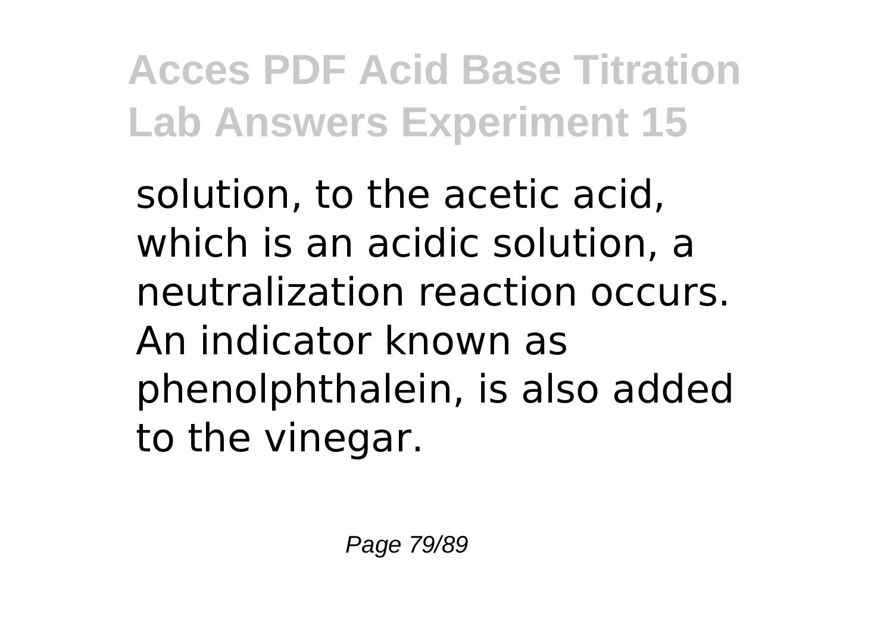solution, to the acetic acid, which is an acidic solution, a neutralization reaction occurs. An indicator known as phenolphthalein, is also added to the vinegar.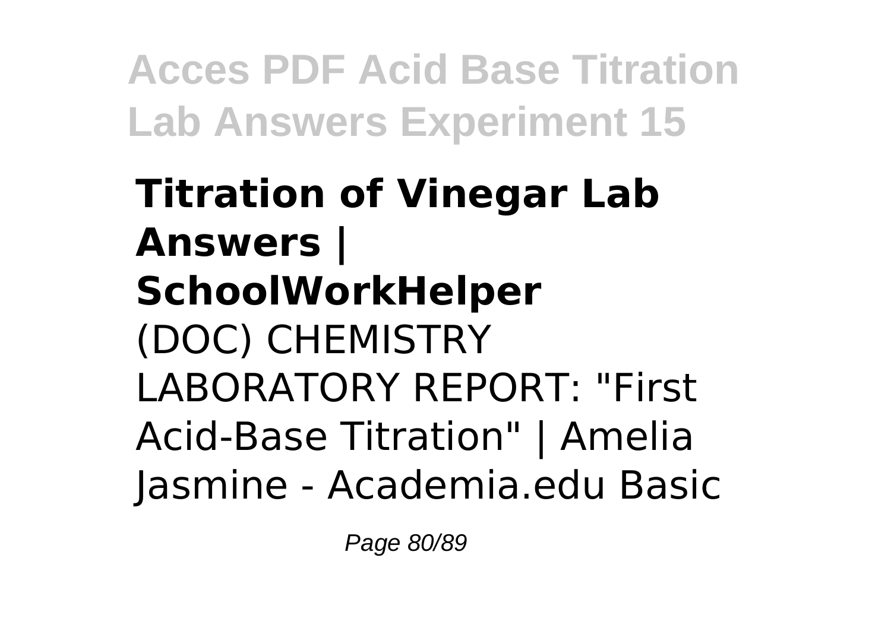**Titration of Vinegar Lab Answers | SchoolWorkHelper**

(DOC) CHEMISTRY LABORATORY REPORT: "First Acid-Base Titration" | Amelia Jasmine - Academia.edu Basic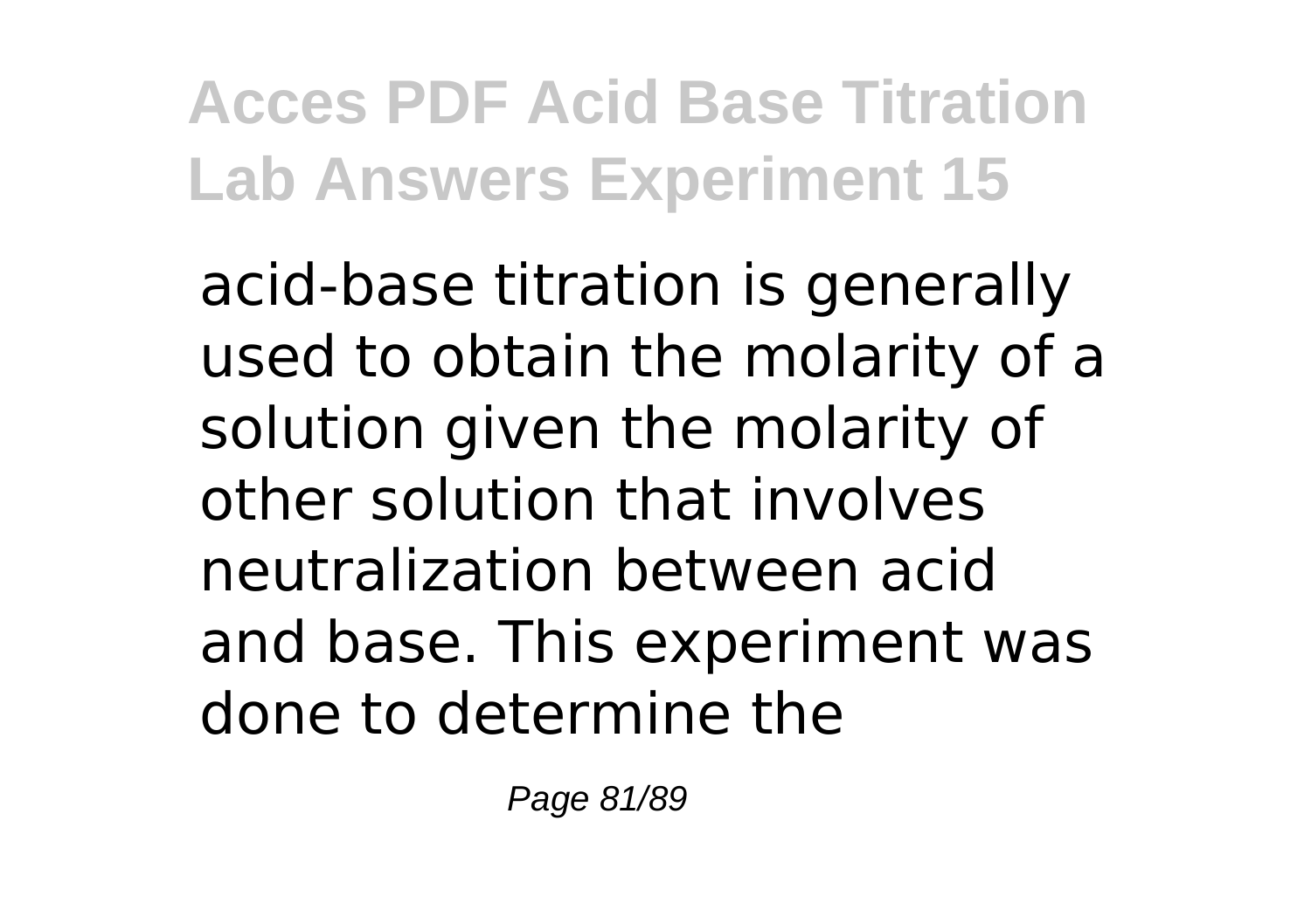acid-base titration is generally used to obtain the molarity of a solution given the molarity of other solution that involves neutralization between acid and base. This experiment was done to determine the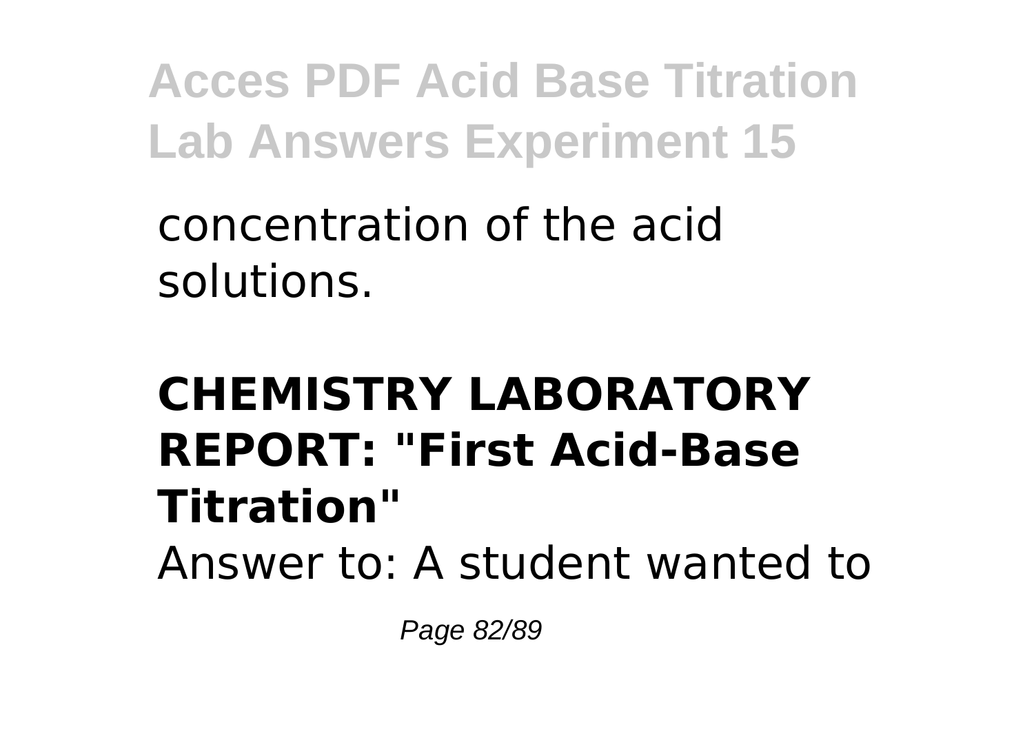concentration of the acid solutions.

**CHEMISTRY LABORATORY REPORT: "First Acid-Base Titration"**

Answer to: A student wanted to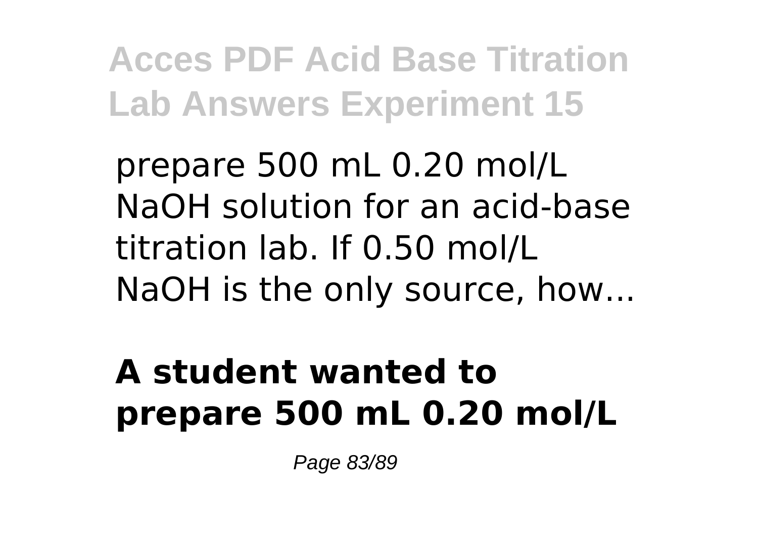prepare 500 mL 0.20 mol/L NaOH solution for an acid-base titration lab. If 0.50 mol/L NaOH is the only source, how...

**A student wanted to prepare 500 mL 0.20 mol/L**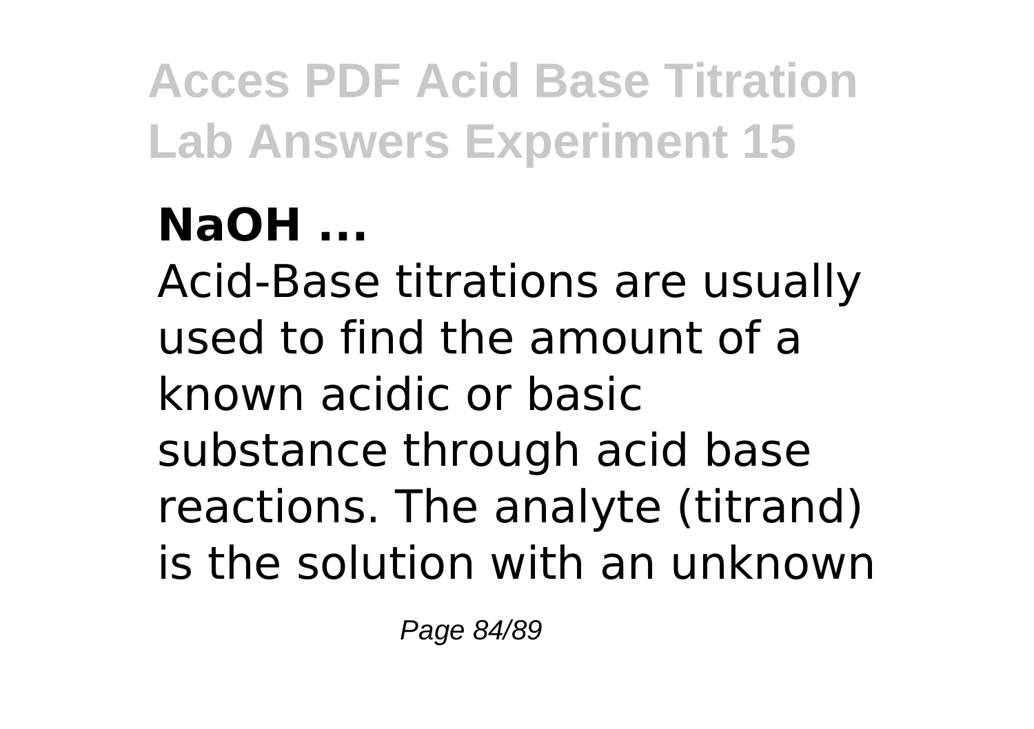**NaOH ...**

Acid-Base titrations are usually used to find the amount of a known acidic or basic substance through acid base reactions. The analyte (titrand) is the solution with an unknown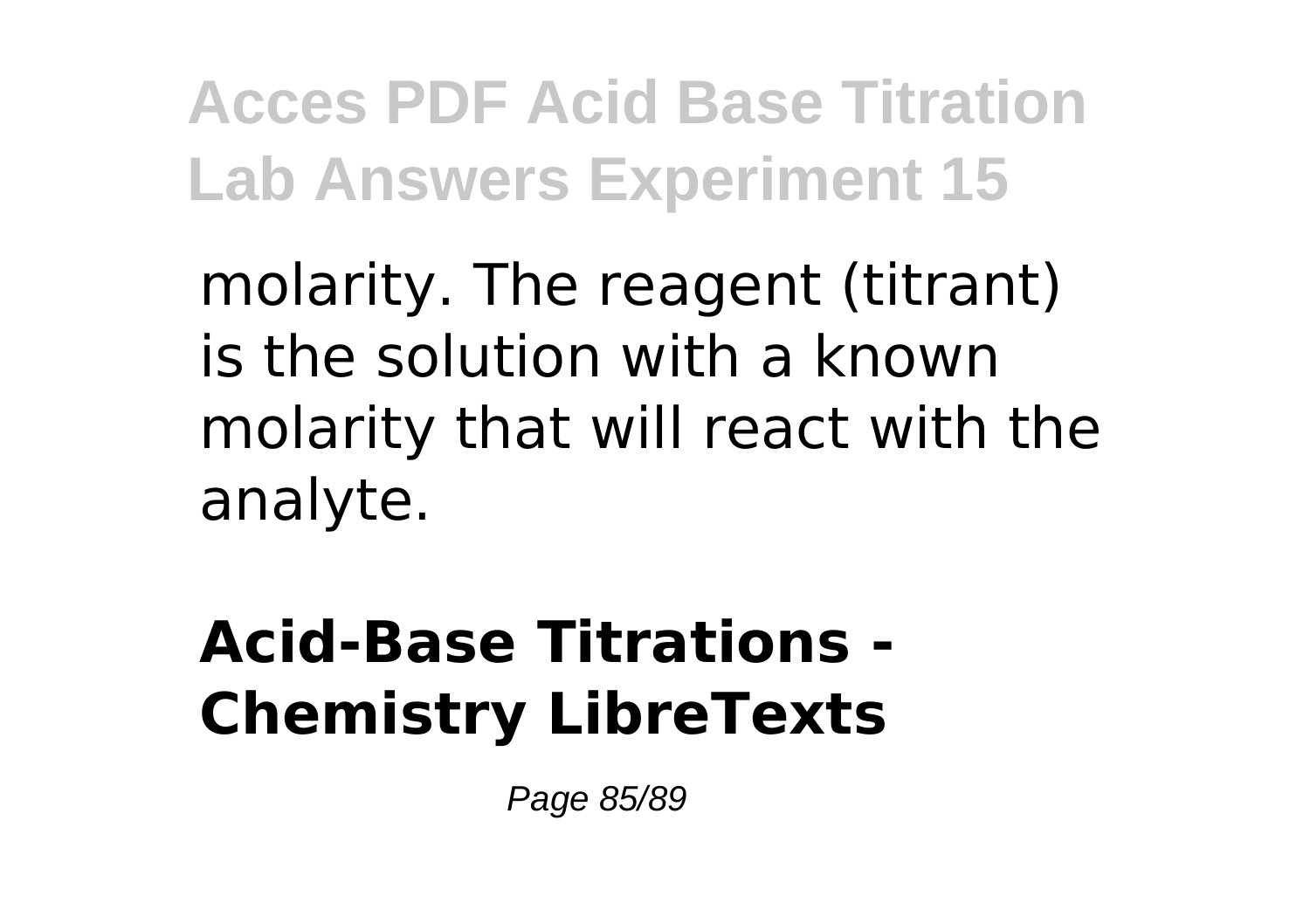molarity. The reagent (titrant) is the solution with a known molarity that will react with the analyte.

## Acid-Base Titrations - Chemistry LibreTexts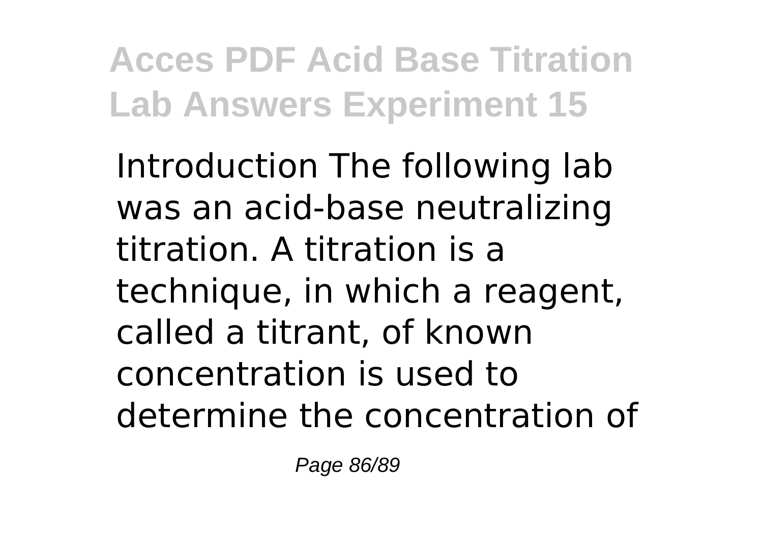Introduction The following lab was an acid-base neutralizing titration. A titration is a technique, in which a reagent, called a titrant, of known concentration is used to determine the concentration of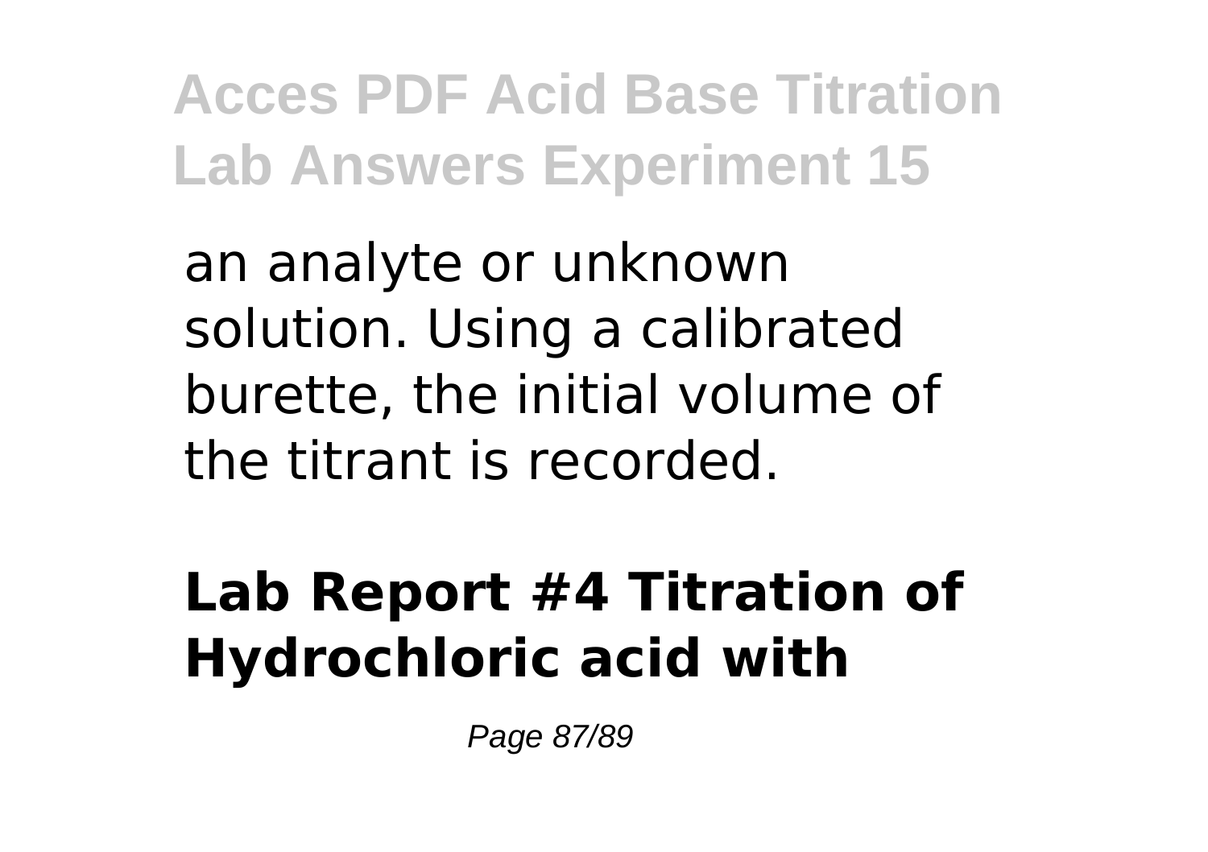an analyte or unknown solution. Using a calibrated burette, the initial volume of the titrant is recorded.

## Lab Report #4 Titration of Hydrochloric acid with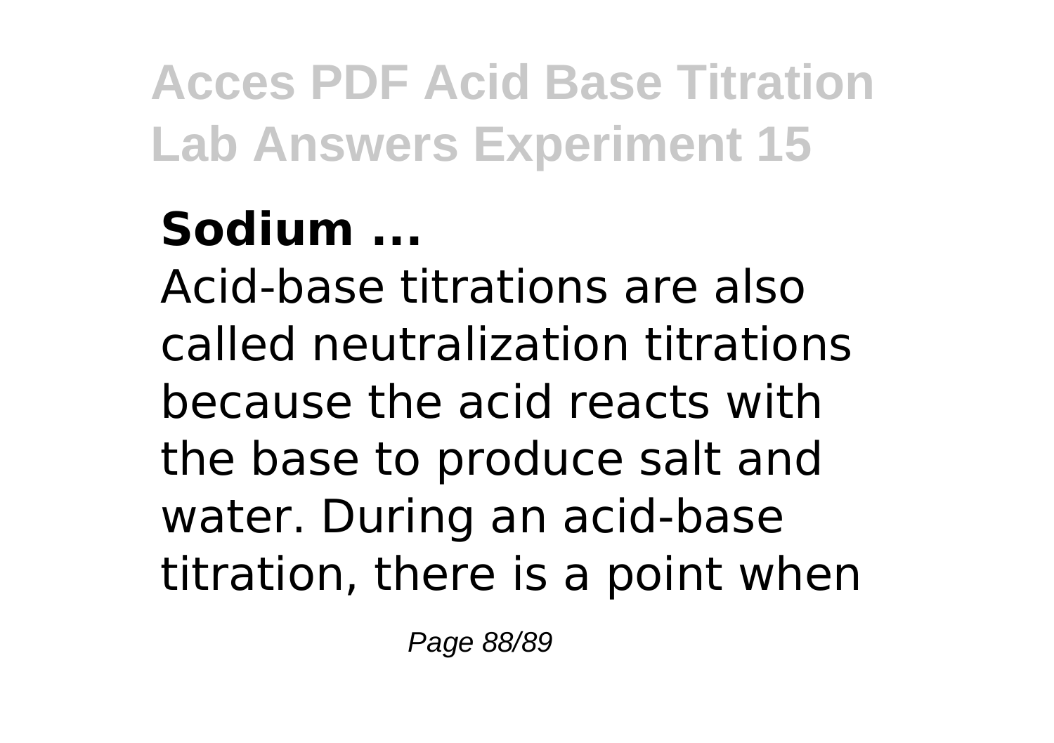**Sodium ...**

Acid-base titrations are also called neutralization titrations because the acid reacts with the base to produce salt and water. During an acid-base titration, there is a point when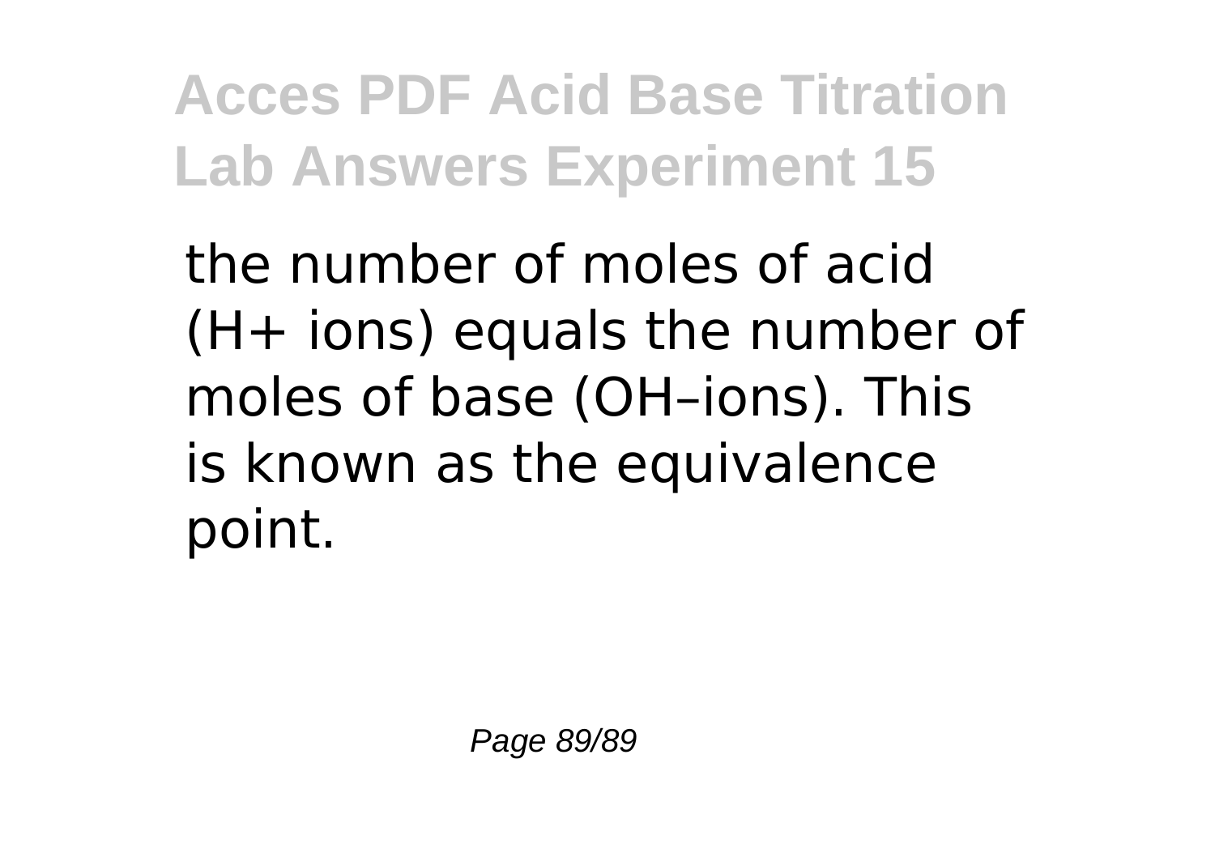the number of moles of acid ($H^+$ ions) equals the number of moles of base ($OH^-$ ions). This is known as the equivalence point.